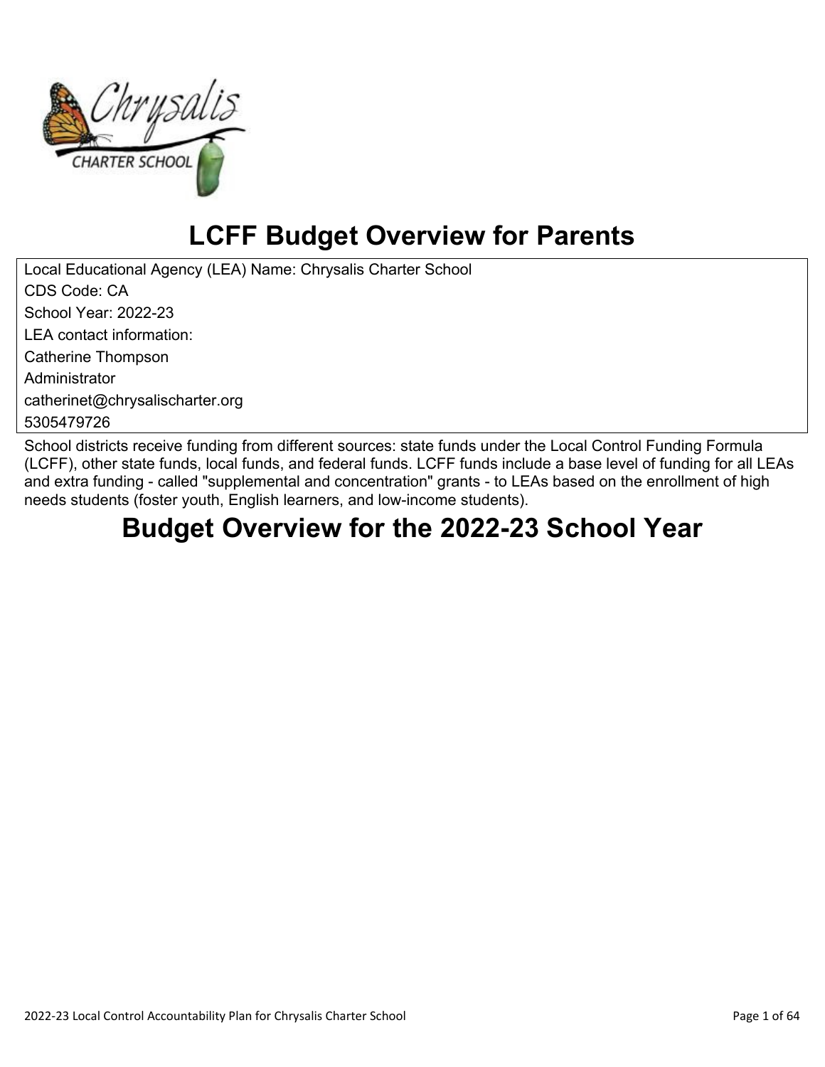# LCFF Budget Overview for Parents

Local Educational Agency (LEA) Name: Chrysalis Charter School

CDS Code: CA

School Year: 2022-23

LEA contact information:

Catherine Thompson

Administrator

catherinet@chrysalischarter.org

5305479726

School districts receive funding from different sources: state funds under the Local Control Funding Formula (LCFF), other state funds, local funds, and federal funds. LCFF funds include a base level of funding for all LEAs and extra funding - called "supplemental and concentration" grants - to LEAs based on the enrollment of high needs students (foster youth, English learners, and low-income students).

# Budget Overview for the 2022-23 School Year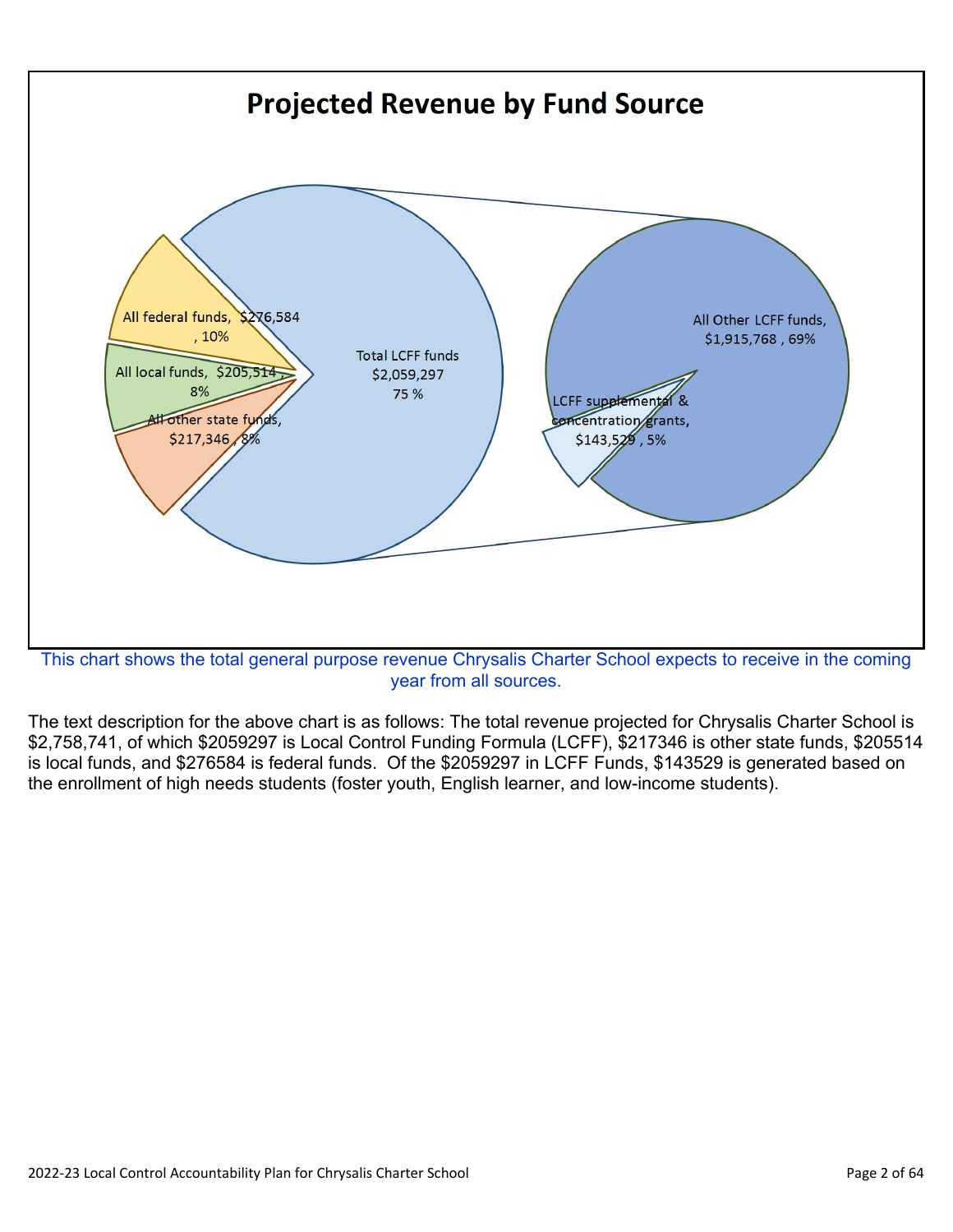# Projected Revenue by Fund Source

All federal funds, $276,584, 10%

All local funds, $205,514, 8%

All other state funds, $217,346, 8%

Total LCFF funds $2,059,297 75 %

All Other LCFF funds, $1,915,768, 69%

LCFF supplemental & concentration grants, $143,529, 5%

This chart shows the total general purpose revenue Chrysalis Charter School expects to receive in the coming year from all sources.

The text description for the above chart is as follows: The total revenue projected for Chrysalis Charter School is $2,758,741, of which $2059297 is Local Control Funding Formula (LCFF), $217346 is other state funds, $205514 is local funds, and $276584 is federal funds. Of the $2059297 in LCFF Funds, $143529 is generated based on the enrollment of high needs students (foster youth, English learner, and low-income students).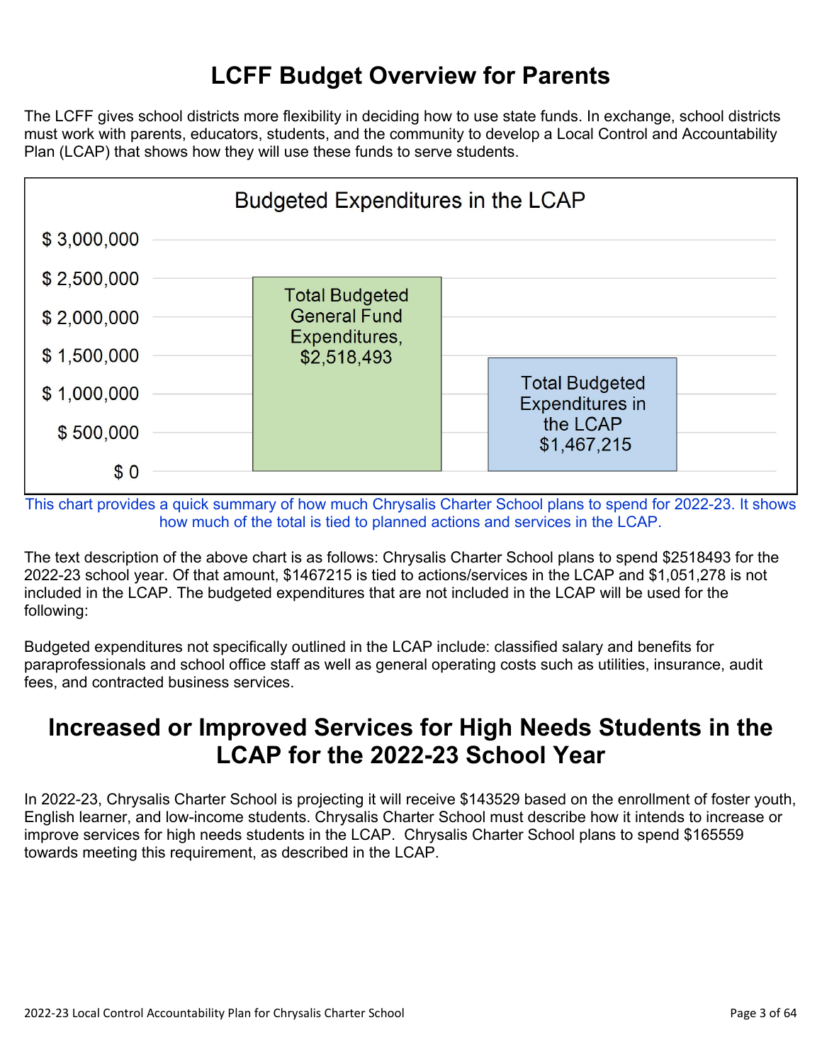# LCFF Budget Overview for Parents

The LCFF gives school districts more flexibility in deciding how to use state funds. In exchange, school districts must work with parents, educators, students, and the community to develop a Local Control and Accountability Plan (LCAP) that shows how they will use these funds to serve students.

**Budgeted Expenditures in the LCAP**

| Category | Amount |
|---|---|
| Total Budgeted General Fund Expenditures | $2,518,493 |
| Total Budgeted Expenditures in the LCAP | $1,467,215 |

This chart provides a quick summary of how much Chrysalis Charter School plans to spend for 2022-23. It shows how much of the total is tied to planned actions and services in the LCAP.

The text description of the above chart is as follows: Chrysalis Charter School plans to spend $2518493 for the 2022-23 school year. Of that amount, $1467215 is tied to actions/services in the LCAP and $1,051,278 is not included in the LCAP. The budgeted expenditures that are not included in the LCAP will be used for the following:

Budgeted expenditures not specifically outlined in the LCAP include: classified salary and benefits for paraprofessionals and school office staff as well as general operating costs such as utilities, insurance, audit fees, and contracted business services.

# Increased or Improved Services for High Needs Students in the LCAP for the 2022-23 School Year

In 2022-23, Chrysalis Charter School is projecting it will receive $143529 based on the enrollment of foster youth, English learner, and low-income students. Chrysalis Charter School must describe how it intends to increase or improve services for high needs students in the LCAP. Chrysalis Charter School plans to spend $165559 towards meeting this requirement, as described in the LCAP.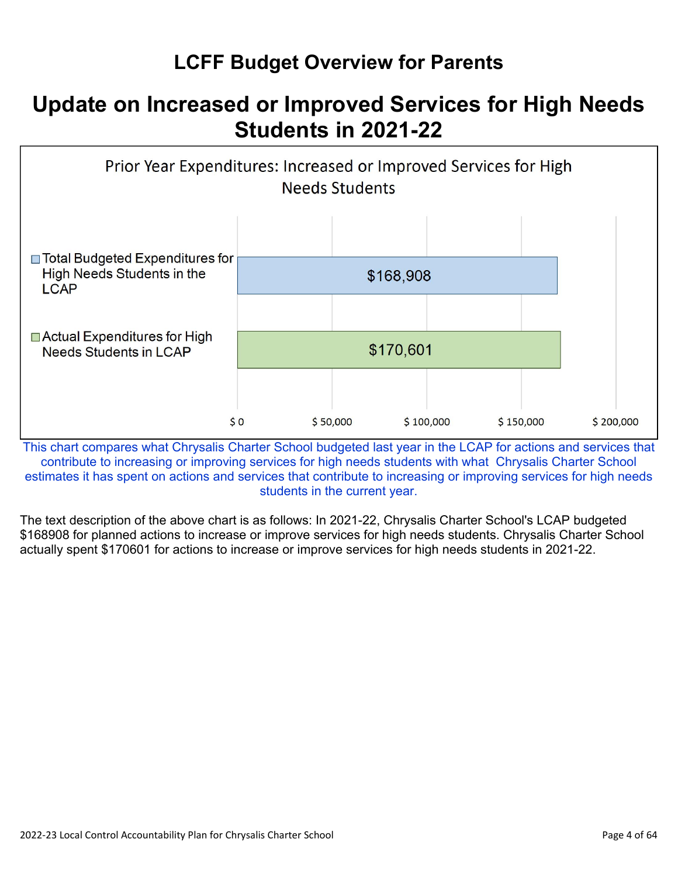# LCFF Budget Overview for Parents

## Update on Increased or Improved Services for High Needs Students in 2021-22

Prior Year Expenditures: Increased or Improved Services for High Needs Students

| | Amount |
| --- | --- |
| Total Budgeted Expenditures for High Needs Students in the LCAP | $168,908 |
| Actual Expenditures for High Needs Students in LCAP | $170,601 |

This chart compares what Chrysalis Charter School budgeted last year in the LCAP for actions and services that contribute to increasing or improving services for high needs students with what Chrysalis Charter School estimates it has spent on actions and services that contribute to increasing or improving services for high needs students in the current year.

The text description of the above chart is as follows: In 2021-22, Chrysalis Charter School's LCAP budgeted $168908 for planned actions to increase or improve services for high needs students. Chrysalis Charter School actually spent $170601 for actions to increase or improve services for high needs students in 2021-22.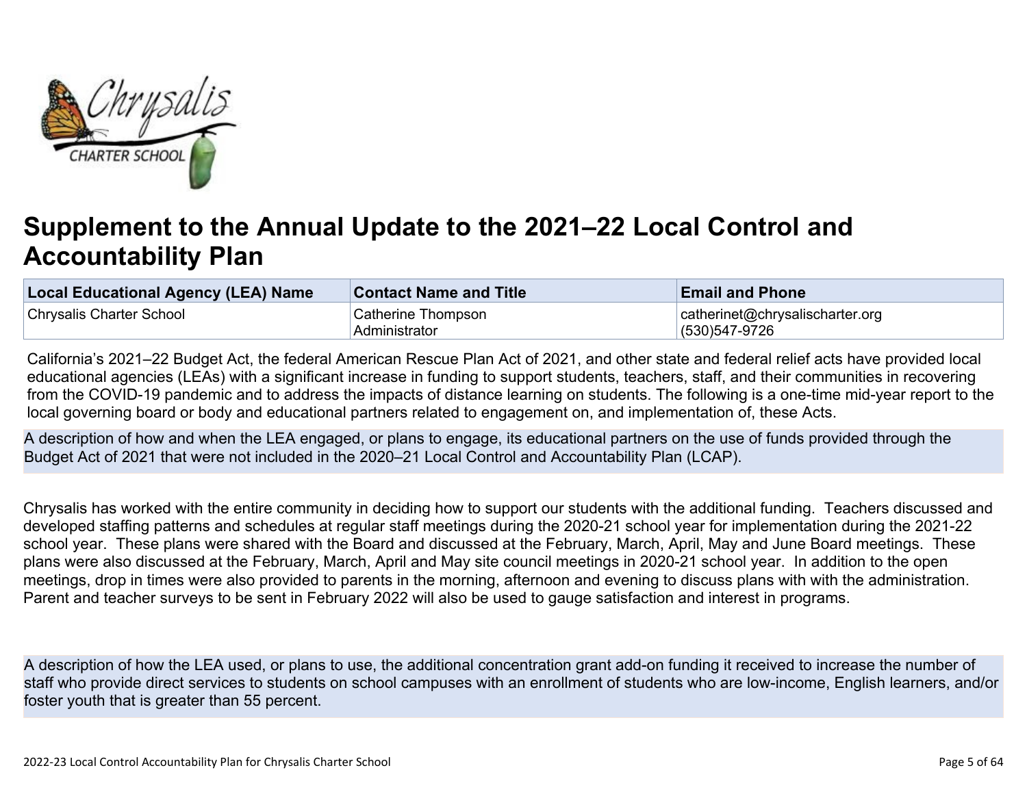# Supplement to the Annual Update to the 2021–22 Local Control and Accountability Plan

| Local Educational Agency (LEA) Name | Contact Name and Title | Email and Phone |
|---|---|---|
| Chrysalis Charter School | Catherine Thompson<br>Administrator | catherinet@chrysalischarter.org<br>(530)547-9726 |

California's 2021–22 Budget Act, the federal American Rescue Plan Act of 2021, and other state and federal relief acts have provided local educational agencies (LEAs) with a significant increase in funding to support students, teachers, staff, and their communities in recovering from the COVID-19 pandemic and to address the impacts of distance learning on students. The following is a one-time mid-year report to the local governing board or body and educational partners related to engagement on, and implementation of, these Acts.

A description of how and when the LEA engaged, or plans to engage, its educational partners on the use of funds provided through the Budget Act of 2021 that were not included in the 2020–21 Local Control and Accountability Plan (LCAP).

Chrysalis has worked with the entire community in deciding how to support our students with the additional funding. Teachers discussed and developed staffing patterns and schedules at regular staff meetings during the 2020-21 school year for implementation during the 2021-22 school year. These plans were shared with the Board and discussed at the February, March, April, May and June Board meetings. These plans were also discussed at the February, March, April and May site council meetings in 2020-21 school year. In addition to the open meetings, drop in times were also provided to parents in the morning, afternoon and evening to discuss plans with with the administration. Parent and teacher surveys to be sent in February 2022 will also be used to gauge satisfaction and interest in programs.

A description of how the LEA used, or plans to use, the additional concentration grant add-on funding it received to increase the number of staff who provide direct services to students on school campuses with an enrollment of students who are low-income, English learners, and/or foster youth that is greater than 55 percent.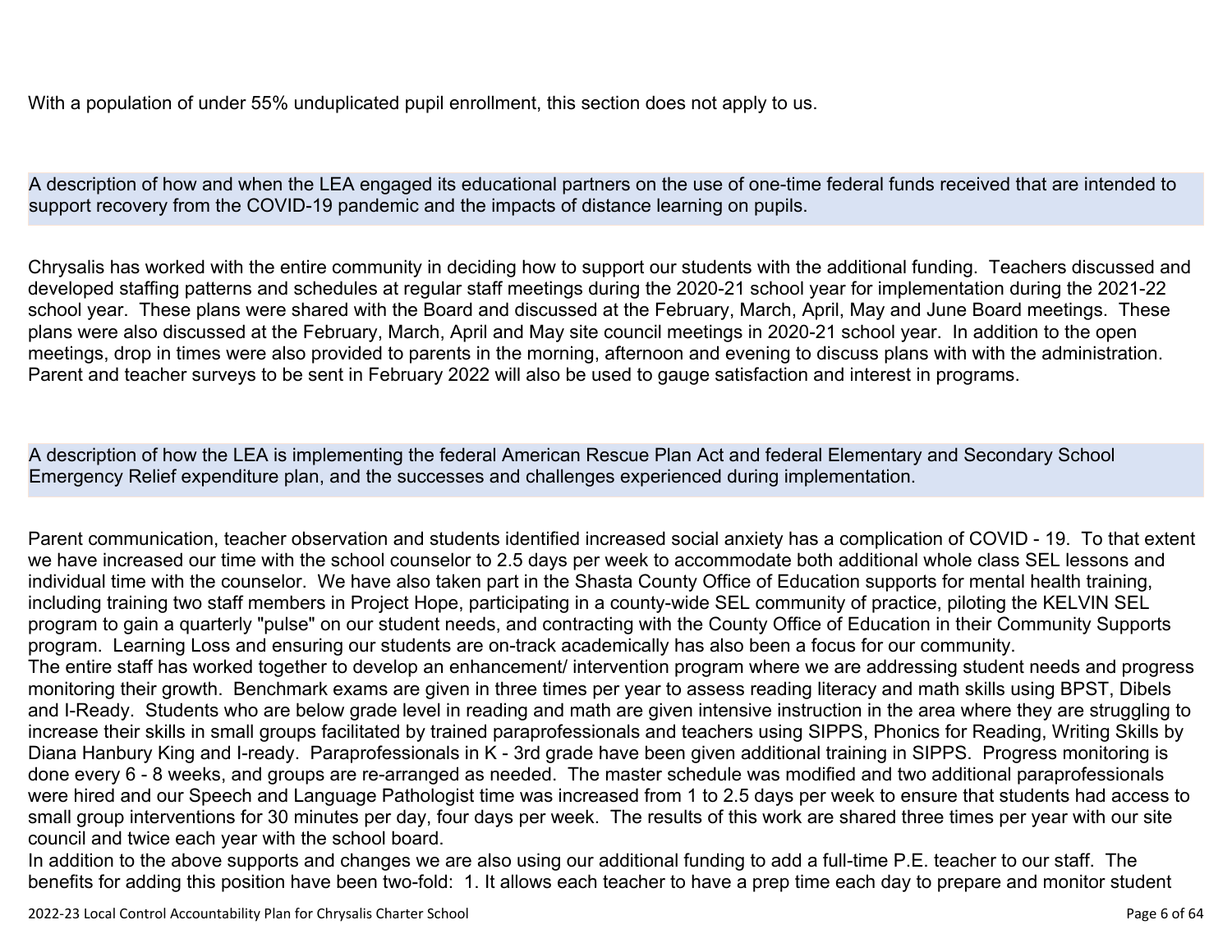With a population of under 55% unduplicated pupil enrollment, this section does not apply to us.

**A description of how and when the LEA engaged its educational partners on the use of one-time federal funds received that are intended to support recovery from the COVID-19 pandemic and the impacts of distance learning on pupils.**

Chrysalis has worked with the entire community in deciding how to support our students with the additional funding. Teachers discussed and developed staffing patterns and schedules at regular staff meetings during the 2020-21 school year for implementation during the 2021-22 school year. These plans were shared with the Board and discussed at the February, March, April, May and June Board meetings. These plans were also discussed at the February, March, April and May site council meetings in 2020-21 school year. In addition to the open meetings, drop in times were also provided to parents in the morning, afternoon and evening to discuss plans with with the administration. Parent and teacher surveys to be sent in February 2022 will also be used to gauge satisfaction and interest in programs.

**A description of how the LEA is implementing the federal American Rescue Plan Act and federal Elementary and Secondary School Emergency Relief expenditure plan, and the successes and challenges experienced during implementation.**

Parent communication, teacher observation and students identified increased social anxiety has a complication of COVID - 19. To that extent we have increased our time with the school counselor to 2.5 days per week to accommodate both additional whole class SEL lessons and individual time with the counselor. We have also taken part in the Shasta County Office of Education supports for mental health training, including training two staff members in Project Hope, participating in a county-wide SEL community of practice, piloting the KELVIN SEL program to gain a quarterly "pulse" on our student needs, and contracting with the County Office of Education in their Community Supports program. Learning Loss and ensuring our students are on-track academically has also been a focus for our community.
The entire staff has worked together to develop an enhancement/ intervention program where we are addressing student needs and progress monitoring their growth. Benchmark exams are given in three times per year to assess reading literacy and math skills using BPST, Dibels and I-Ready. Students who are below grade level in reading and math are given intensive instruction in the area where they are struggling to increase their skills in small groups facilitated by trained paraprofessionals and teachers using SIPPS, Phonics for Reading, Writing Skills by Diana Hanbury King and I-ready. Paraprofessionals in K - 3rd grade have been given additional training in SIPPS. Progress monitoring is done every 6 - 8 weeks, and groups are re-arranged as needed. The master schedule was modified and two additional paraprofessionals were hired and our Speech and Language Pathologist time was increased from 1 to 2.5 days per week to ensure that students had access to small group interventions for 30 minutes per day, four days per week. The results of this work are shared three times per year with our site council and twice each year with the school board.
In addition to the above supports and changes we are also using our additional funding to add a full-time P.E. teacher to our staff. The benefits for adding this position have been two-fold: 1. It allows each teacher to have a prep time each day to prepare and monitor student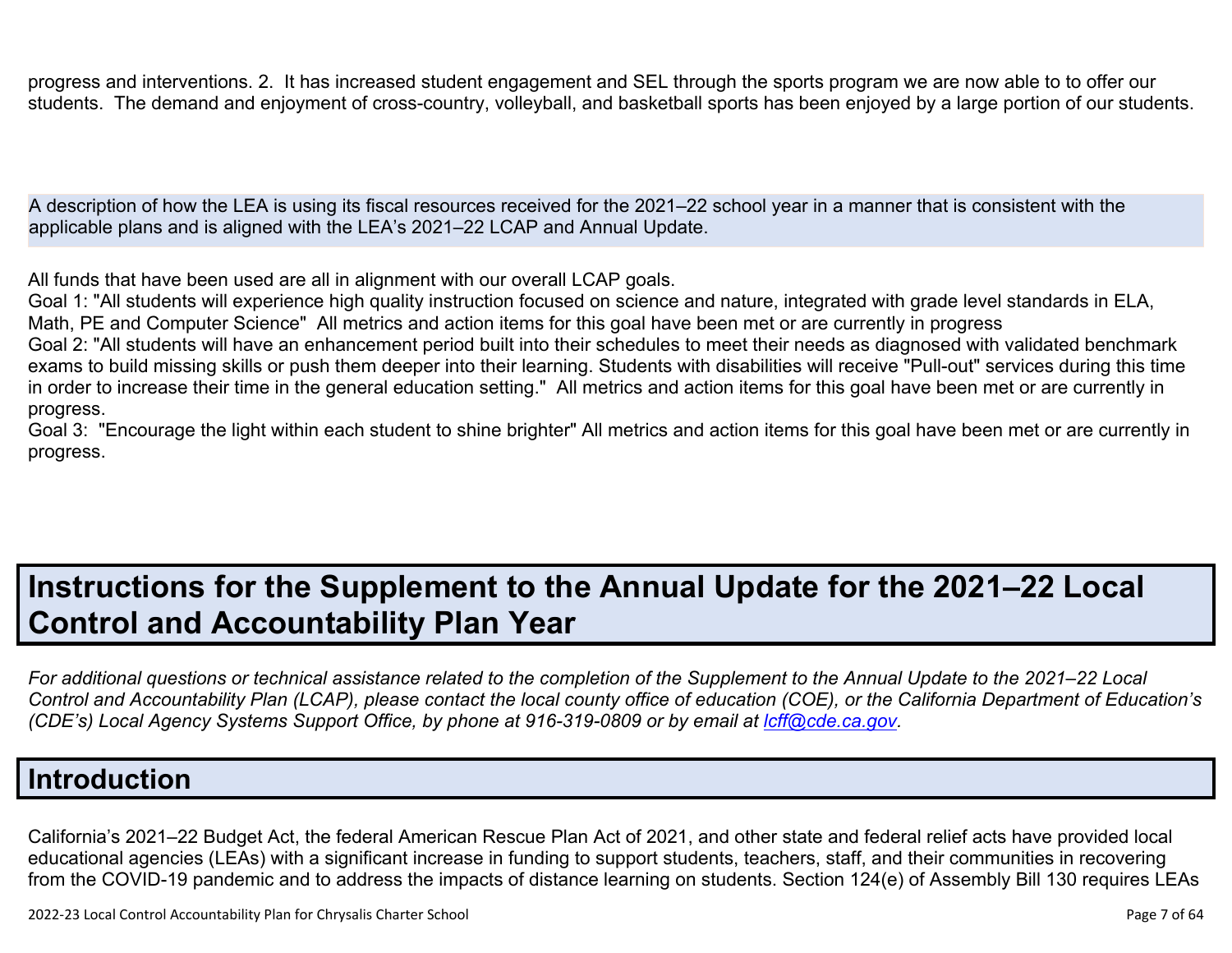progress and interventions. 2. It has increased student engagement and SEL through the sports program we are now able to to offer our students. The demand and enjoyment of cross-country, volleyball, and basketball sports has been enjoyed by a large portion of our students.

A description of how the LEA is using its fiscal resources received for the 2021–22 school year in a manner that is consistent with the applicable plans and is aligned with the LEA's 2021–22 LCAP and Annual Update.

All funds that have been used are all in alignment with our overall LCAP goals.
Goal 1: "All students will experience high quality instruction focused on science and nature, integrated with grade level standards in ELA, Math, PE and Computer Science" All metrics and action items for this goal have been met or are currently in progress
Goal 2: "All students will have an enhancement period built into their schedules to meet their needs as diagnosed with validated benchmark exams to build missing skills or push them deeper into their learning. Students with disabilities will receive "Pull-out" services during this time in order to increase their time in the general education setting." All metrics and action items for this goal have been met or are currently in progress.
Goal 3: "Encourage the light within each student to shine brighter" All metrics and action items for this goal have been met or are currently in progress.

# Instructions for the Supplement to the Annual Update for the 2021–22 Local Control and Accountability Plan Year

*For additional questions or technical assistance related to the completion of the Supplement to the Annual Update to the 2021–22 Local Control and Accountability Plan (LCAP), please contact the local county office of education (COE), or the California Department of Education's (CDE's) Local Agency Systems Support Office, by phone at 916-319-0809 or by email at [lcff@cde.ca.gov](mailto:lcff@cde.ca.gov).*

## Introduction

California's 2021–22 Budget Act, the federal American Rescue Plan Act of 2021, and other state and federal relief acts have provided local educational agencies (LEAs) with a significant increase in funding to support students, teachers, staff, and their communities in recovering from the COVID-19 pandemic and to address the impacts of distance learning on students. Section 124(e) of Assembly Bill 130 requires LEAs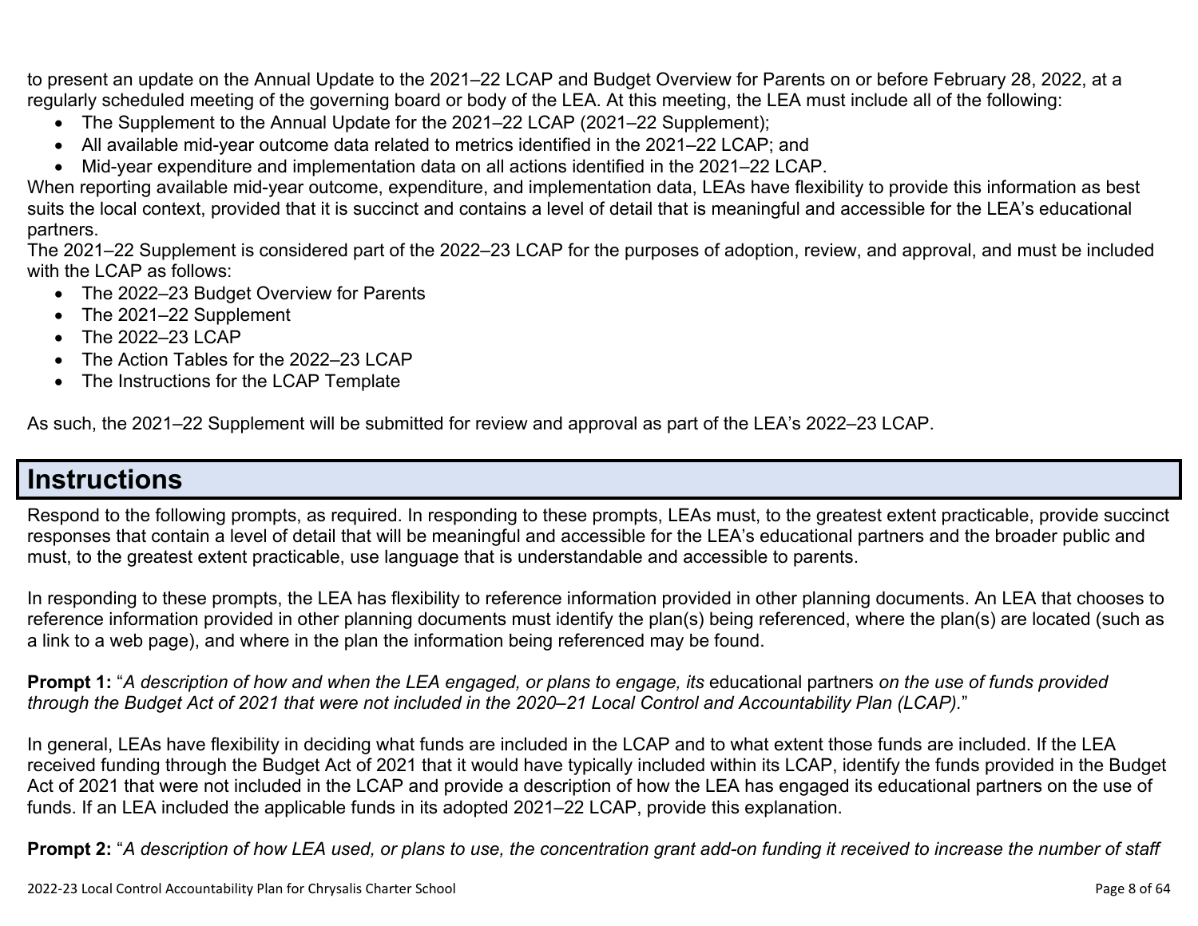to present an update on the Annual Update to the 2021–22 LCAP and Budget Overview for Parents on or before February 28, 2022, at a regularly scheduled meeting of the governing board or body of the LEA. At this meeting, the LEA must include all of the following:

- The Supplement to the Annual Update for the 2021–22 LCAP (2021–22 Supplement);
- All available mid-year outcome data related to metrics identified in the 2021–22 LCAP; and
- Mid-year expenditure and implementation data on all actions identified in the 2021–22 LCAP.

When reporting available mid-year outcome, expenditure, and implementation data, LEAs have flexibility to provide this information as best suits the local context, provided that it is succinct and contains a level of detail that is meaningful and accessible for the LEA's educational partners.

The 2021–22 Supplement is considered part of the 2022–23 LCAP for the purposes of adoption, review, and approval, and must be included with the LCAP as follows:

- The 2022–23 Budget Overview for Parents
- The 2021–22 Supplement
- The 2022–23 LCAP
- The Action Tables for the 2022–23 LCAP
- The Instructions for the LCAP Template

As such, the 2021–22 Supplement will be submitted for review and approval as part of the LEA's 2022–23 LCAP.

# Instructions

Respond to the following prompts, as required. In responding to these prompts, LEAs must, to the greatest extent practicable, provide succinct responses that contain a level of detail that will be meaningful and accessible for the LEA's educational partners and the broader public and must, to the greatest extent practicable, use language that is understandable and accessible to parents.

In responding to these prompts, the LEA has flexibility to reference information provided in other planning documents. An LEA that chooses to reference information provided in other planning documents must identify the plan(s) being referenced, where the plan(s) are located (such as a link to a web page), and where in the plan the information being referenced may be found.

**Prompt 1:** "*A description of how and when the LEA engaged, or plans to engage, its* educational partners *on the use of funds provided through the Budget Act of 2021 that were not included in the 2020–21 Local Control and Accountability Plan (LCAP).*"

In general, LEAs have flexibility in deciding what funds are included in the LCAP and to what extent those funds are included. If the LEA received funding through the Budget Act of 2021 that it would have typically included within its LCAP, identify the funds provided in the Budget Act of 2021 that were not included in the LCAP and provide a description of how the LEA has engaged its educational partners on the use of funds. If an LEA included the applicable funds in its adopted 2021–22 LCAP, provide this explanation.

**Prompt 2:** "*A description of how LEA used, or plans to use, the concentration grant add-on funding it received to increase the number of staff*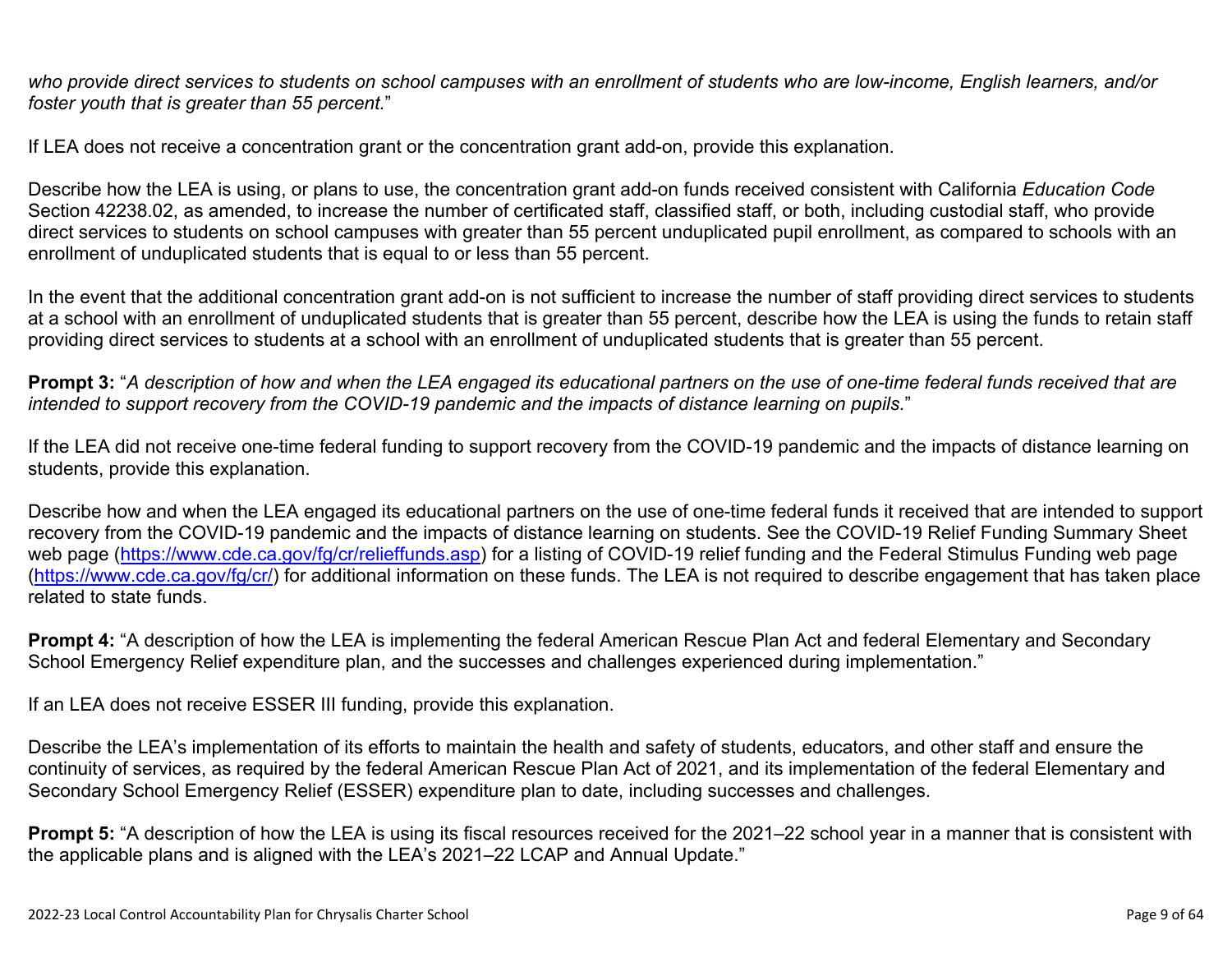*who provide direct services to students on school campuses with an enrollment of students who are low-income, English learners, and/or foster youth that is greater than 55 percent.*"

If LEA does not receive a concentration grant or the concentration grant add-on, provide this explanation.

Describe how the LEA is using, or plans to use, the concentration grant add-on funds received consistent with California *Education Code* Section 42238.02, as amended, to increase the number of certificated staff, classified staff, or both, including custodial staff, who provide direct services to students on school campuses with greater than 55 percent unduplicated pupil enrollment, as compared to schools with an enrollment of unduplicated students that is equal to or less than 55 percent.

In the event that the additional concentration grant add-on is not sufficient to increase the number of staff providing direct services to students at a school with an enrollment of unduplicated students that is greater than 55 percent, describe how the LEA is using the funds to retain staff providing direct services to students at a school with an enrollment of unduplicated students that is greater than 55 percent.

**Prompt 3:** "*A description of how and when the LEA engaged its educational partners on the use of one-time federal funds received that are intended to support recovery from the COVID-19 pandemic and the impacts of distance learning on pupils.*"

If the LEA did not receive one-time federal funding to support recovery from the COVID-19 pandemic and the impacts of distance learning on students, provide this explanation.

Describe how and when the LEA engaged its educational partners on the use of one-time federal funds it received that are intended to support recovery from the COVID-19 pandemic and the impacts of distance learning on students. See the COVID-19 Relief Funding Summary Sheet web page ([https://www.cde.ca.gov/fg/cr/relieffunds.asp](https://www.cde.ca.gov/fg/cr/relieffunds.asp)) for a listing of COVID-19 relief funding and the Federal Stimulus Funding web page ([https://www.cde.ca.gov/fg/cr/](https://www.cde.ca.gov/fg/cr/)) for additional information on these funds. The LEA is not required to describe engagement that has taken place related to state funds.

**Prompt 4:** "A description of how the LEA is implementing the federal American Rescue Plan Act and federal Elementary and Secondary School Emergency Relief expenditure plan, and the successes and challenges experienced during implementation."

If an LEA does not receive ESSER III funding, provide this explanation.

Describe the LEA's implementation of its efforts to maintain the health and safety of students, educators, and other staff and ensure the continuity of services, as required by the federal American Rescue Plan Act of 2021, and its implementation of the federal Elementary and Secondary School Emergency Relief (ESSER) expenditure plan to date, including successes and challenges.

**Prompt 5:** "A description of how the LEA is using its fiscal resources received for the 2021–22 school year in a manner that is consistent with the applicable plans and is aligned with the LEA's 2021–22 LCAP and Annual Update."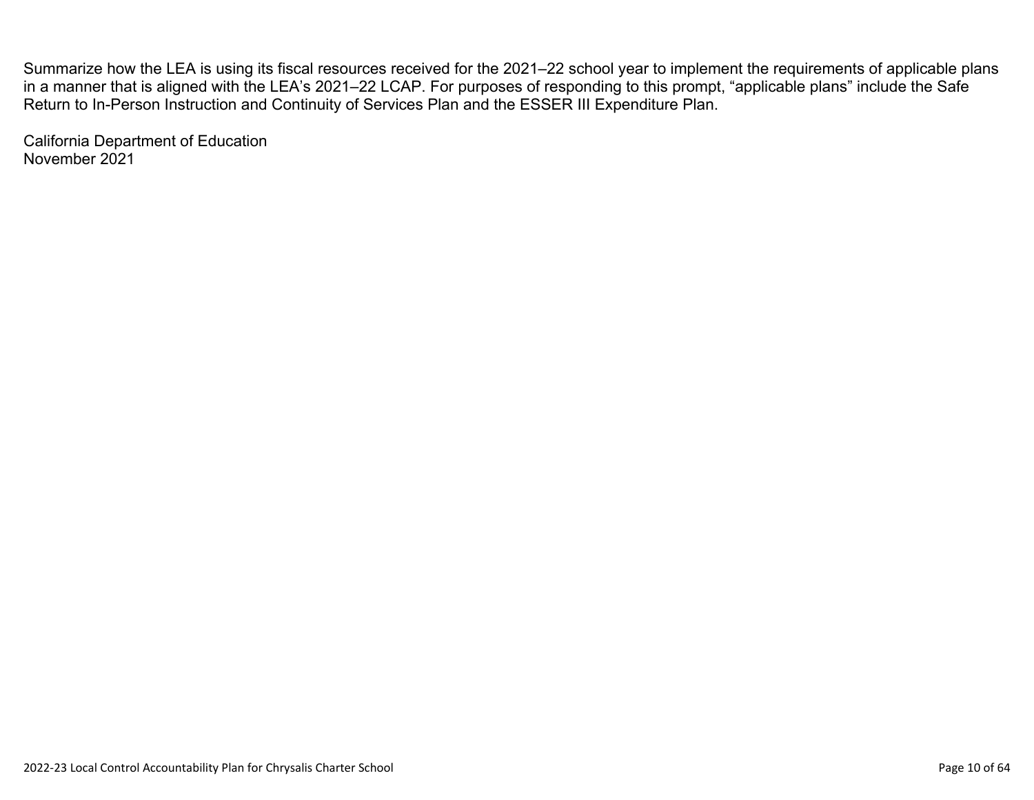Summarize how the LEA is using its fiscal resources received for the 2021–22 school year to implement the requirements of applicable plans in a manner that is aligned with the LEA's 2021–22 LCAP. For purposes of responding to this prompt, "applicable plans" include the Safe Return to In-Person Instruction and Continuity of Services Plan and the ESSER III Expenditure Plan.

California Department of Education
November 2021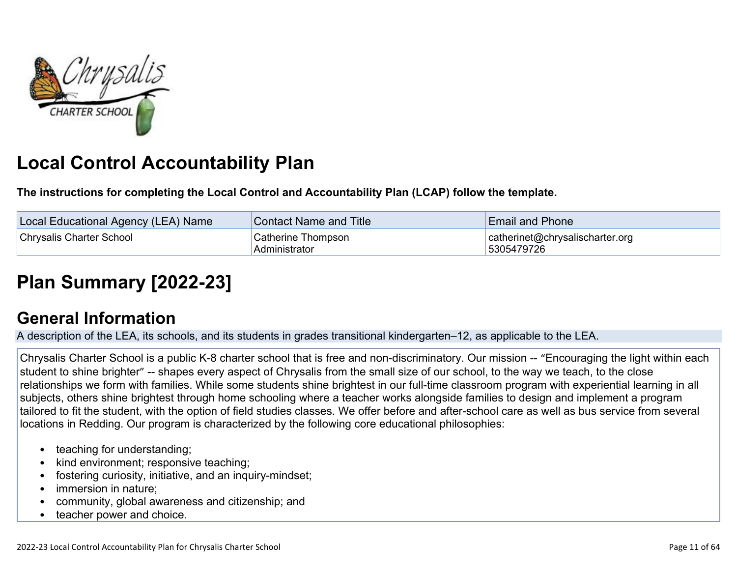# Local Control Accountability Plan

**The instructions for completing the Local Control and Accountability Plan (LCAP) follow the template.**

| Local Educational Agency (LEA) Name | Contact Name and Title | Email and Phone |
| --- | --- | --- |
| Chrysalis Charter School | Catherine Thompson<br>Administrator | catherinet@chrysalischarter.org<br>5305479726 |

# Plan Summary [2022-23]

## General Information

A description of the LEA, its schools, and its students in grades transitional kindergarten–12, as applicable to the LEA.

Chrysalis Charter School is a public K-8 charter school that is free and non-discriminatory. Our mission -- "Encouraging the light within each student to shine brighter" -- shapes every aspect of Chrysalis from the small size of our school, to the way we teach, to the close relationships we form with families. While some students shine brightest in our full-time classroom program with experiential learning in all subjects, others shine brightest through home schooling where a teacher works alongside families to design and implement a program tailored to fit the student, with the option of field studies classes. We offer before and after-school care as well as bus service from several locations in Redding. Our program is characterized by the following core educational philosophies:

- teaching for understanding;
- kind environment; responsive teaching;
- fostering curiosity, initiative, and an inquiry-mindset;
- immersion in nature;
- community, global awareness and citizenship; and
- teacher power and choice.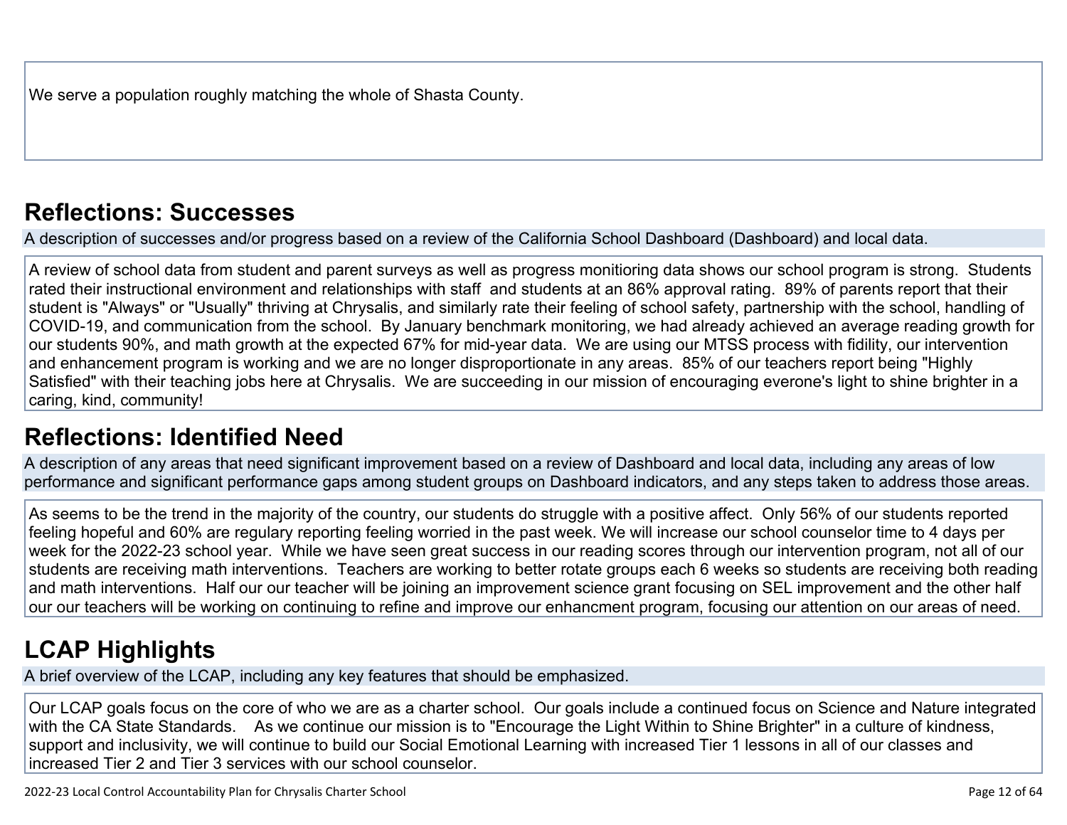We serve a population roughly matching the whole of Shasta County.

## Reflections: Successes

A description of successes and/or progress based on a review of the California School Dashboard (Dashboard) and local data.

A review of school data from student and parent surveys as well as progress monitioriing data shows our school program is strong. Students rated their instructional environment and relationships with staff and students at an 86% approval rating. 89% of parents report that their student is "Always" or "Usually" thriving at Chrysalis, and similarly rate their feeling of school safety, partnership with the school, handling of COVID-19, and communication from the school. By January benchmark monitoring, we had already achieved an average reading growth for our students 90%, and math growth at the expected 67% for mid-year data. We are using our MTSS process with fidility, our intervention and enhancement program is working and we are no longer disproportionate in any areas. 85% of our teachers report being "Highly Satisfied" with their teaching jobs here at Chrysalis. We are succeeding in our mission of encouraging everone's light to shine brighter in a caring, kind, community!

## Reflections: Identified Need

A description of any areas that need significant improvement based on a review of Dashboard and local data, including any areas of low performance and significant performance gaps among student groups on Dashboard indicators, and any steps taken to address those areas.

As seems to be the trend in the majority of the country, our students do struggle with a positive affect. Only 56% of our students reported feeling hopeful and 60% are regulary reporting feeling worried in the past week. We will increase our school counselor time to 4 days per week for the 2022-23 school year. While we have seen great success in our reading scores through our intervention program, not all of our students are receiving math interventions. Teachers are working to better rotate groups each 6 weeks so students are receiving both reading and math interventions. Half our our teacher will be joining an improvement science grant focusing on SEL improvement and the other half our our teachers will be working on continuing to refine and improve our enhancment program, focusing our attention on our areas of need.

## LCAP Highlights

A brief overview of the LCAP, including any key features that should be emphasized.

Our LCAP goals focus on the core of who we are as a charter school. Our goals include a continued focus on Science and Nature integrated with the CA State Standards. As we continue our mission is to "Encourage the Light Within to Shine Brighter" in a culture of kindness, support and inclusivity, we will continue to build our Social Emotional Learning with increased Tier 1 lessons in all of our classes and increased Tier 2 and Tier 3 services with our school counselor.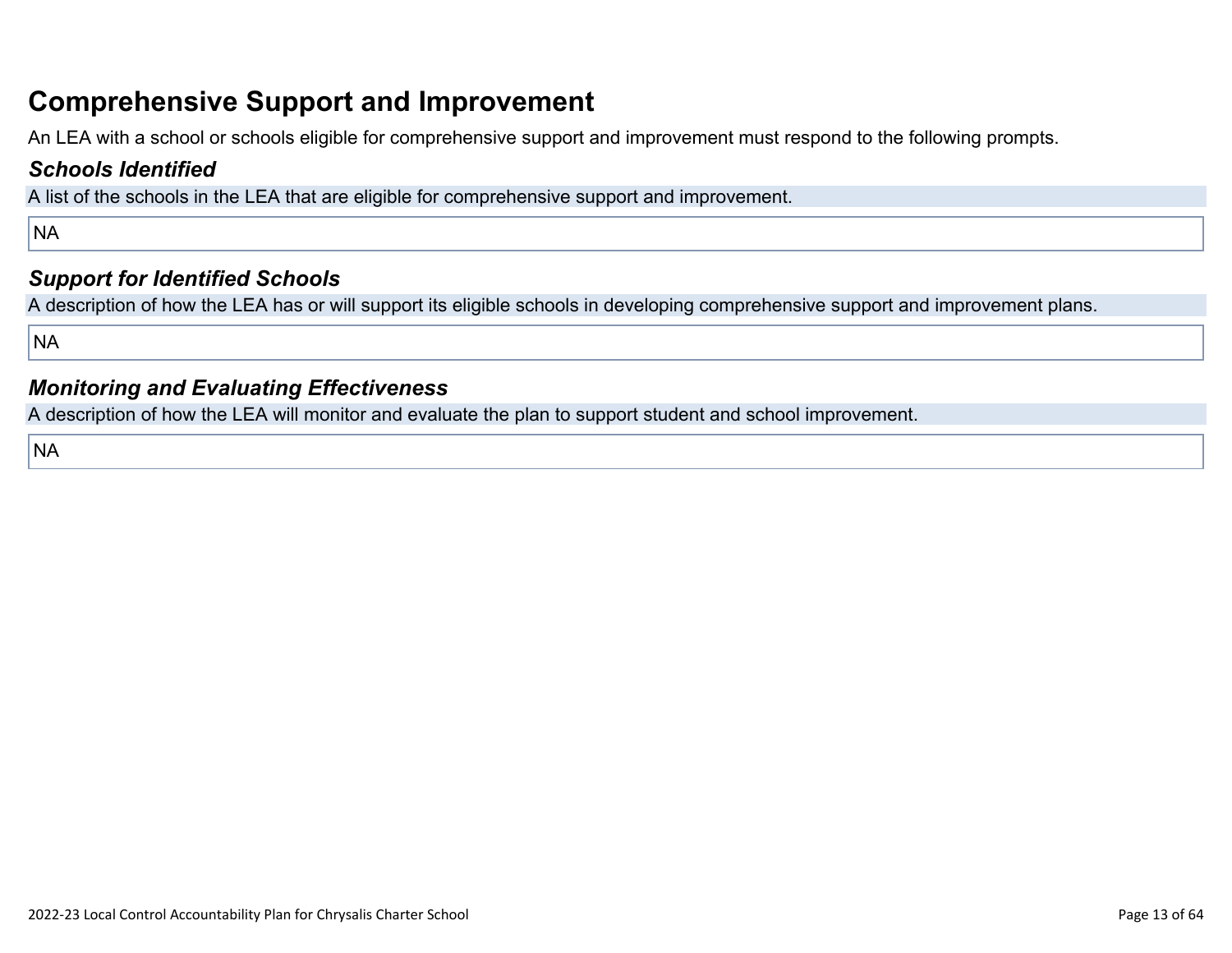# Comprehensive Support and Improvement

An LEA with a school or schools eligible for comprehensive support and improvement must respond to the following prompts.

## *Schools Identified*

A list of the schools in the LEA that are eligible for comprehensive support and improvement.

NA

## *Support for Identified Schools*

A description of how the LEA has or will support its eligible schools in developing comprehensive support and improvement plans.

NA

## *Monitoring and Evaluating Effectiveness*

A description of how the LEA will monitor and evaluate the plan to support student and school improvement.

NA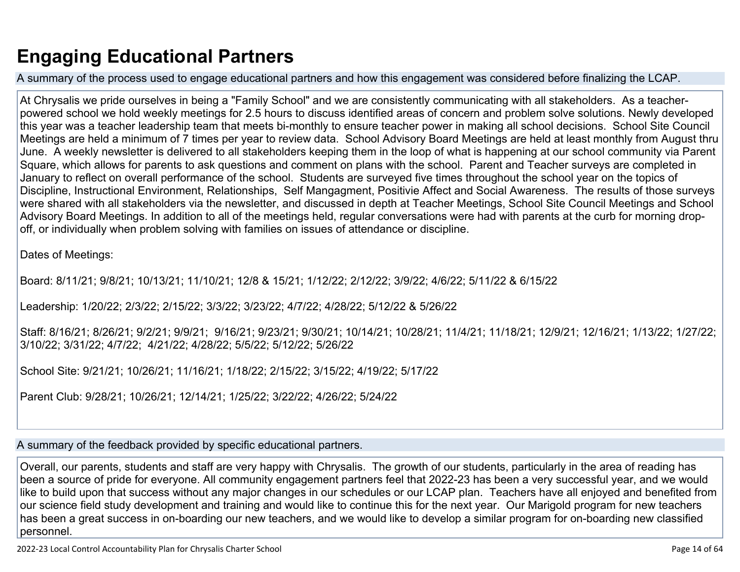# Engaging Educational Partners

A summary of the process used to engage educational partners and how this engagement was considered before finalizing the LCAP.

At Chrysalis we pride ourselves in being a "Family School" and we are consistently communicating with all stakeholders. As a teacher-powered school we hold weekly meetings for 2.5 hours to discuss identified areas of concern and problem solve solutions. Newly developed this year was a teacher leadership team that meets bi-monthly to ensure teacher power in making all school decisions. School Site Council Meetings are held a minimum of 7 times per year to review data. School Advisory Board Meetings are held at least monthly from August thru June. A weekly newsletter is delivered to all stakeholders keeping them in the loop of what is happening at our school community via Parent Square, which allows for parents to ask questions and comment on plans with the school. Parent and Teacher surveys are completed in January to reflect on overall performance of the school. Students are surveyed five times throughout the school year on the topics of Discipline, Instructional Environment, Relationships, Self Mangagment, Positivie Affect and Social Awareness. The results of those surveys were shared with all stakeholders via the newsletter, and discussed in depth at Teacher Meetings, School Site Council Meetings and School Advisory Board Meetings. In addition to all of the meetings held, regular conversations were had with parents at the curb for morning drop-off, or individually when problem solving with families on issues of attendance or discipline.

Dates of Meetings:

Board: 8/11/21; 9/8/21; 10/13/21; 11/10/21; 12/8 & 15/21; 1/12/22; 2/12/22; 3/9/22; 4/6/22; 5/11/22 & 6/15/22

Leadership: 1/20/22; 2/3/22; 2/15/22; 3/3/22; 3/23/22; 4/7/22; 4/28/22; 5/12/22 & 5/26/22

Staff: 8/16/21; 8/26/21; 9/2/21; 9/9/21; 9/16/21; 9/23/21; 9/30/21; 10/14/21; 10/28/21; 11/4/21; 11/18/21; 12/9/21; 12/16/21; 1/13/22; 1/27/22; 3/10/22; 3/31/22; 4/7/22; 4/21/22; 4/28/22; 5/5/22; 5/12/22; 5/26/22

School Site: 9/21/21; 10/26/21; 11/16/21; 1/18/22; 2/15/22; 3/15/22; 4/19/22; 5/17/22

Parent Club: 9/28/21; 10/26/21; 12/14/21; 1/25/22; 3/22/22; 4/26/22; 5/24/22

A summary of the feedback provided by specific educational partners.

Overall, our parents, students and staff are very happy with Chrysalis. The growth of our students, particularly in the area of reading has been a source of pride for everyone. All community engagement partners feel that 2022-23 has been a very successful year, and we would like to build upon that success without any major changes in our schedules or our LCAP plan. Teachers have all enjoyed and benefited from our science field study development and training and would like to continue this for the next year. Our Marigold program for new teachers has been a great success in on-boarding our new teachers, and we would like to develop a similar program for on-boarding new classified personnel.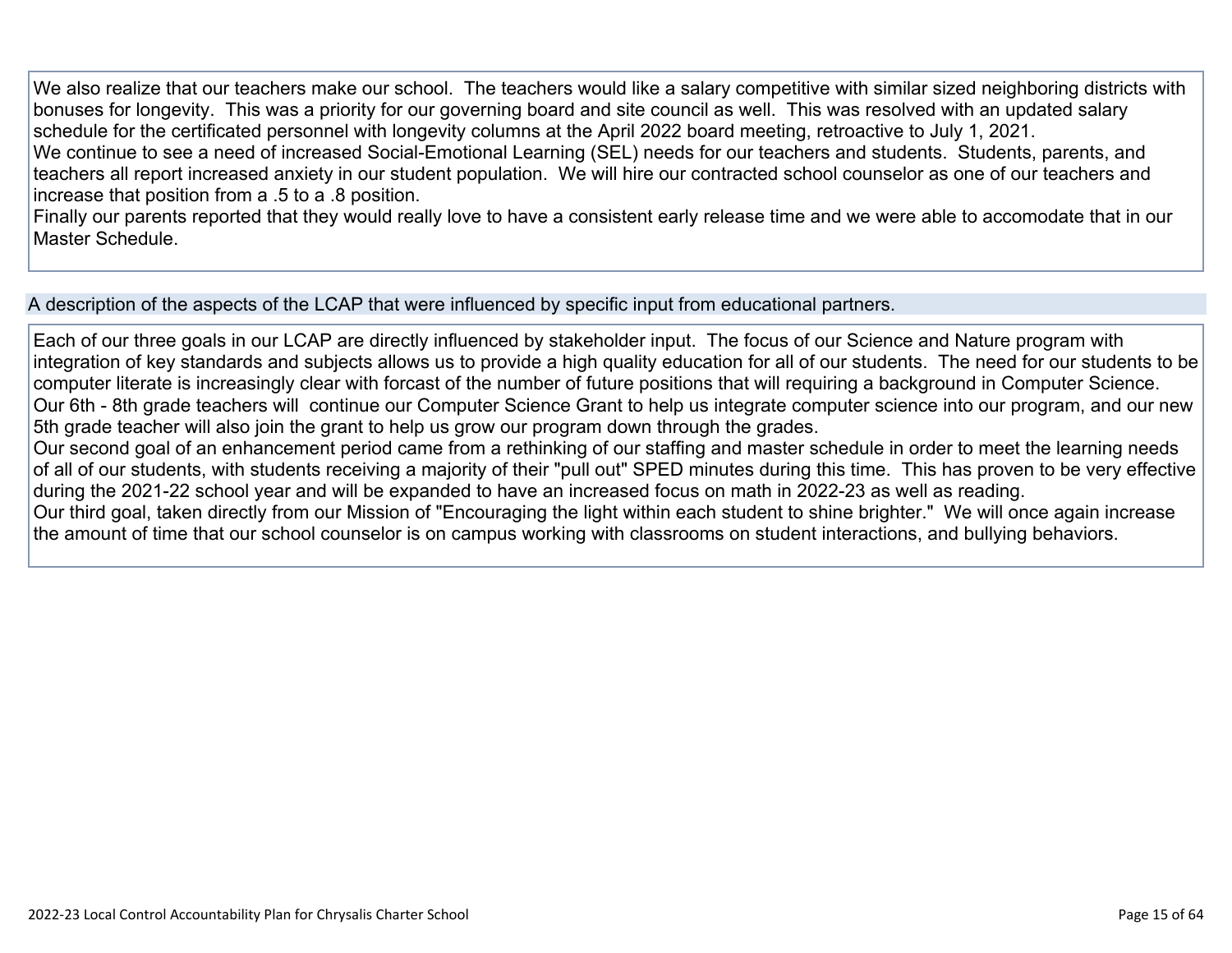We also realize that our teachers make our school. The teachers would like a salary competitive with similar sized neighboring districts with bonuses for longevity. This was a priority for our governing board and site council as well. This was resolved with an updated salary schedule for the certificated personnel with longevity columns at the April 2022 board meeting, retroactive to July 1, 2021.
We continue to see a need of increased Social-Emotional Learning (SEL) needs for our teachers and students. Students, parents, and teachers all report increased anxiety in our student population. We will hire our contracted school counselor as one of our teachers and increase that position from a .5 to a .8 position.
Finally our parents reported that they would really love to have a consistent early release time and we were able to accomodate that in our Master Schedule.

## A description of the aspects of the LCAP that were influenced by specific input from educational partners.

Each of our three goals in our LCAP are directly influenced by stakeholder input. The focus of our Science and Nature program with integration of key standards and subjects allows us to provide a high quality education for all of our students. The need for our students to be computer literate is increasingly clear with forcast of the number of future positions that will requiring a background in Computer Science. Our 6th - 8th grade teachers will continue our Computer Science Grant to help us integrate computer science into our program, and our new 5th grade teacher will also join the grant to help us grow our program down through the grades.
Our second goal of an enhancement period came from a rethinking of our staffing and master schedule in order to meet the learning needs of all of our students, with students receiving a majority of their "pull out" SPED minutes during this time. This has proven to be very effective during the 2021-22 school year and will be expanded to have an increased focus on math in 2022-23 as well as reading.
Our third goal, taken directly from our Mission of "Encouraging the light within each student to shine brighter." We will once again increase the amount of time that our school counselor is on campus working with classrooms on student interactions, and bullying behaviors.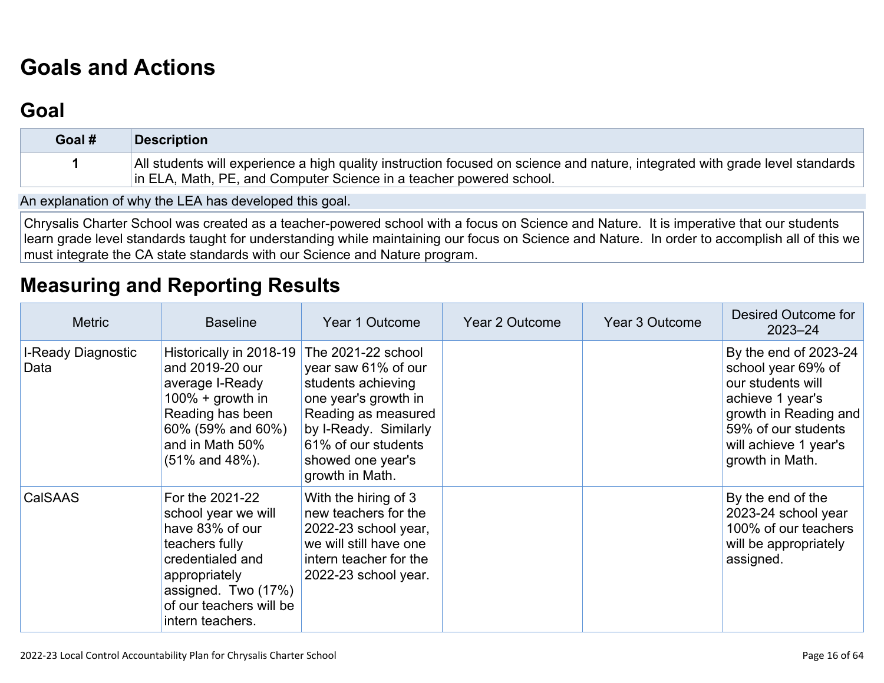# Goals and Actions

## Goal

| Goal # | Description |
|---|---|
| 1 | All students will experience a high quality instruction focused on science and nature, integrated with grade level standards in ELA, Math, PE, and Computer Science in a teacher powered school. |

An explanation of why the LEA has developed this goal.

Chrysalis Charter School was created as a teacher-powered school with a focus on Science and Nature. It is imperative that our students learn grade level standards taught for understanding while maintaining our focus on Science and Nature. In order to accomplish all of this we must integrate the CA state standards with our Science and Nature program.

## Measuring and Reporting Results

| Metric | Baseline | Year 1 Outcome | Year 2 Outcome | Year 3 Outcome | Desired Outcome for 2023–24 |
|---|---|---|---|---|---|
| I-Ready Diagnostic Data | Historically in 2018-19 and 2019-20 our average I-Ready 100% + growth in Reading has been 60% (59% and 60%) and in Math 50% (51% and 48%). | The 2021-22 school year saw 61% of our students achieving one year's growth in Reading as measured by I-Ready. Similarly 61% of our students showed one year's growth in Math. | | | By the end of 2023-24 school year 69% of our students will achieve 1 year's growth in Reading and 59% of our students will achieve 1 year's growth in Math. |
| CalSAAS | For the 2021-22 school year we will have 83% of our teachers fully credentialed and appropriately assigned. Two (17%) of our teachers will be intern teachers. | With the hiring of 3 new teachers for the 2022-23 school year, we will still have one intern teacher for the 2022-23 school year. | | | By the end of the 2023-24 school year 100% of our teachers will be appropriately assigned. |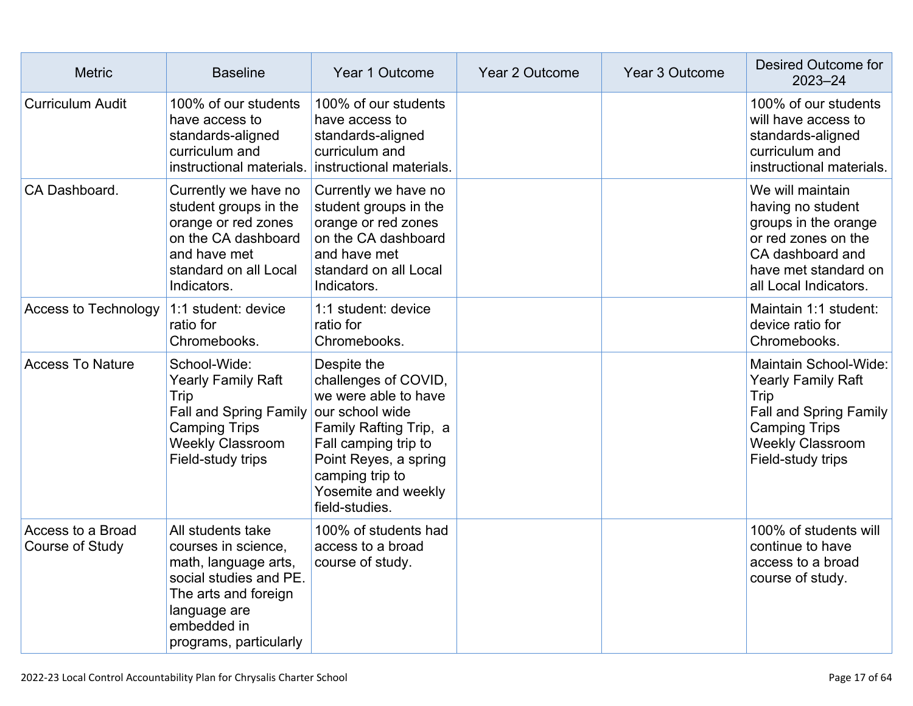| Metric | Baseline | Year 1 Outcome | Year 2 Outcome | Year 3 Outcome | Desired Outcome for 2023–24 |
| --- | --- | --- | --- | --- | --- |
| Curriculum Audit | 100% of our students have access to standards-aligned curriculum and instructional materials. | 100% of our students have access to standards-aligned curriculum and instructional materials. | | | 100% of our students will have access to standards-aligned curriculum and instructional materials. |
| CA Dashboard. | Currently we have no student groups in the orange or red zones on the CA dashboard and have met standard on all Local Indicators. | Currently we have no student groups in the orange or red zones on the CA dashboard and have met standard on all Local Indicators. | | | We will maintain having no student groups in the orange or red zones on the CA dashboard and have met standard on all Local Indicators. |
| Access to Technology | 1:1 student: device ratio for Chromebooks. | 1:1 student: device ratio for Chromebooks. | | | Maintain 1:1 student: device ratio for Chromebooks. |
| Access To Nature | School-Wide:<br>Yearly Family Raft Trip<br>Fall and Spring Family Camping Trips<br>Weekly Classroom Field-study trips | Despite the challenges of COVID, we were able to have our school wide Family Rafting Trip, a Fall camping trip to Point Reyes, a spring camping trip to Yosemite and weekly field-studies. | | | Maintain School-Wide:<br>Yearly Family Raft Trip<br>Fall and Spring Family Camping Trips<br>Weekly Classroom Field-study trips |
| Access to a Broad Course of Study | All students take courses in science, math, language arts, social studies and PE. The arts and foreign language are embedded in programs, particularly | 100% of students had access to a broad course of study. | | | 100% of students will continue to have access to a broad course of study. |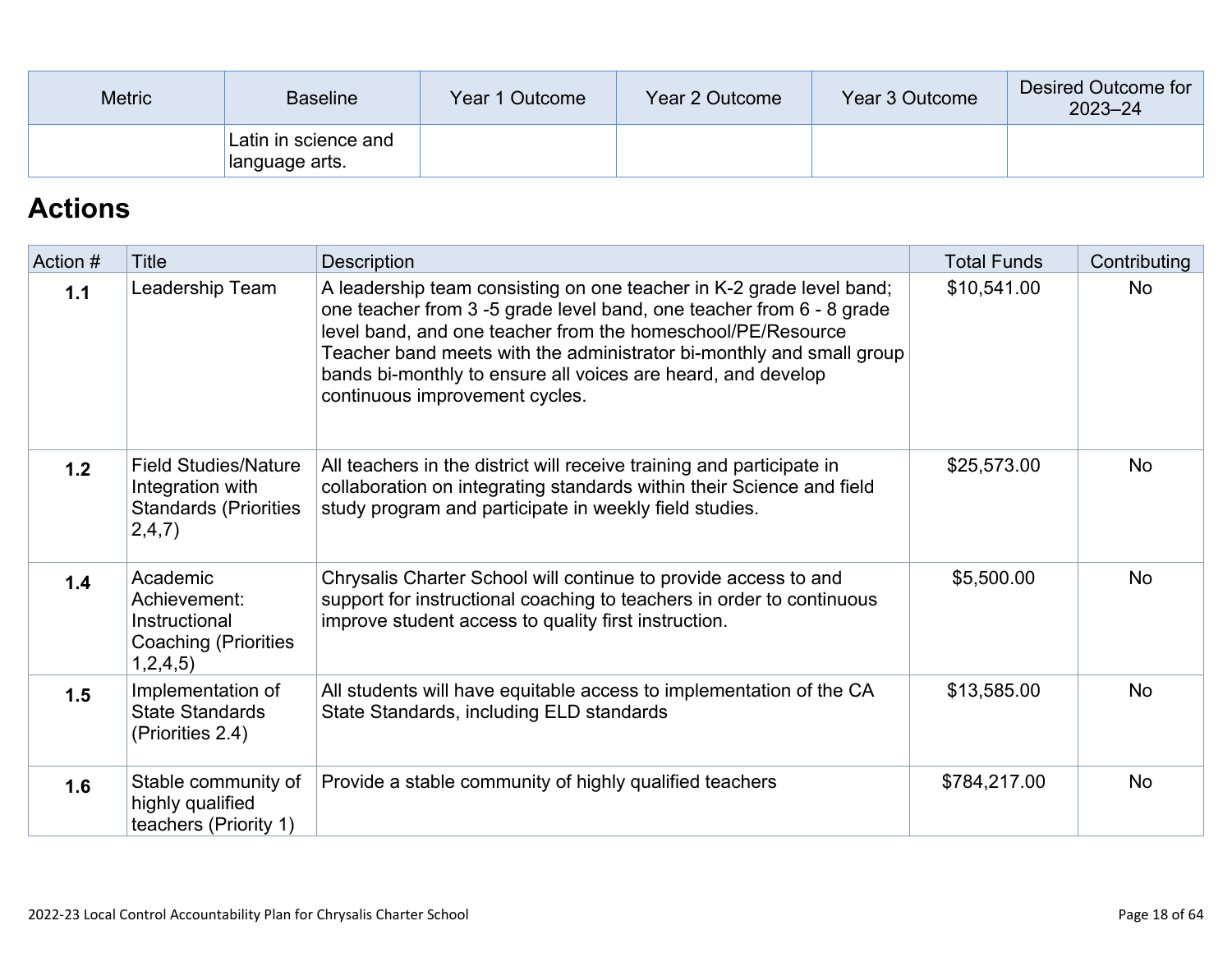| Metric | Baseline | Year 1 Outcome | Year 2 Outcome | Year 3 Outcome | Desired Outcome for 2023–24 |
|---|---|---|---|---|---|
| | Latin in science and language arts. | | | | |

## Actions

| Action # | Title | Description | Total Funds | Contributing |
|---|---|---|---|---|
| **1.1** | Leadership Team | A leadership team consisting on one teacher in K-2 grade level band; one teacher from 3 -5 grade level band, one teacher from 6 - 8 grade level band, and one teacher from the homeschool/PE/Resource Teacher band meets with the administrator bi-monthly and small group bands bi-monthly to ensure all voices are heard, and develop continuous improvement cycles. | $10,541.00 | No |
| **1.2** | Field Studies/Nature Integration with Standards (Priorities 2,4,7) | All teachers in the district will receive training and participate in collaboration on integrating standards within their Science and field study program and participate in weekly field studies. | $25,573.00 | No |
| **1.4** | Academic Achievement: Instructional Coaching (Priorities 1,2,4,5) | Chrysalis Charter School will continue to provide access to and support for instructional coaching to teachers in order to continuous improve student access to quality first instruction. | $5,500.00 | No |
| **1.5** | Implementation of State Standards (Priorities 2.4) | All students will have equitable access to implementation of the CA State Standards, including ELD standards | $13,585.00 | No |
| **1.6** | Stable community of highly qualified teachers (Priority 1) | Provide a stable community of highly qualified teachers | $784,217.00 | No |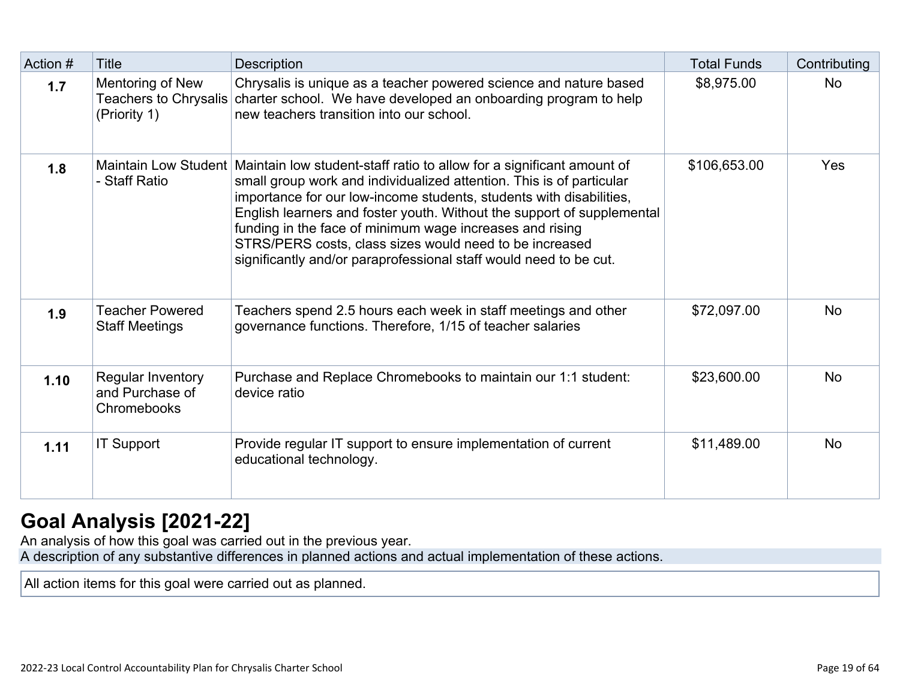| Action # | Title | Description | Total Funds | Contributing |
|---|---|---|---|---|
| **1.7** | Mentoring of New Teachers to Chrysalis (Priority 1) | Chrysalis is unique as a teacher powered science and nature based charter school. We have developed an onboarding program to help new teachers transition into our school. | $8,975.00 | No |
| **1.8** | Maintain Low Student - Staff Ratio | Maintain low student-staff ratio to allow for a significant amount of small group work and individualized attention. This is of particular importance for our low-income students, students with disabilities, English learners and foster youth. Without the support of supplemental funding in the face of minimum wage increases and rising STRS/PERS costs, class sizes would need to be increased significantly and/or paraprofessional staff would need to be cut. | $106,653.00 | Yes |
| **1.9** | Teacher Powered Staff Meetings | Teachers spend 2.5 hours each week in staff meetings and other governance functions. Therefore, 1/15 of teacher salaries | $72,097.00 | No |
| **1.10** | Regular Inventory and Purchase of Chromebooks | Purchase and Replace Chromebooks to maintain our 1:1 student: device ratio | $23,600.00 | No |
| **1.11** | IT Support | Provide regular IT support to ensure implementation of current educational technology. | $11,489.00 | No |

# Goal Analysis [2021-22]

An analysis of how this goal was carried out in the previous year.

A description of any substantive differences in planned actions and actual implementation of these actions.

All action items for this goal were carried out as planned.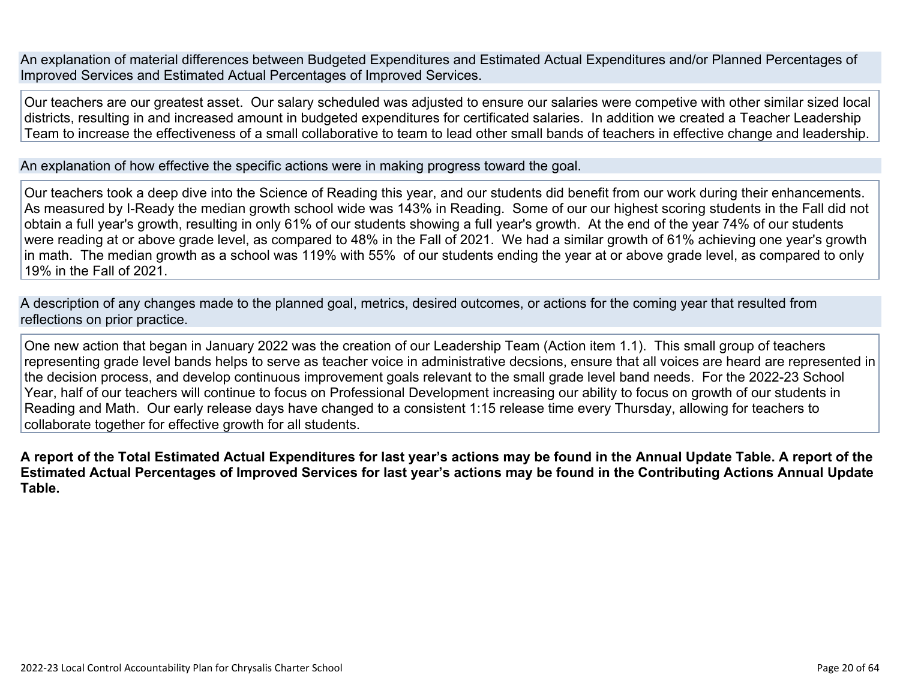An explanation of material differences between Budgeted Expenditures and Estimated Actual Expenditures and/or Planned Percentages of Improved Services and Estimated Actual Percentages of Improved Services.

Our teachers are our greatest asset. Our salary scheduled was adjusted to ensure our salaries were competive with other similar sized local districts, resulting in and increased amount in budgeted expenditures for certificated salaries. In addition we created a Teacher Leadership Team to increase the effectiveness of a small collaborative to team to lead other small bands of teachers in effective change and leadership.

An explanation of how effective the specific actions were in making progress toward the goal.

Our teachers took a deep dive into the Science of Reading this year, and our students did benefit from our work during their enhancements. As measured by I-Ready the median growth school wide was 143% in Reading. Some of our our highest scoring students in the Fall did not obtain a full year's growth, resulting in only 61% of our students showing a full year's growth. At the end of the year 74% of our students were reading at or above grade level, as compared to 48% in the Fall of 2021. We had a similar growth of 61% achieving one year's growth in math. The median growth as a school was 119% with 55% of our students ending the year at or above grade level, as compared to only 19% in the Fall of 2021.

A description of any changes made to the planned goal, metrics, desired outcomes, or actions for the coming year that resulted from reflections on prior practice.

One new action that began in January 2022 was the creation of our Leadership Team (Action item 1.1). This small group of teachers representing grade level bands helps to serve as teacher voice in administrative decsions, ensure that all voices are heard are represented in the decision process, and develop continuous improvement goals relevant to the small grade level band needs. For the 2022-23 School Year, half of our teachers will continue to focus on Professional Development increasing our ability to focus on growth of our students in Reading and Math. Our early release days have changed to a consistent 1:15 release time every Thursday, allowing for teachers to collaborate together for effective growth for all students.

**A report of the Total Estimated Actual Expenditures for last year's actions may be found in the Annual Update Table. A report of the Estimated Actual Percentages of Improved Services for last year's actions may be found in the Contributing Actions Annual Update Table.**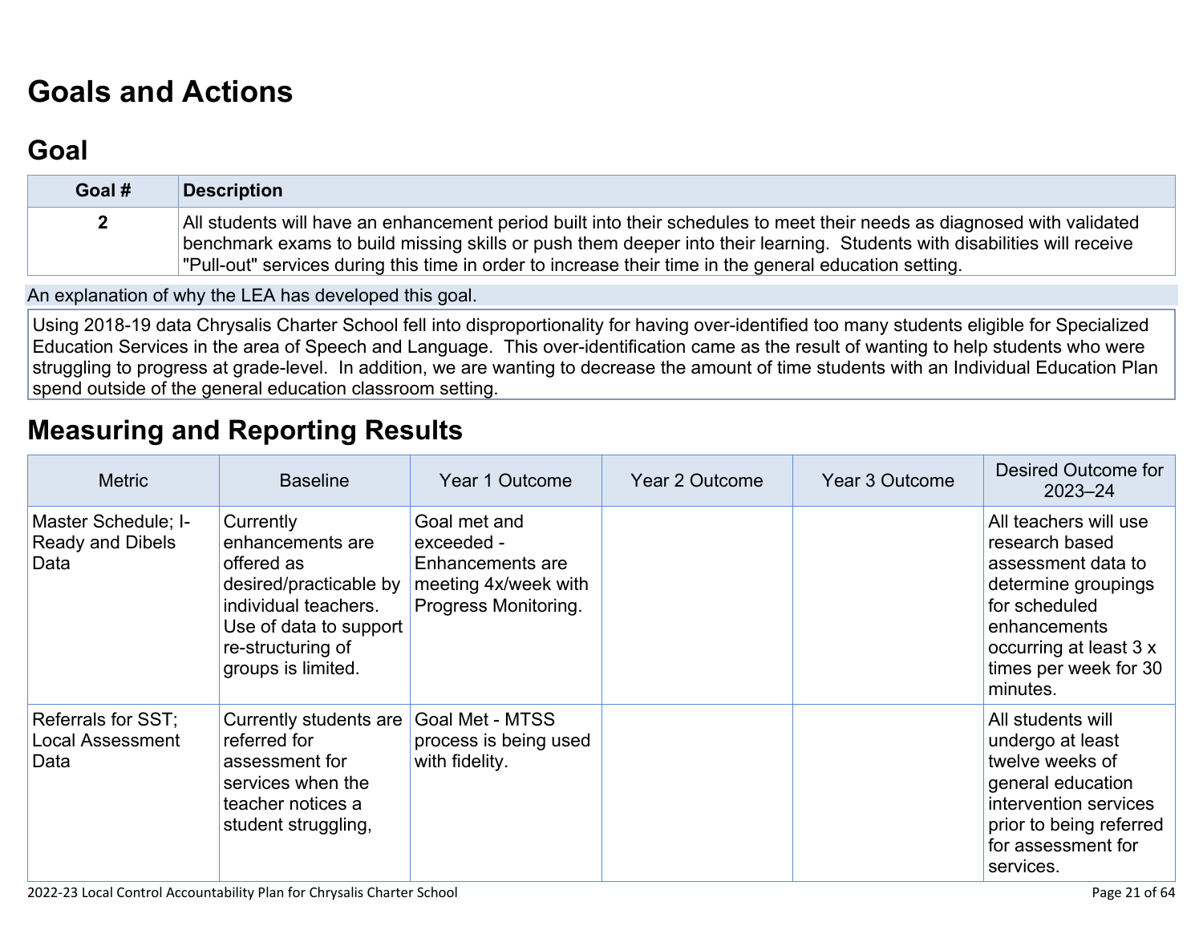# Goals and Actions

## Goal

| Goal # | Description |
|---|---|
| 2 | All students will have an enhancement period built into their schedules to meet their needs as diagnosed with validated benchmark exams to build missing skills or push them deeper into their learning. Students with disabilities will receive "Pull-out" services during this time in order to increase their time in the general education setting. |

An explanation of why the LEA has developed this goal.

Using 2018-19 data Chrysalis Charter School fell into disproportionality for having over-identified too many students eligible for Specialized Education Services in the area of Speech and Language. This over-identification came as the result of wanting to help students who were struggling to progress at grade-level. In addition, we are wanting to decrease the amount of time students with an Individual Education Plan spend outside of the general education classroom setting.

# Measuring and Reporting Results

| Metric | Baseline | Year 1 Outcome | Year 2 Outcome | Year 3 Outcome | Desired Outcome for 2023–24 |
|---|---|---|---|---|---|
| Master Schedule; I-Ready and Dibels Data | Currently enhancements are offered as desired/practicable by individual teachers. Use of data to support re-structuring of groups is limited. | Goal met and exceeded - Enhancements are meeting 4x/week with Progress Monitoring. | | | All teachers will use research based assessment data to determine groupings for scheduled enhancements occurring at least 3 x times per week for 30 minutes. |
| Referrals for SST; Local Assessment Data | Currently students are referred for assessment for services when the teacher notices a student struggling, | Goal Met - MTSS process is being used with fidelity. | | | All students will undergo at least twelve weeks of general education intervention services prior to being referred for assessment for services. |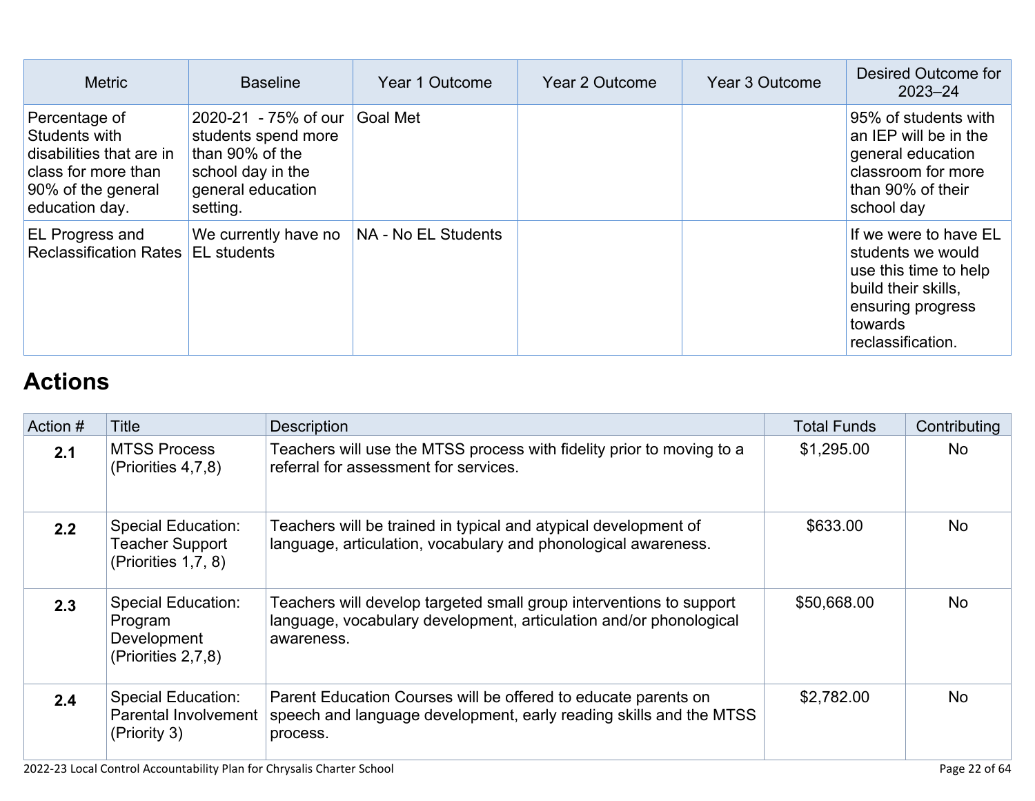| Metric | Baseline | Year 1 Outcome | Year 2 Outcome | Year 3 Outcome | Desired Outcome for 2023–24 |
| --- | --- | --- | --- | --- | --- |
| Percentage of Students with disabilities that are in class for more than 90% of the general education day. | 2020-21 - 75% of our students spend more than 90% of the school day in the general education setting. | Goal Met | | | 95% of students with an IEP will be in the general education classroom for more than 90% of their school day |
| EL Progress and Reclassification Rates | We currently have no EL students | NA - No EL Students | | | If we were to have EL students we would use this time to help build their skills, ensuring progress towards reclassification. |

# Actions

| Action # | Title | Description | Total Funds | Contributing |
| --- | --- | --- | --- | --- |
| **2.1** | MTSS Process (Priorities 4,7,8) | Teachers will use the MTSS process with fidelity prior to moving to a referral for assessment for services. | $1,295.00 | No |
| **2.2** | Special Education: Teacher Support (Priorities 1,7, 8) | Teachers will be trained in typical and atypical development of language, articulation, vocabulary and phonological awareness. | $633.00 | No |
| **2.3** | Special Education: Program Development (Priorities 2,7,8) | Teachers will develop targeted small group interventions to support language, vocabulary development, articulation and/or phonological awareness. | $50,668.00 | No |
| **2.4** | Special Education: Parental Involvement (Priority 3) | Parent Education Courses will be offered to educate parents on speech and language development, early reading skills and the MTSS process. | $2,782.00 | No |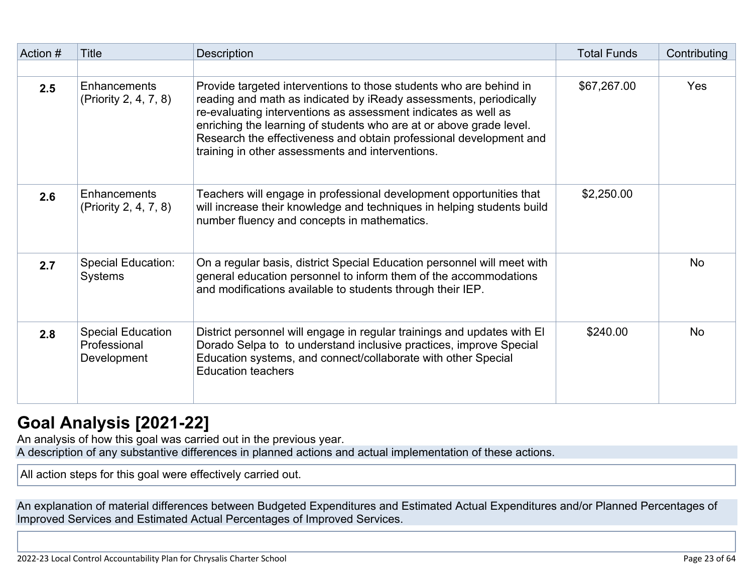| Action # | Title | Description | Total Funds | Contributing |
|---|---|---|---|---|
| | | | | |
| **2.5** | Enhancements (Priority 2, 4, 7, 8) | Provide targeted interventions to those students who are behind in reading and math as indicated by iReady assessments, periodically re-evaluating interventions as assessment indicates as well as enriching the learning of students who are at or above grade level. Research the effectiveness and obtain professional development and training in other assessments and interventions. | $67,267.00 | Yes |
| **2.6** | Enhancements (Priority 2, 4, 7, 8) | Teachers will engage in professional development opportunities that will increase their knowledge and techniques in helping students build number fluency and concepts in mathematics. | $2,250.00 | |
| **2.7** | Special Education: Systems | On a regular basis, district Special Education personnel will meet with general education personnel to inform them of the accommodations and modifications available to students through their IEP. | | No |
| **2.8** | Special Education Professional Development | District personnel will engage in regular trainings and updates with El Dorado Selpa to  to understand inclusive practices, improve Special Education systems, and connect/collaborate with other Special Education teachers | $240.00 | No |

## Goal Analysis [2021-22]

An analysis of how this goal was carried out in the previous year.

A description of any substantive differences in planned actions and actual implementation of these actions.

All action steps for this goal were effectively carried out.

An explanation of material differences between Budgeted Expenditures and Estimated Actual Expenditures and/or Planned Percentages of Improved Services and Estimated Actual Percentages of Improved Services.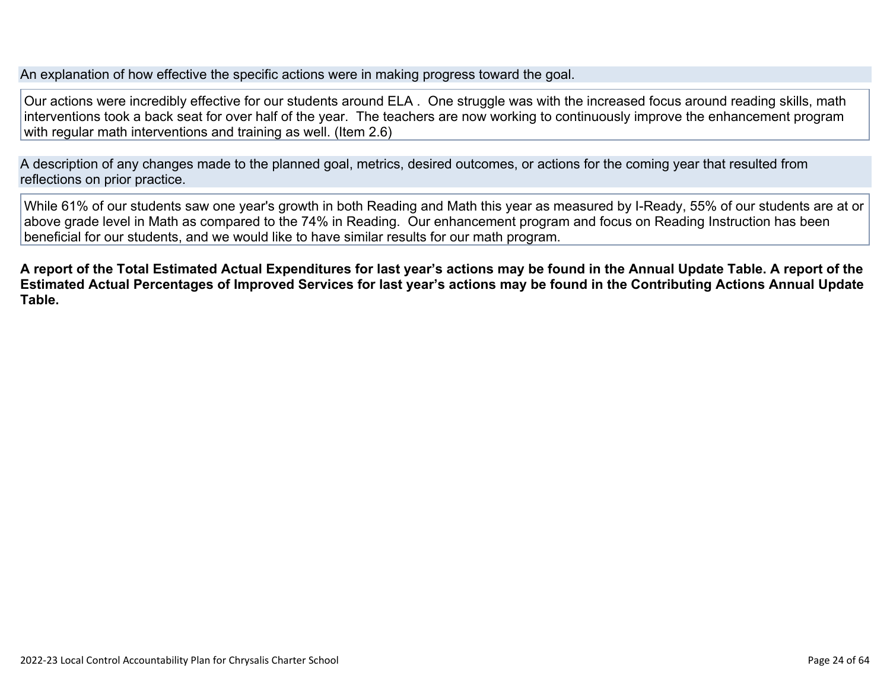An explanation of how effective the specific actions were in making progress toward the goal.

Our actions were incredibly effective for our students around ELA . One struggle was with the increased focus around reading skills, math interventions took a back seat for over half of the year. The teachers are now working to continuously improve the enhancement program with regular math interventions and training as well. (Item 2.6)

A description of any changes made to the planned goal, metrics, desired outcomes, or actions for the coming year that resulted from reflections on prior practice.

While 61% of our students saw one year's growth in both Reading and Math this year as measured by I-Ready, 55% of our students are at or above grade level in Math as compared to the 74% in Reading. Our enhancement program and focus on Reading Instruction has been beneficial for our students, and we would like to have similar results for our math program.

**A report of the Total Estimated Actual Expenditures for last year's actions may be found in the Annual Update Table. A report of the Estimated Actual Percentages of Improved Services for last year's actions may be found in the Contributing Actions Annual Update Table.**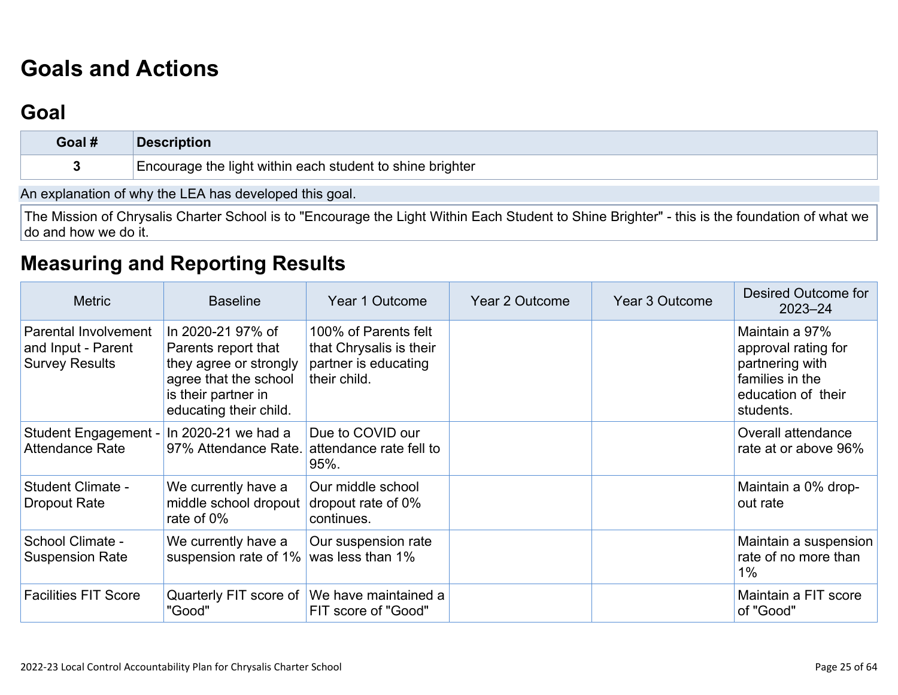# Goals and Actions

## Goal

| Goal # | Description |
|---|---|
| 3 | Encourage the light within each student to shine brighter |

An explanation of why the LEA has developed this goal.

The Mission of Chrysalis Charter School is to "Encourage the Light Within Each Student to Shine Brighter" - this is the foundation of what we do and how we do it.

## Measuring and Reporting Results

| Metric | Baseline | Year 1 Outcome | Year 2 Outcome | Year 3 Outcome | Desired Outcome for 2023–24 |
|---|---|---|---|---|---|
| Parental Involvement and Input - Parent Survey Results | In 2020-21 97% of Parents report that they agree or strongly agree that the school is their partner in educating their child. | 100% of Parents felt that Chrysalis is their partner is educating their child. | | | Maintain a 97% approval rating for partnering with families in the education of their students. |
| Student Engagement - Attendance Rate | In 2020-21 we had a 97% Attendance Rate. | Due to COVID our attendance rate fell to 95%. | | | Overall attendance rate at or above 96% |
| Student Climate - Dropout Rate | We currently have a middle school dropout rate of 0% | Our middle school dropout rate of 0% continues. | | | Maintain a 0% drop-out rate |
| School Climate - Suspension Rate | We currently have a suspension rate of 1% | Our suspension rate was less than 1% | | | Maintain a suspension rate of no more than 1% |
| Facilities FIT Score | Quarterly FIT score of "Good" | We have maintained a FIT score of "Good" | | | Maintain a FIT score of "Good" |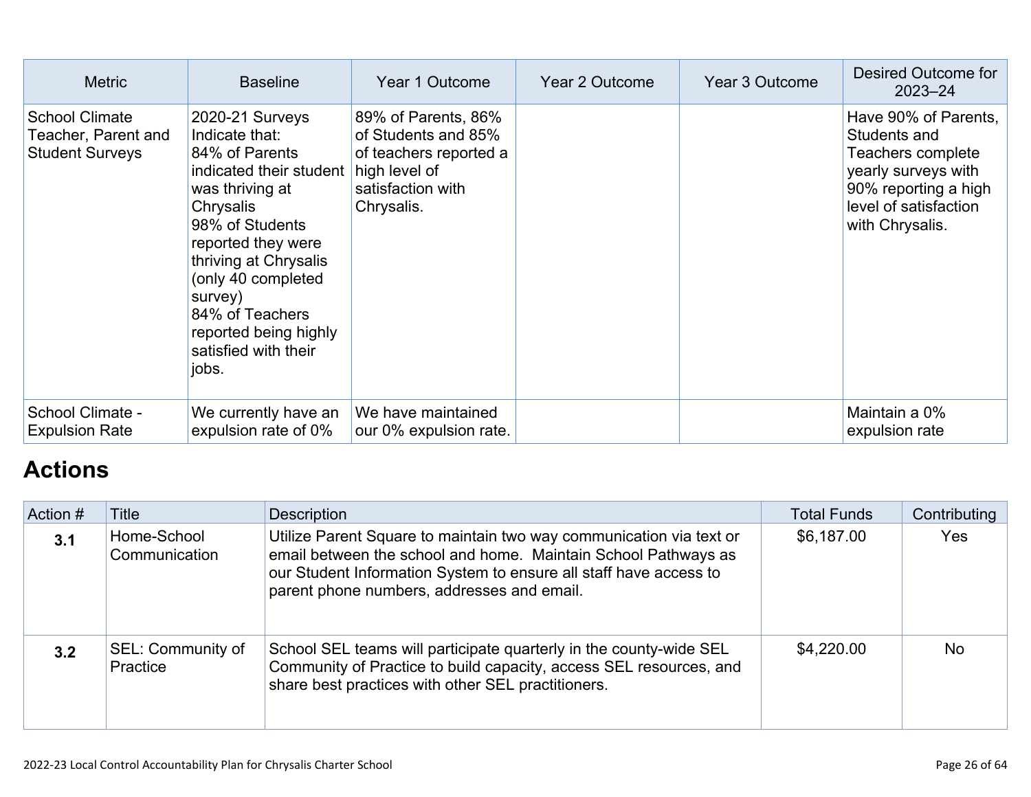| Metric | Baseline | Year 1 Outcome | Year 2 Outcome | Year 3 Outcome | Desired Outcome for 2023–24 |
|---|---|---|---|---|---|
| School Climate Teacher, Parent and Student Surveys | 2020-21 Surveys Indicate that:<br>84% of Parents indicated their student was thriving at Chrysalis<br>98% of Students reported they were thriving at Chrysalis (only 40 completed survey)<br>84% of Teachers reported being highly satisfied with their jobs. | 89% of Parents, 86% of Students and 85% of teachers reported a high level of satisfaction with Chrysalis. | | | Have 90% of Parents, Students and Teachers complete yearly surveys with 90% reporting a high level of satisfaction with Chrysalis. |
| School Climate - Expulsion Rate | We currently have an expulsion rate of 0% | We have maintained our 0% expulsion rate. | | | Maintain a 0% expulsion rate |

## Actions

| Action # | Title | Description | Total Funds | Contributing |
|---|---|---|---|---|
| **3.1** | Home-School Communication | Utilize Parent Square to maintain two way communication via text or email between the school and home. Maintain School Pathways as our Student Information System to ensure all staff have access to parent phone numbers, addresses and email. | $6,187.00 | Yes |
| **3.2** | SEL: Community of Practice | School SEL teams will participate quarterly in the county-wide SEL Community of Practice to build capacity, access SEL resources, and share best practices with other SEL practitioners. | $4,220.00 | No |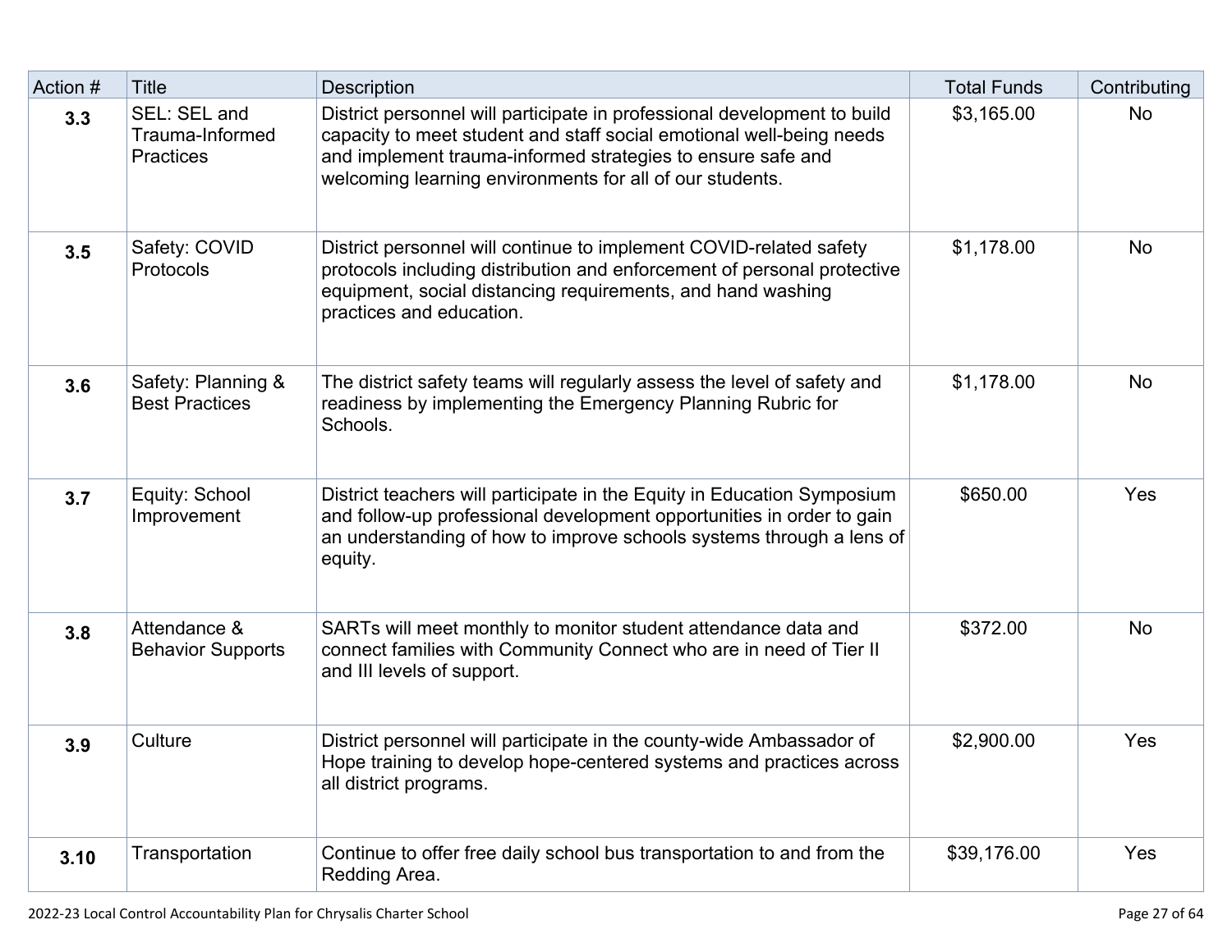| Action # | Title | Description | Total Funds | Contributing |
|---|---|---|---|---|
| **3.3** | SEL: SEL and Trauma-Informed Practices | District personnel will participate in professional development to build capacity to meet student and staff social emotional well-being needs and implement trauma-informed strategies to ensure safe and welcoming learning environments for all of our students. | $3,165.00 | No |
| **3.5** | Safety: COVID Protocols | District personnel will continue to implement COVID-related safety protocols including distribution and enforcement of personal protective equipment, social distancing requirements, and hand washing practices and education. | $1,178.00 | No |
| **3.6** | Safety: Planning & Best Practices | The district safety teams will regularly assess the level of safety and readiness by implementing the Emergency Planning Rubric for Schools. | $1,178.00 | No |
| **3.7** | Equity: School Improvement | District teachers will participate in the Equity in Education Symposium and follow-up professional development opportunities in order to gain an understanding of how to improve schools systems through a lens of equity. | $650.00 | Yes |
| **3.8** | Attendance & Behavior Supports | SARTs will meet monthly to monitor student attendance data and connect families with Community Connect who are in need of Tier II and III levels of support. | $372.00 | No |
| **3.9** | Culture | District personnel will participate in the county-wide Ambassador of Hope training to develop hope-centered systems and practices across all district programs. | $2,900.00 | Yes |
| **3.10** | Transportation | Continue to offer free daily school bus transportation to and from the Redding Area. | $39,176.00 | Yes |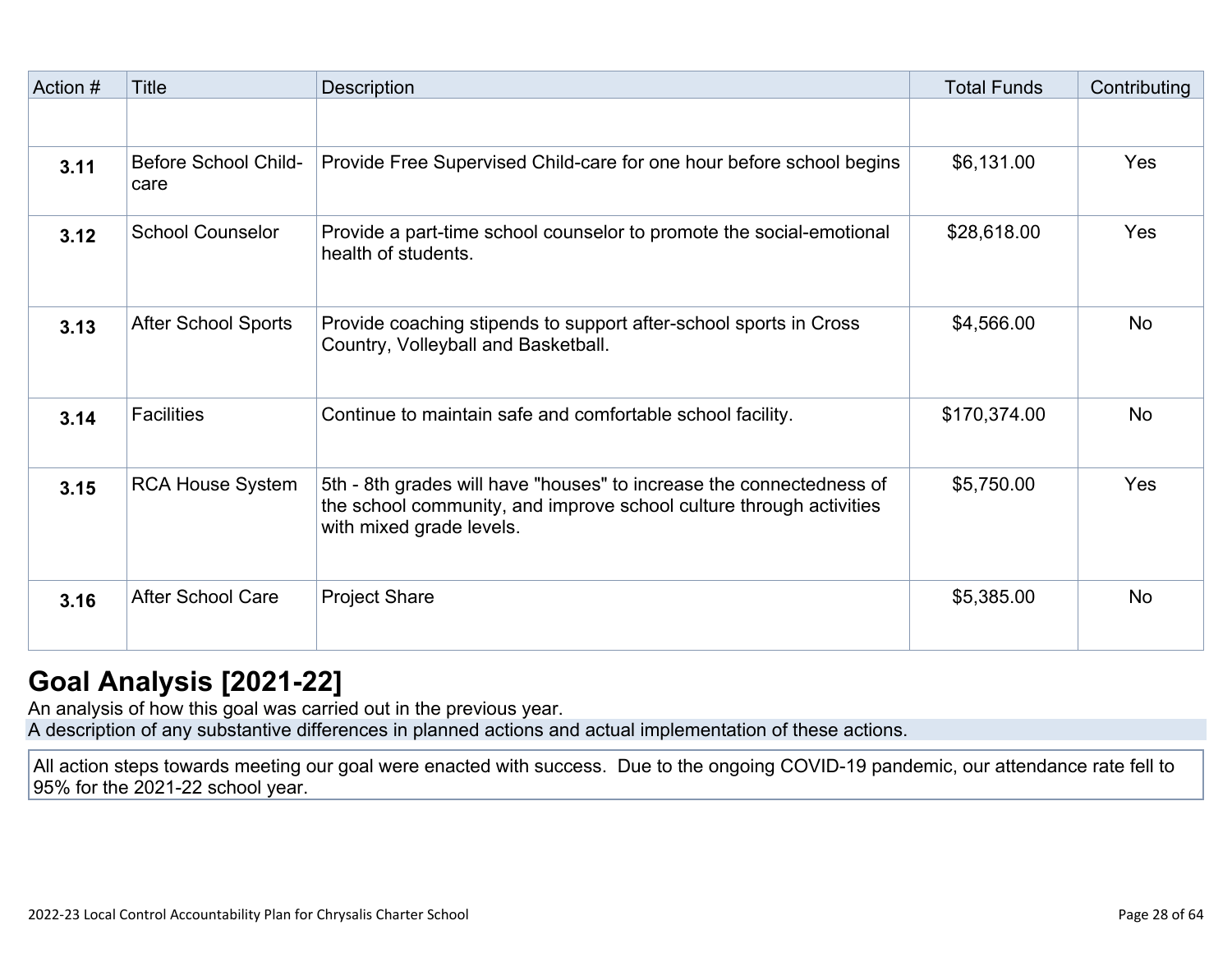| Action # | Title | Description | Total Funds | Contributing |
|---|---|---|---|---|
| | | | | |
| **3.11** | Before School Child-care | Provide Free Supervised Child-care for one hour before school begins | $6,131.00 | Yes |
| **3.12** | School Counselor | Provide a part-time school counselor to promote the social-emotional health of students. | $28,618.00 | Yes |
| **3.13** | After School Sports | Provide coaching stipends to support after-school sports in Cross Country, Volleyball and Basketball. | $4,566.00 | No |
| **3.14** | Facilities | Continue to maintain safe and comfortable school facility. | $170,374.00 | No |
| **3.15** | RCA House System | 5th - 8th grades will have "houses" to increase the connectedness of the school community, and improve school culture through activities with mixed grade levels. | $5,750.00 | Yes |
| **3.16** | After School Care | Project Share | $5,385.00 | No |

## Goal Analysis [2021-22]

An analysis of how this goal was carried out in the previous year.

A description of any substantive differences in planned actions and actual implementation of these actions.

All action steps towards meeting our goal were enacted with success. Due to the ongoing COVID-19 pandemic, our attendance rate fell to 95% for the 2021-22 school year.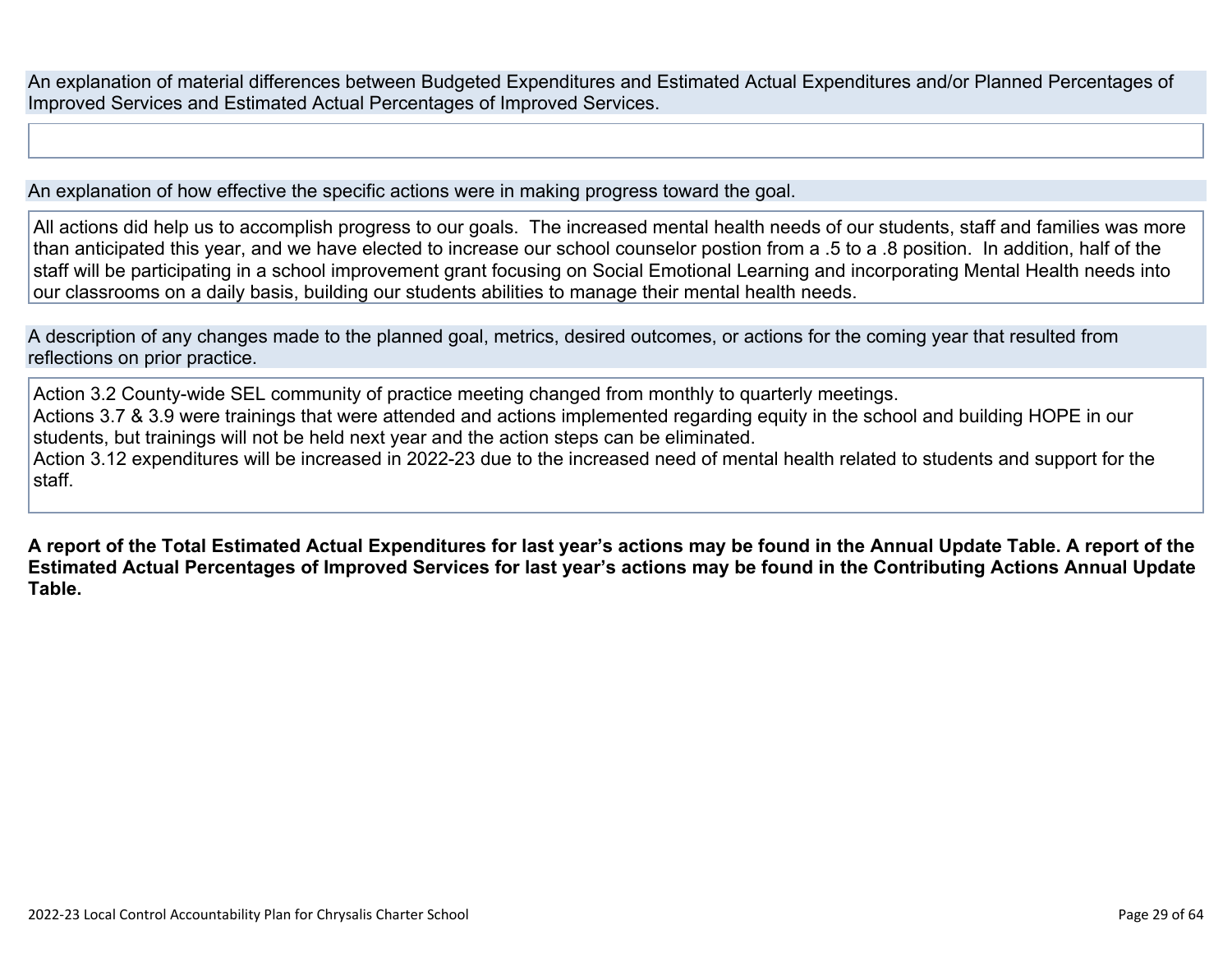An explanation of material differences between Budgeted Expenditures and Estimated Actual Expenditures and/or Planned Percentages of Improved Services and Estimated Actual Percentages of Improved Services.

An explanation of how effective the specific actions were in making progress toward the goal.

All actions did help us to accomplish progress to our goals. The increased mental health needs of our students, staff and families was more than anticipated this year, and we have elected to increase our school counselor postion from a .5 to a .8 position. In addition, half of the staff will be participating in a school improvement grant focusing on Social Emotional Learning and incorporating Mental Health needs into our classrooms on a daily basis, building our students abilities to manage their mental health needs.

A description of any changes made to the planned goal, metrics, desired outcomes, or actions for the coming year that resulted from reflections on prior practice.

Action 3.2 County-wide SEL community of practice meeting changed from monthly to quarterly meetings.
Actions 3.7 & 3.9 were trainings that were attended and actions implemented regarding equity in the school and building HOPE in our students, but trainings will not be held next year and the action steps can be eliminated.
Action 3.12 expenditures will be increased in 2022-23 due to the increased need of mental health related to students and support for the staff.

**A report of the Total Estimated Actual Expenditures for last year's actions may be found in the Annual Update Table. A report of the Estimated Actual Percentages of Improved Services for last year's actions may be found in the Contributing Actions Annual Update Table.**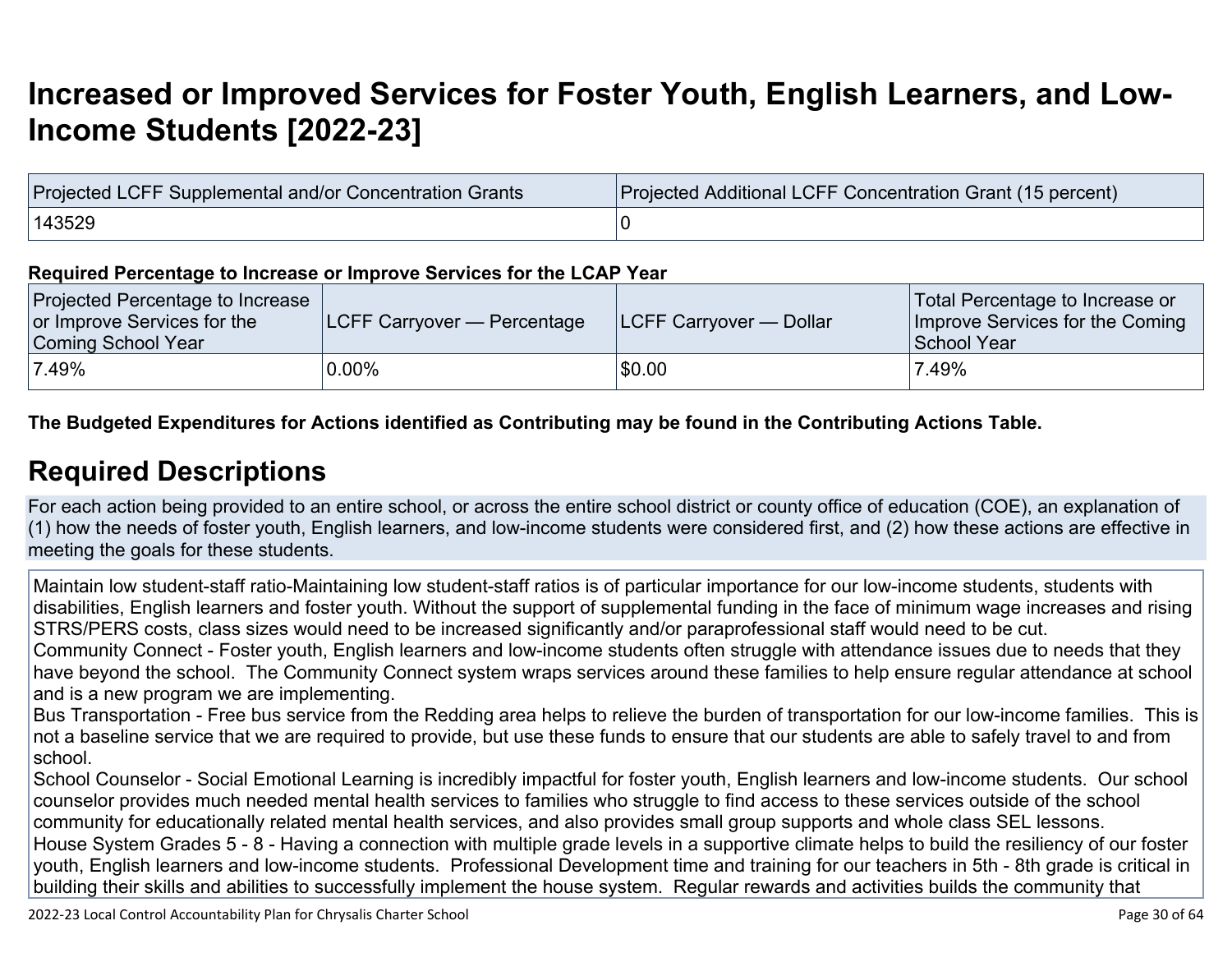# Increased or Improved Services for Foster Youth, English Learners, and Low-Income Students [2022-23]

| Projected LCFF Supplemental and/or Concentration Grants | Projected Additional LCFF Concentration Grant (15 percent) |
| --- | --- |
| 143529 | 0 |

**Required Percentage to Increase or Improve Services for the LCAP Year**

| Projected Percentage to Increase or Improve Services for the Coming School Year | LCFF Carryover — Percentage | LCFF Carryover — Dollar | Total Percentage to Increase or Improve Services for the Coming School Year |
| --- | --- | --- | --- |
| 7.49% | 0.00% | $0.00 | 7.49% |

**The Budgeted Expenditures for Actions identified as Contributing may be found in the Contributing Actions Table.**

## Required Descriptions

For each action being provided to an entire school, or across the entire school district or county office of education (COE), an explanation of (1) how the needs of foster youth, English learners, and low-income students were considered first, and (2) how these actions are effective in meeting the goals for these students.

Maintain low student-staff ratio-Maintaining low student-staff ratios is of particular importance for our low-income students, students with disabilities, English learners and foster youth. Without the support of supplemental funding in the face of minimum wage increases and rising STRS/PERS costs, class sizes would need to be increased significantly and/or paraprofessional staff would need to be cut.
Community Connect - Foster youth, English learners and low-income students often struggle with attendance issues due to needs that they have beyond the school. The Community Connect system wraps services around these families to help ensure regular attendance at school and is a new program we are implementing.
Bus Transportation - Free bus service from the Redding area helps to relieve the burden of transportation for our low-income families. This is not a baseline service that we are required to provide, but use these funds to ensure that our students are able to safely travel to and from school.
School Counselor - Social Emotional Learning is incredibly impactful for foster youth, English learners and low-income students. Our school counselor provides much needed mental health services to families who struggle to find access to these services outside of the school community for educationally related mental health services, and also provides small group supports and whole class SEL lessons.
House System Grades 5 - 8 - Having a connection with multiple grade levels in a supportive climate helps to build the resiliency of our foster youth, English learners and low-income students. Professional Development time and training for our teachers in 5th - 8th grade is critical in building their skills and abilities to successfully implement the house system. Regular rewards and activities builds the community that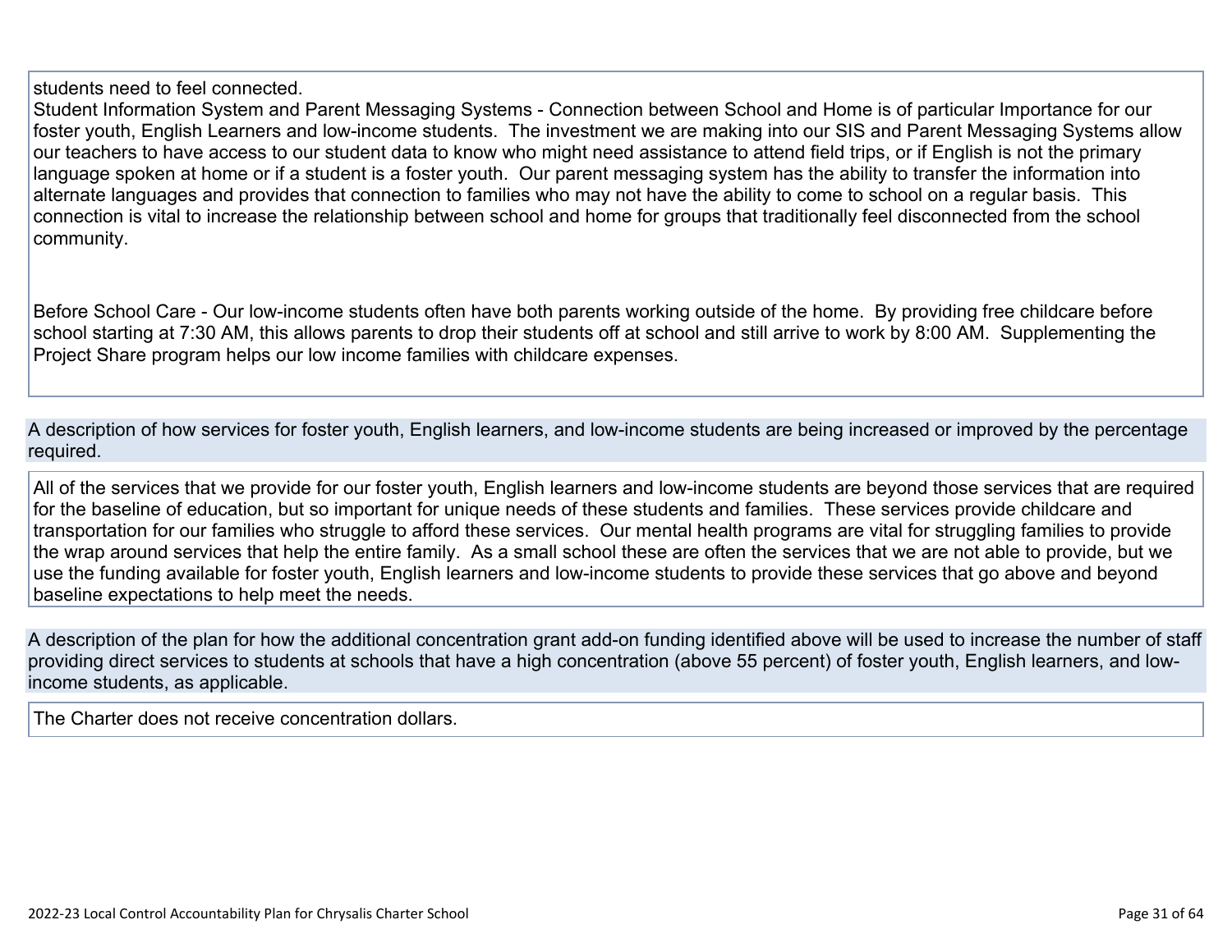students need to feel connected.
Student Information System and Parent Messaging Systems - Connection between School and Home is of particular Importance for our foster youth, English Learners and low-income students. The investment we are making into our SIS and Parent Messaging Systems allow our teachers to have access to our student data to know who might need assistance to attend field trips, or if English is not the primary language spoken at home or if a student is a foster youth. Our parent messaging system has the ability to transfer the information into alternate languages and provides that connection to families who may not have the ability to come to school on a regular basis. This connection is vital to increase the relationship between school and home for groups that traditionally feel disconnected from the school community.

Before School Care - Our low-income students often have both parents working outside of the home. By providing free childcare before school starting at 7:30 AM, this allows parents to drop their students off at school and still arrive to work by 8:00 AM. Supplementing the Project Share program helps our low income families with childcare expenses.

### A description of how services for foster youth, English learners, and low-income students are being increased or improved by the percentage required.

All of the services that we provide for our foster youth, English learners and low-income students are beyond those services that are required for the baseline of education, but so important for unique needs of these students and families. These services provide childcare and transportation for our families who struggle to afford these services. Our mental health programs are vital for struggling families to provide the wrap around services that help the entire family. As a small school these are often the services that we are not able to provide, but we use the funding available for foster youth, English learners and low-income students to provide these services that go above and beyond baseline expectations to help meet the needs.

### A description of the plan for how the additional concentration grant add-on funding identified above will be used to increase the number of staff providing direct services to students at schools that have a high concentration (above 55 percent) of foster youth, English learners, and low-income students, as applicable.

The Charter does not receive concentration dollars.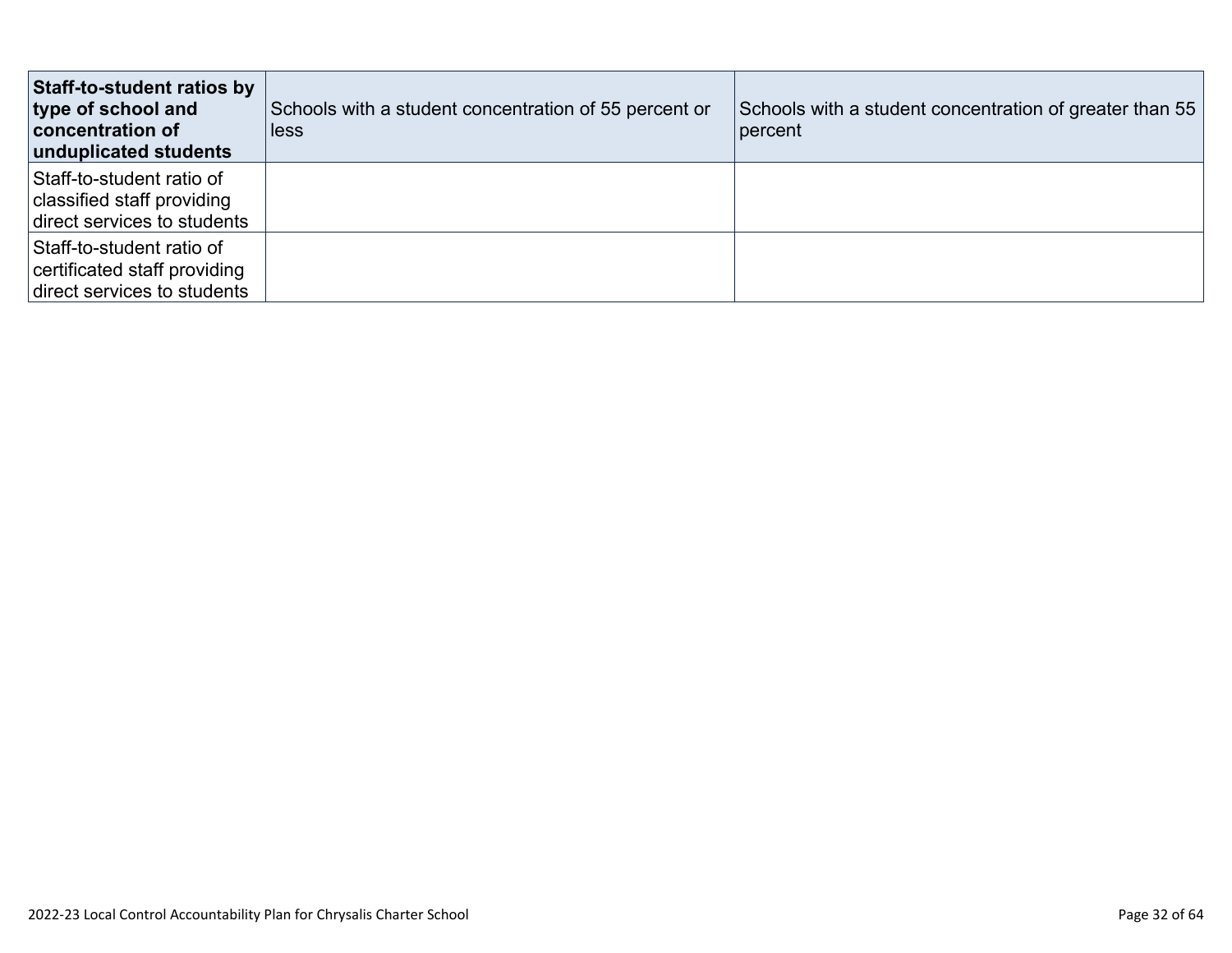| **Staff-to-student ratios by type of school and concentration of unduplicated students** | Schools with a student concentration of 55 percent or less | Schools with a student concentration of greater than 55 percent |
|---|---|---|
| Staff-to-student ratio of classified staff providing direct services to students | | |
| Staff-to-student ratio of certificated staff providing direct services to students | | |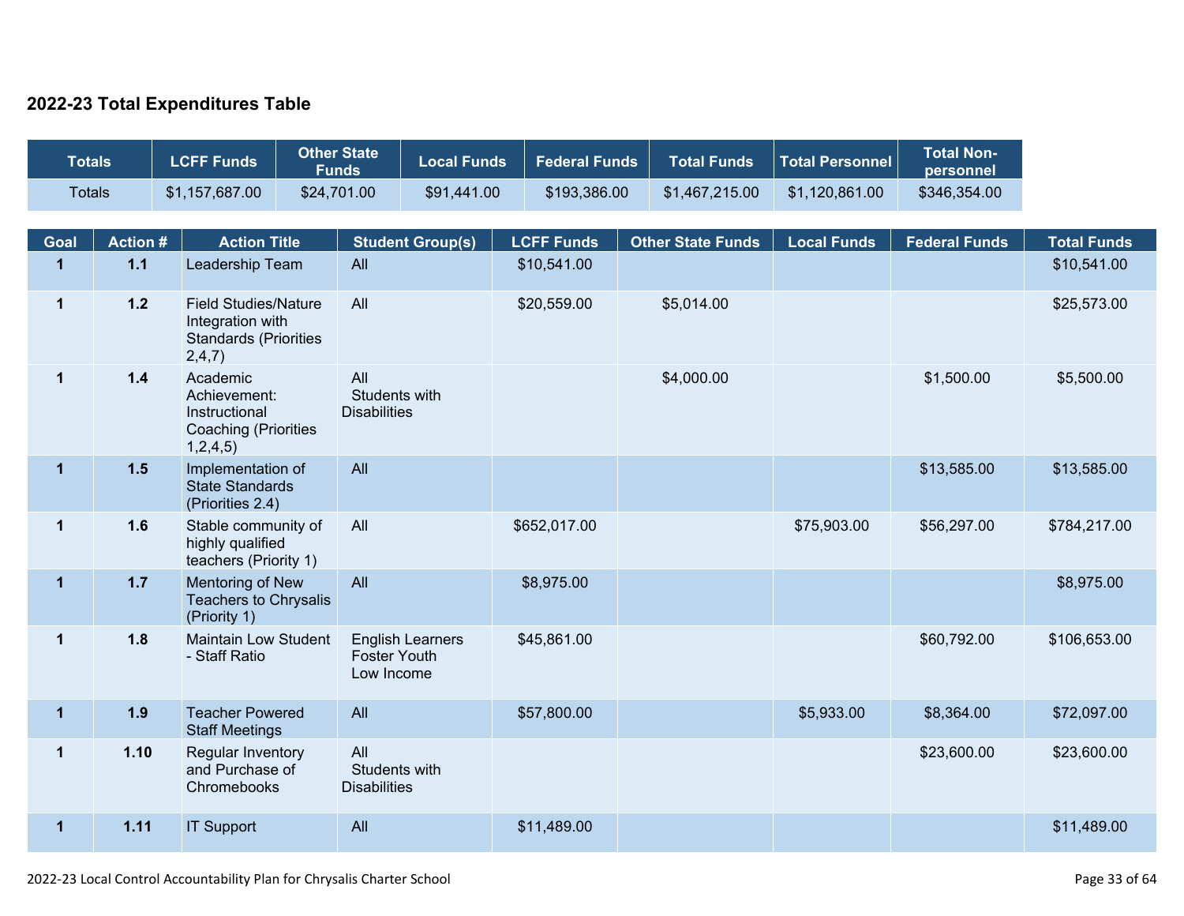## 2022-23 Total Expenditures Table

| Totals | LCFF Funds | Other State Funds | Local Funds | Federal Funds | Total Funds | Total Personnel | Total Non-personnel |
|---|---|---|---|---|---|---|---|
| Totals | $1,157,687.00 | $24,701.00 | $91,441.00 | $193,386.00 | $1,467,215.00 | $1,120,861.00 | $346,354.00 |

| Goal | Action # | Action Title | Student Group(s) | LCFF Funds | Other State Funds | Local Funds | Federal Funds | Total Funds |
|---|---|---|---|---|---|---|---|---|
| 1 | 1.1 | Leadership Team | All | $10,541.00 | | | | $10,541.00 |
| 1 | 1.2 | Field Studies/Nature Integration with Standards (Priorities 2,4,7) | All | $20,559.00 | $5,014.00 | | | $25,573.00 |
| 1 | 1.4 | Academic Achievement: Instructional Coaching (Priorities 1,2,4,5) | All<br>Students with Disabilities | | $4,000.00 | | $1,500.00 | $5,500.00 |
| 1 | 1.5 | Implementation of State Standards (Priorities 2.4) | All | | | | $13,585.00 | $13,585.00 |
| 1 | 1.6 | Stable community of highly qualified teachers (Priority 1) | All | $652,017.00 | | $75,903.00 | $56,297.00 | $784,217.00 |
| 1 | 1.7 | Mentoring of New Teachers to Chrysalis (Priority 1) | All | $8,975.00 | | | | $8,975.00 |
| 1 | 1.8 | Maintain Low Student - Staff Ratio | English Learners<br>Foster Youth<br>Low Income | $45,861.00 | | | $60,792.00 | $106,653.00 |
| 1 | 1.9 | Teacher Powered Staff Meetings | All | $57,800.00 | | $5,933.00 | $8,364.00 | $72,097.00 |
| 1 | 1.10 | Regular Inventory and Purchase of Chromebooks | All<br>Students with Disabilities | | | | $23,600.00 | $23,600.00 |
| 1 | 1.11 | IT Support | All | $11,489.00 | | | | $11,489.00 |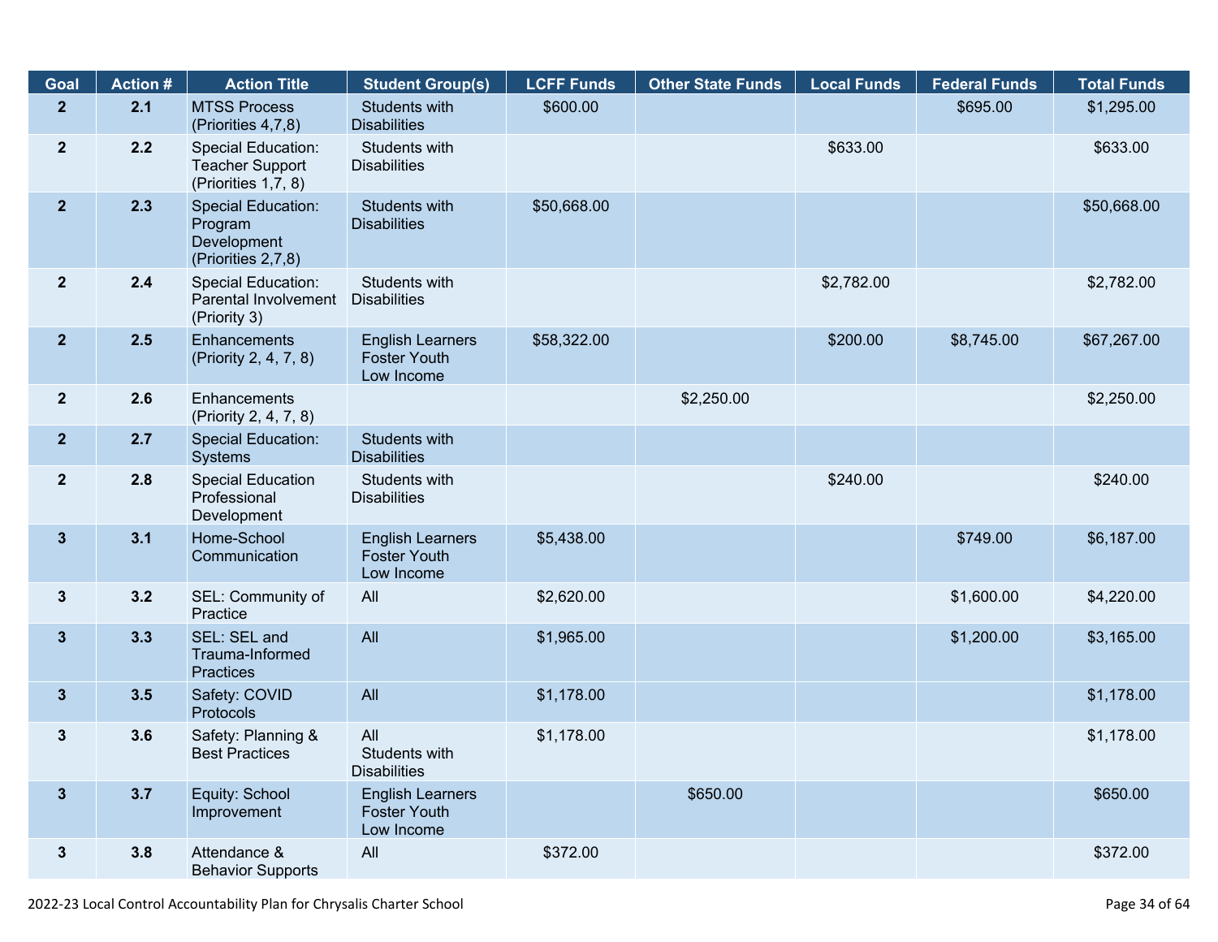| Goal | Action # | Action Title | Student Group(s) | LCFF Funds | Other State Funds | Local Funds | Federal Funds | Total Funds |
|---|---|---|---|---|---|---|---|---|
| 2 | 2.1 | MTSS Process (Priorities 4,7,8) | Students with Disabilities | $600.00 | | | $695.00 | $1,295.00 |
| 2 | 2.2 | Special Education: Teacher Support (Priorities 1,7, 8) | Students with Disabilities | | | $633.00 | | $633.00 |
| 2 | 2.3 | Special Education: Program Development (Priorities 2,7,8) | Students with Disabilities | $50,668.00 | | | | $50,668.00 |
| 2 | 2.4 | Special Education: Parental Involvement (Priority 3) | Students with Disabilities | | | $2,782.00 | | $2,782.00 |
| 2 | 2.5 | Enhancements (Priority 2, 4, 7, 8) | English Learners Foster Youth Low Income | $58,322.00 | | $200.00 | $8,745.00 | $67,267.00 |
| 2 | 2.6 | Enhancements (Priority 2, 4, 7, 8) | | | $2,250.00 | | | $2,250.00 |
| 2 | 2.7 | Special Education: Systems | Students with Disabilities | | | | | |
| 2 | 2.8 | Special Education Professional Development | Students with Disabilities | | | $240.00 | | $240.00 |
| 3 | 3.1 | Home-School Communication | English Learners Foster Youth Low Income | $5,438.00 | | | $749.00 | $6,187.00 |
| 3 | 3.2 | SEL: Community of Practice | All | $2,620.00 | | | $1,600.00 | $4,220.00 |
| 3 | 3.3 | SEL: SEL and Trauma-Informed Practices | All | $1,965.00 | | | $1,200.00 | $3,165.00 |
| 3 | 3.5 | Safety: COVID Protocols | All | $1,178.00 | | | | $1,178.00 |
| 3 | 3.6 | Safety: Planning & Best Practices | All Students with Disabilities | $1,178.00 | | | | $1,178.00 |
| 3 | 3.7 | Equity: School Improvement | English Learners Foster Youth Low Income | | $650.00 | | | $650.00 |
| 3 | 3.8 | Attendance & Behavior Supports | All | $372.00 | | | | $372.00 |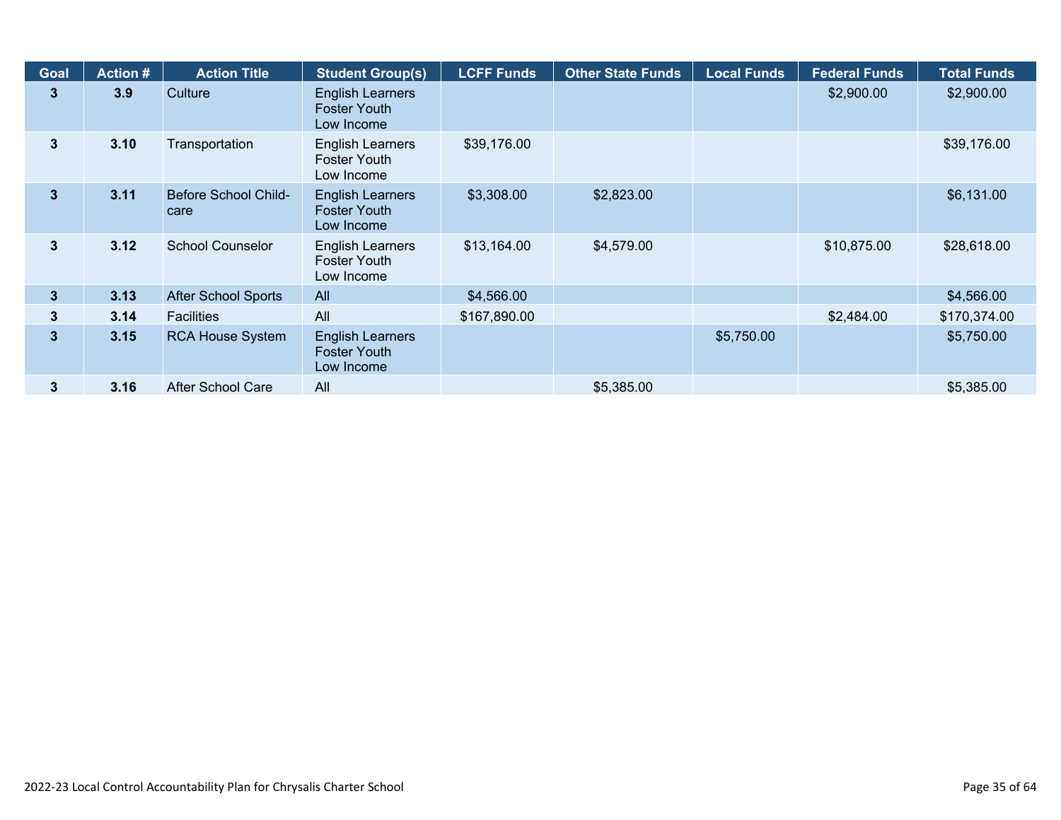| Goal | Action # | Action Title | Student Group(s) | LCFF Funds | Other State Funds | Local Funds | Federal Funds | Total Funds |
|---|---|---|---|---|---|---|---|---|
| 3 | 3.9 | Culture | English Learners<br>Foster Youth<br>Low Income | | | | $2,900.00 | $2,900.00 |
| 3 | 3.10 | Transportation | English Learners<br>Foster Youth<br>Low Income | $39,176.00 | | | | $39,176.00 |
| 3 | 3.11 | Before School Child-care | English Learners<br>Foster Youth<br>Low Income | $3,308.00 | $2,823.00 | | | $6,131.00 |
| 3 | 3.12 | School Counselor | English Learners<br>Foster Youth<br>Low Income | $13,164.00 | $4,579.00 | | $10,875.00 | $28,618.00 |
| 3 | 3.13 | After School Sports | All | $4,566.00 | | | | $4,566.00 |
| 3 | 3.14 | Facilities | All | $167,890.00 | | | $2,484.00 | $170,374.00 |
| 3 | 3.15 | RCA House System | English Learners<br>Foster Youth<br>Low Income | | | $5,750.00 | | $5,750.00 |
| 3 | 3.16 | After School Care | All | | $5,385.00 | | | $5,385.00 |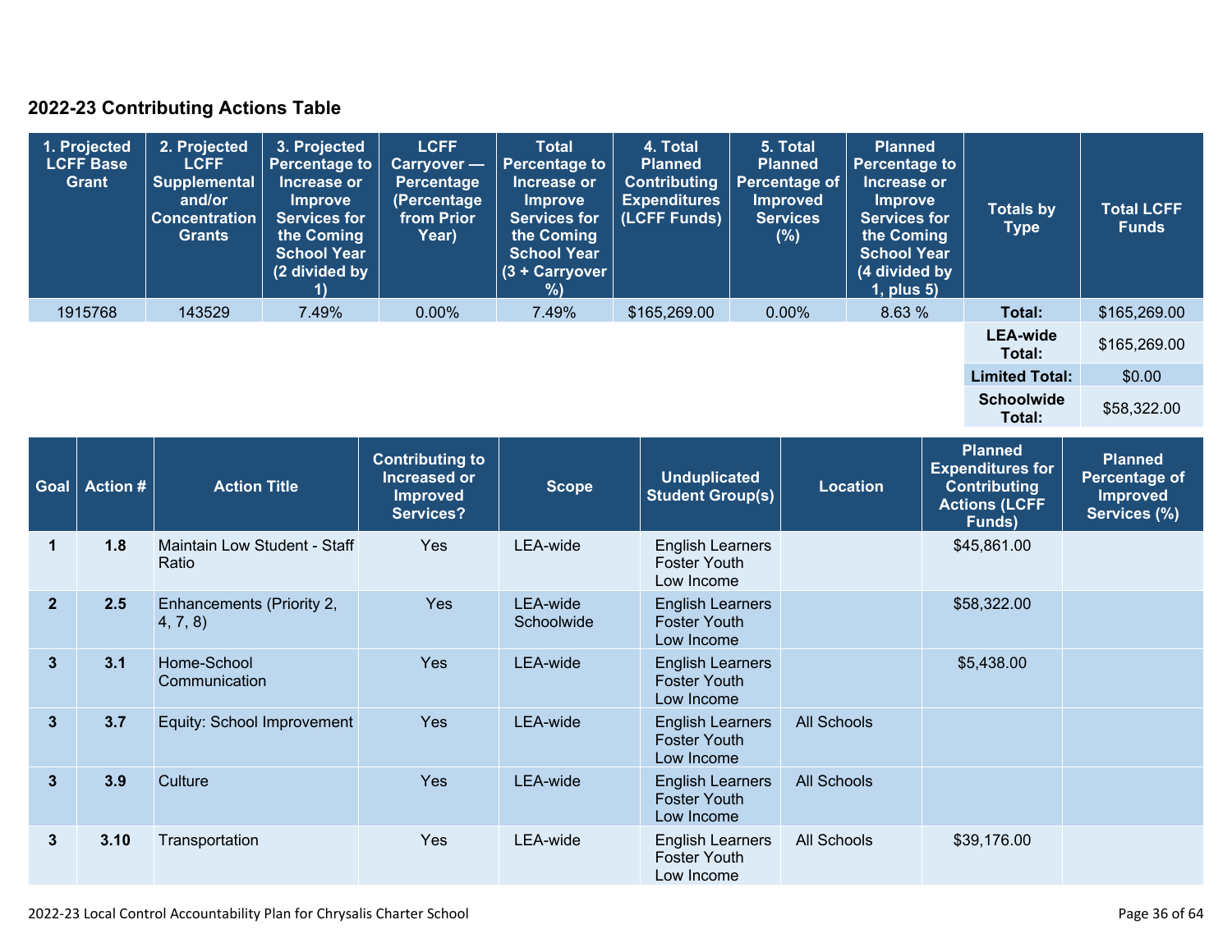## 2022-23 Contributing Actions Table

| 1. Projected LCFF Base Grant | 2. Projected LCFF Supplemental and/or Concentration Grants | 3. Projected Percentage to Increase or Improve Services for the Coming School Year (2 divided by 1) | LCFF Carryover — Percentage (Percentage from Prior Year) | Total Percentage to Increase or Improve Services for the Coming School Year (3 + Carryover %) | 4. Total Planned Contributing Expenditures (LCFF Funds) | 5. Total Planned Percentage of Improved Services (%) | Planned Percentage to Increase or Improve Services for the Coming School Year (4 divided by 1, plus 5) | Totals by Type | Total LCFF Funds |
|---|---|---|---|---|---|---|---|---|---|
| 1915768 | 143529 | 7.49% | 0.00% | 7.49% | $165,269.00 | 0.00% | 8.63 % | **Total:** | $165,269.00 |
| | | | | | | | | **LEA-wide Total:** | $165,269.00 |
| | | | | | | | | **Limited Total:** | $0.00 |
| | | | | | | | | **Schoolwide Total:** | $58,322.00 |

| Goal | Action # | Action Title | Contributing to Increased or Improved Services? | Scope | Unduplicated Student Group(s) | Location | Planned Expenditures for Contributing Actions (LCFF Funds) | Planned Percentage of Improved Services (%) |
|---|---|---|---|---|---|---|---|---|
| 1 | 1.8 | Maintain Low Student - Staff Ratio | Yes | LEA-wide | English Learners Foster Youth Low Income | | $45,861.00 | |
| 2 | 2.5 | Enhancements (Priority 2, 4, 7, 8) | Yes | LEA-wide Schoolwide | English Learners Foster Youth Low Income | | $58,322.00 | |
| 3 | 3.1 | Home-School Communication | Yes | LEA-wide | English Learners Foster Youth Low Income | | $5,438.00 | |
| 3 | 3.7 | Equity: School Improvement | Yes | LEA-wide | English Learners Foster Youth Low Income | All Schools | | |
| 3 | 3.9 | Culture | Yes | LEA-wide | English Learners Foster Youth Low Income | All Schools | | |
| 3 | 3.10 | Transportation | Yes | LEA-wide | English Learners Foster Youth Low Income | All Schools | $39,176.00 | |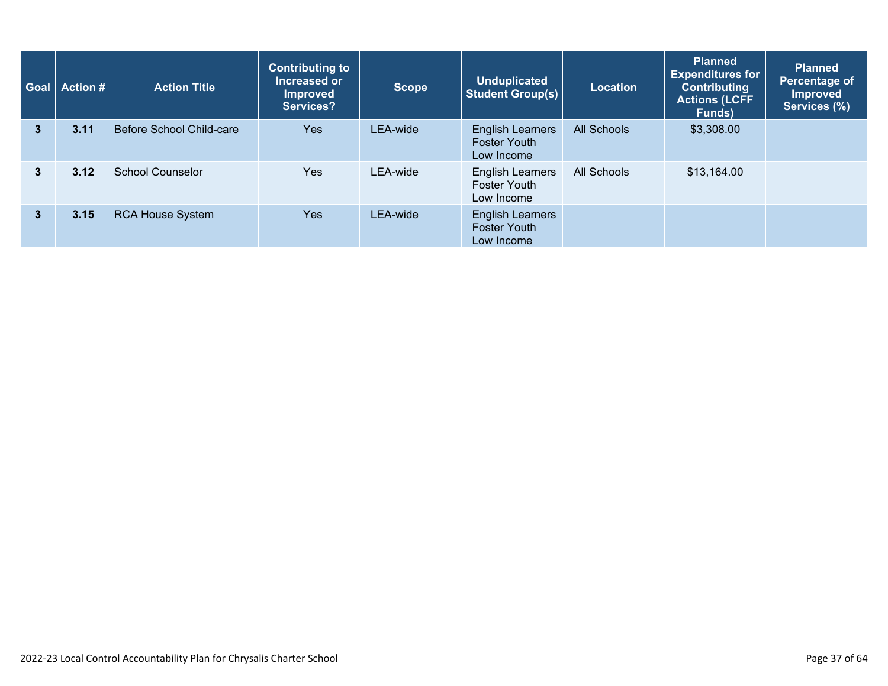| Goal | Action # | Action Title | Contributing to Increased or Improved Services? | Scope | Unduplicated Student Group(s) | Location | Planned Expenditures for Contributing Actions (LCFF Funds) | Planned Percentage of Improved Services (%) |
|---|---|---|---|---|---|---|---|---|
| 3 | 3.11 | Before School Child-care | Yes | LEA-wide | English Learners Foster Youth Low Income | All Schools | $3,308.00 | |
| 3 | 3.12 | School Counselor | Yes | LEA-wide | English Learners Foster Youth Low Income | All Schools | $13,164.00 | |
| 3 | 3.15 | RCA House System | Yes | LEA-wide | English Learners Foster Youth Low Income | | | |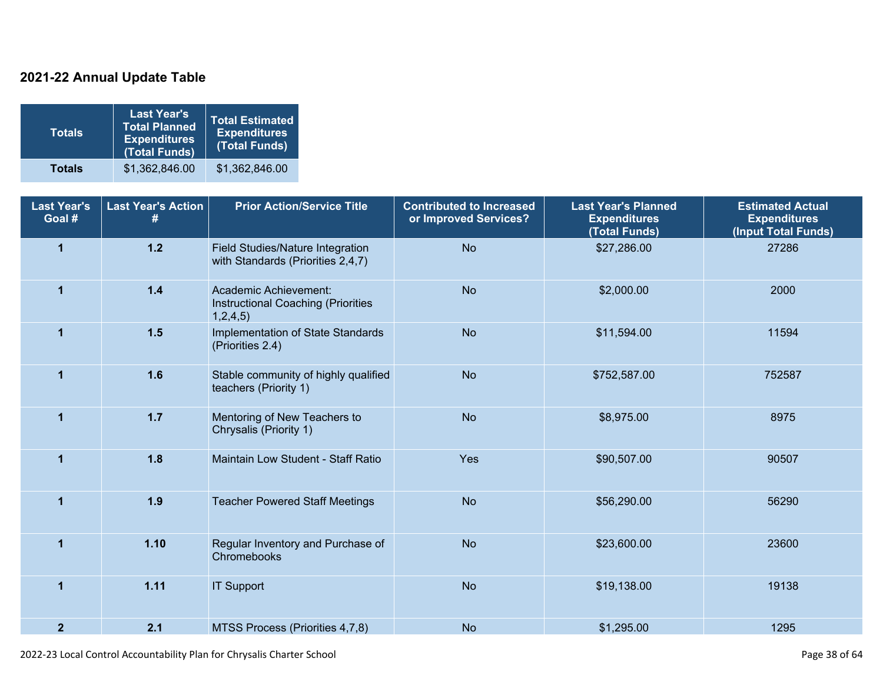## 2021-22 Annual Update Table

| Totals | Last Year's Total Planned Expenditures (Total Funds) | Total Estimated Expenditures (Total Funds) |
|---|---|---|
| **Totals** | $1,362,846.00 | $1,362,846.00 |

| Last Year's Goal # | Last Year's Action # | Prior Action/Service Title | Contributed to Increased or Improved Services? | Last Year's Planned Expenditures (Total Funds) | Estimated Actual Expenditures (Input Total Funds) |
|---|---|---|---|---|---|
| **1** | **1.2** | Field Studies/Nature Integration with Standards (Priorities 2,4,7) | No | $27,286.00 | 27286 |
| **1** | **1.4** | Academic Achievement: Instructional Coaching (Priorities 1,2,4,5) | No | $2,000.00 | 2000 |
| **1** | **1.5** | Implementation of State Standards (Priorities 2.4) | No | $11,594.00 | 11594 |
| **1** | **1.6** | Stable community of highly qualified teachers (Priority 1) | No | $752,587.00 | 752587 |
| **1** | **1.7** | Mentoring of New Teachers to Chrysalis (Priority 1) | No | $8,975.00 | 8975 |
| **1** | **1.8** | Maintain Low Student - Staff Ratio | Yes | $90,507.00 | 90507 |
| **1** | **1.9** | Teacher Powered Staff Meetings | No | $56,290.00 | 56290 |
| **1** | **1.10** | Regular Inventory and Purchase of Chromebooks | No | $23,600.00 | 23600 |
| **1** | **1.11** | IT Support | No | $19,138.00 | 19138 |
| **2** | **2.1** | MTSS Process (Priorities 4,7,8) | No | $1,295.00 | 1295 |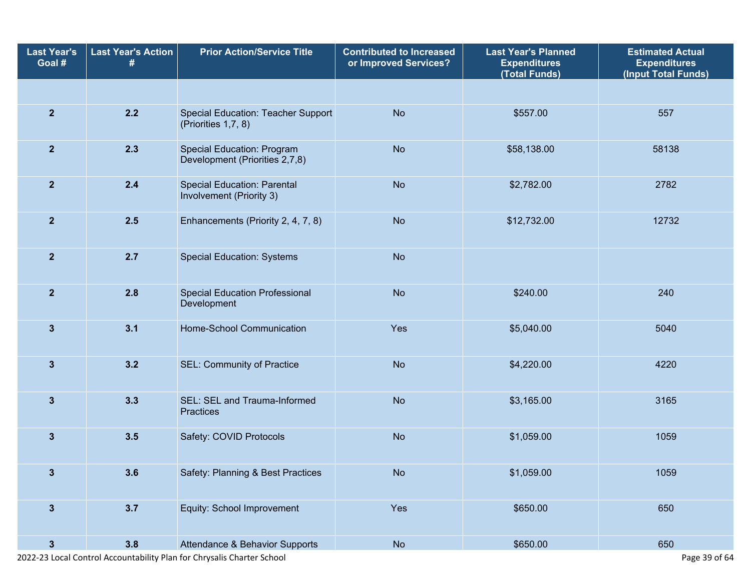| Last Year's Goal # | Last Year's Action # | Prior Action/Service Title | Contributed to Increased or Improved Services? | Last Year's Planned Expenditures (Total Funds) | Estimated Actual Expenditures (Input Total Funds) |
|---|---|---|---|---|---|
| | | | | | |
| 2 | 2.2 | Special Education: Teacher Support (Priorities 1,7, 8) | No | $557.00 | 557 |
| 2 | 2.3 | Special Education: Program Development (Priorities 2,7,8) | No | $58,138.00 | 58138 |
| 2 | 2.4 | Special Education: Parental Involvement (Priority 3) | No | $2,782.00 | 2782 |
| 2 | 2.5 | Enhancements (Priority 2, 4, 7, 8) | No | $12,732.00 | 12732 |
| 2 | 2.7 | Special Education: Systems | No | | |
| 2 | 2.8 | Special Education Professional Development | No | $240.00 | 240 |
| 3 | 3.1 | Home-School Communication | Yes | $5,040.00 | 5040 |
| 3 | 3.2 | SEL: Community of Practice | No | $4,220.00 | 4220 |
| 3 | 3.3 | SEL: SEL and Trauma-Informed Practices | No | $3,165.00 | 3165 |
| 3 | 3.5 | Safety: COVID Protocols | No | $1,059.00 | 1059 |
| 3 | 3.6 | Safety: Planning & Best Practices | No | $1,059.00 | 1059 |
| 3 | 3.7 | Equity: School Improvement | Yes | $650.00 | 650 |
| 3 | 3.8 | Attendance & Behavior Supports | No | $650.00 | 650 |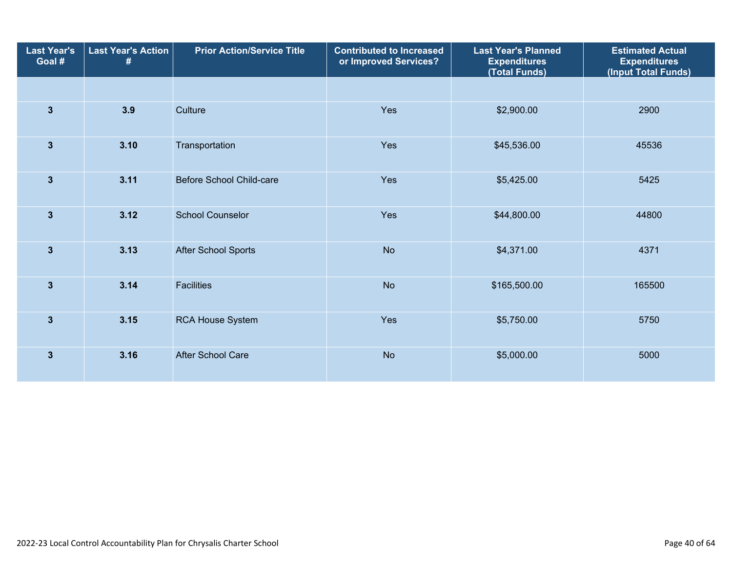| Last Year's Goal # | Last Year's Action # | Prior Action/Service Title | Contributed to Increased or Improved Services? | Last Year's Planned Expenditures (Total Funds) | Estimated Actual Expenditures (Input Total Funds) |
|---|---|---|---|---|---|
| | | | | | |
| 3 | 3.9 | Culture | Yes | $2,900.00 | 2900 |
| 3 | 3.10 | Transportation | Yes | $45,536.00 | 45536 |
| 3 | 3.11 | Before School Child-care | Yes | $5,425.00 | 5425 |
| 3 | 3.12 | School Counselor | Yes | $44,800.00 | 44800 |
| 3 | 3.13 | After School Sports | No | $4,371.00 | 4371 |
| 3 | 3.14 | Facilities | No | $165,500.00 | 165500 |
| 3 | 3.15 | RCA House System | Yes | $5,750.00 | 5750 |
| 3 | 3.16 | After School Care | No | $5,000.00 | 5000 |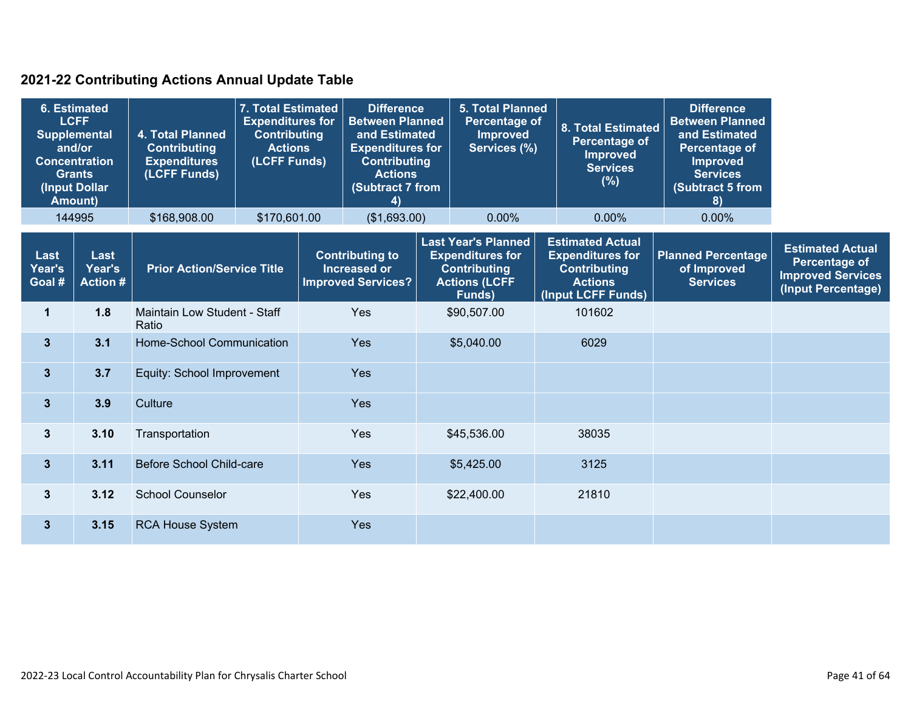## 2021-22 Contributing Actions Annual Update Table

| 6. Estimated LCFF Supplemental and/or Concentration Grants (Input Dollar Amount) | 4. Total Planned Contributing Expenditures (LCFF Funds) | 7. Total Estimated Expenditures for Contributing Actions (LCFF Funds) | Difference Between Planned and Estimated Expenditures for Contributing Actions (Subtract 7 from 4) | 5. Total Planned Percentage of Improved Services (%) | 8. Total Estimated Percentage of Improved Services (%) | Difference Between Planned and Estimated Percentage of Improved Services (Subtract 5 from 8) |
|---|---|---|---|---|---|---|
| 144995 | $168,908.00 | $170,601.00 | ($1,693.00) | 0.00% | 0.00% | 0.00% |

| Last Year's Goal # | Last Year's Action # | Prior Action/Service Title | Contributing to Increased or Improved Services? | Last Year's Planned Expenditures for Contributing Actions (LCFF Funds) | Estimated Actual Expenditures for Contributing Actions (Input LCFF Funds) | Planned Percentage of Improved Services | Estimated Actual Percentage of Improved Services (Input Percentage) |
|---|---|---|---|---|---|---|---|
| 1 | 1.8 | Maintain Low Student - Staff Ratio | Yes | $90,507.00 | 101602 | | |
| 3 | 3.1 | Home-School Communication | Yes | $5,040.00 | 6029 | | |
| 3 | 3.7 | Equity: School Improvement | Yes | | | | |
| 3 | 3.9 | Culture | Yes | | | | |
| 3 | 3.10 | Transportation | Yes | $45,536.00 | 38035 | | |
| 3 | 3.11 | Before School Child-care | Yes | $5,425.00 | 3125 | | |
| 3 | 3.12 | School Counselor | Yes | $22,400.00 | 21810 | | |
| 3 | 3.15 | RCA House System | Yes | | | | |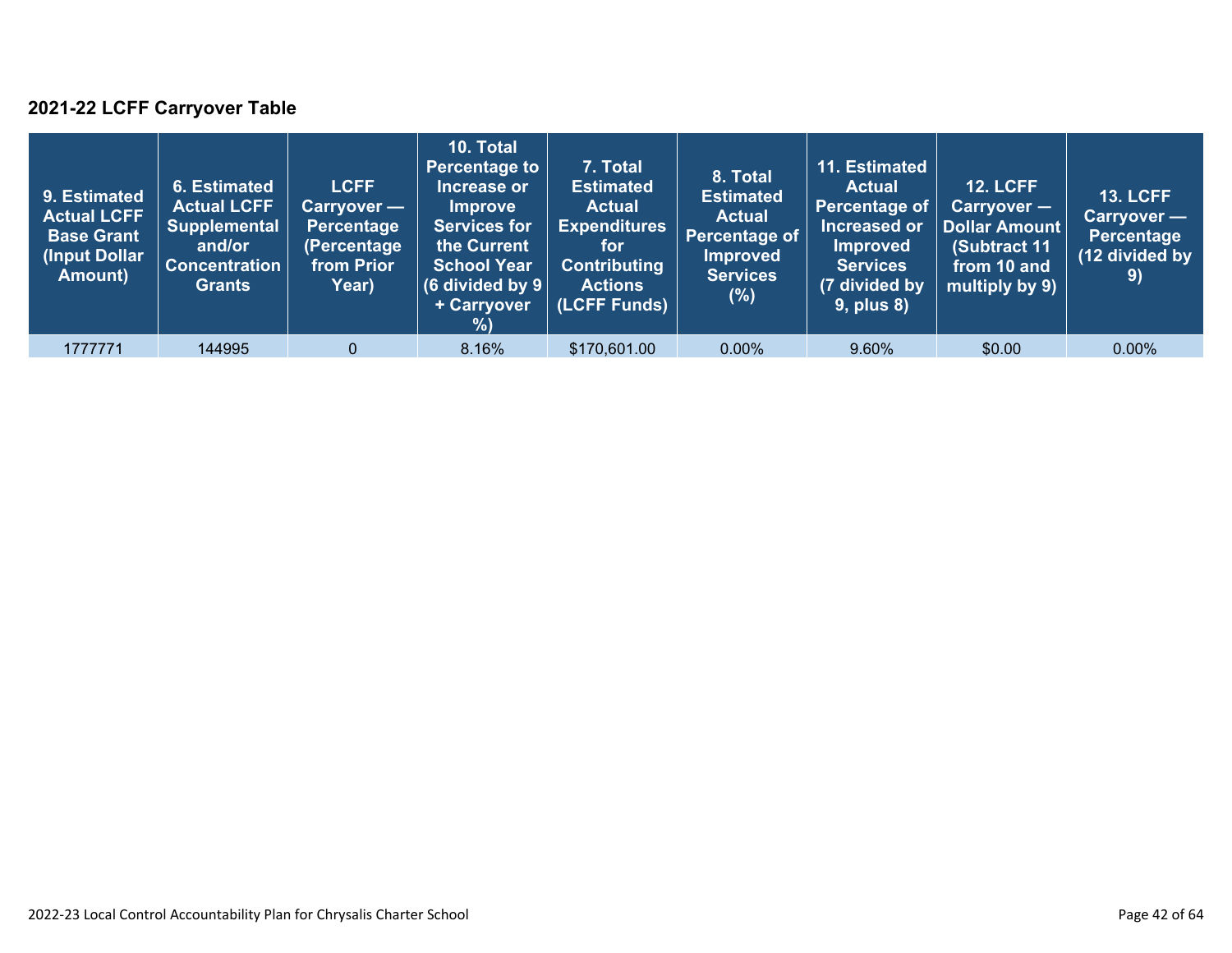## 2021-22 LCFF Carryover Table

| 9. Estimated Actual LCFF Base Grant (Input Dollar Amount) | 6. Estimated Actual LCFF Supplemental and/or Concentration Grants | LCFF Carryover — Percentage (Percentage from Prior Year) | 10. Total Percentage to Increase or Improve Services for the Current School Year (6 divided by 9 + Carryover %) | 7. Total Estimated Actual Expenditures for Contributing Actions (LCFF Funds) | 8. Total Estimated Actual Percentage of Improved Services (%) | 11. Estimated Actual Percentage of Increased or Improved Services (7 divided by 9, plus 8) | 12. LCFF Carryover — Dollar Amount (Subtract 11 from 10 and multiply by 9) | 13. LCFF Carryover — Percentage (12 divided by 9) |
|---|---|---|---|---|---|---|---|---|
| 1777771 | 144995 | 0 | 8.16% | $170,601.00 | 0.00% | 9.60% | $0.00 | 0.00% |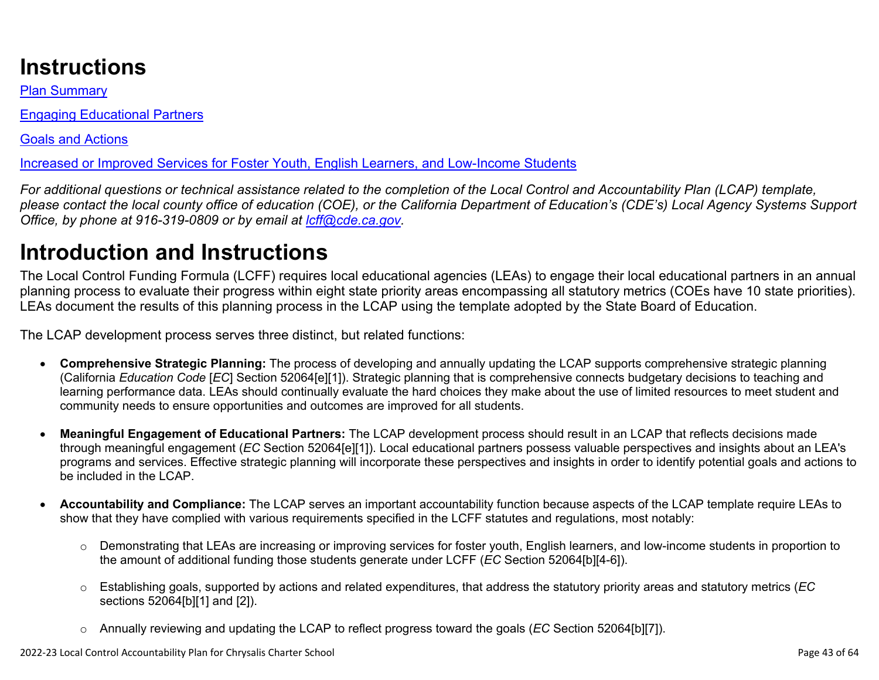# Instructions

[Plan Summary](#)

[Engaging Educational Partners](#)

[Goals and Actions](#)

[Increased or Improved Services for Foster Youth, English Learners, and Low-Income Students](#)

*For additional questions or technical assistance related to the completion of the Local Control and Accountability Plan (LCAP) template, please contact the local county office of education (COE), or the California Department of Education's (CDE's) Local Agency Systems Support Office, by phone at 916-319-0809 or by email at [lcff@cde.ca.gov](mailto:lcff@cde.ca.gov).*

# Introduction and Instructions

The Local Control Funding Formula (LCFF) requires local educational agencies (LEAs) to engage their local educational partners in an annual planning process to evaluate their progress within eight state priority areas encompassing all statutory metrics (COEs have 10 state priorities). LEAs document the results of this planning process in the LCAP using the template adopted by the State Board of Education.

The LCAP development process serves three distinct, but related functions:

- **Comprehensive Strategic Planning:** The process of developing and annually updating the LCAP supports comprehensive strategic planning (California *Education Code* [*EC*] Section 52064[e][1]). Strategic planning that is comprehensive connects budgetary decisions to teaching and learning performance data. LEAs should continually evaluate the hard choices they make about the use of limited resources to meet student and community needs to ensure opportunities and outcomes are improved for all students.

- **Meaningful Engagement of Educational Partners:** The LCAP development process should result in an LCAP that reflects decisions made through meaningful engagement (*EC* Section 52064[e][1]). Local educational partners possess valuable perspectives and insights about an LEA's programs and services. Effective strategic planning will incorporate these perspectives and insights in order to identify potential goals and actions to be included in the LCAP.

- **Accountability and Compliance:** The LCAP serves an important accountability function because aspects of the LCAP template require LEAs to show that they have complied with various requirements specified in the LCFF statutes and regulations, most notably:

  - Demonstrating that LEAs are increasing or improving services for foster youth, English learners, and low-income students in proportion to the amount of additional funding those students generate under LCFF (*EC* Section 52064[b][4-6]).

  - Establishing goals, supported by actions and related expenditures, that address the statutory priority areas and statutory metrics (*EC* sections 52064[b][1] and [2]).

  - Annually reviewing and updating the LCAP to reflect progress toward the goals (*EC* Section 52064[b][7]).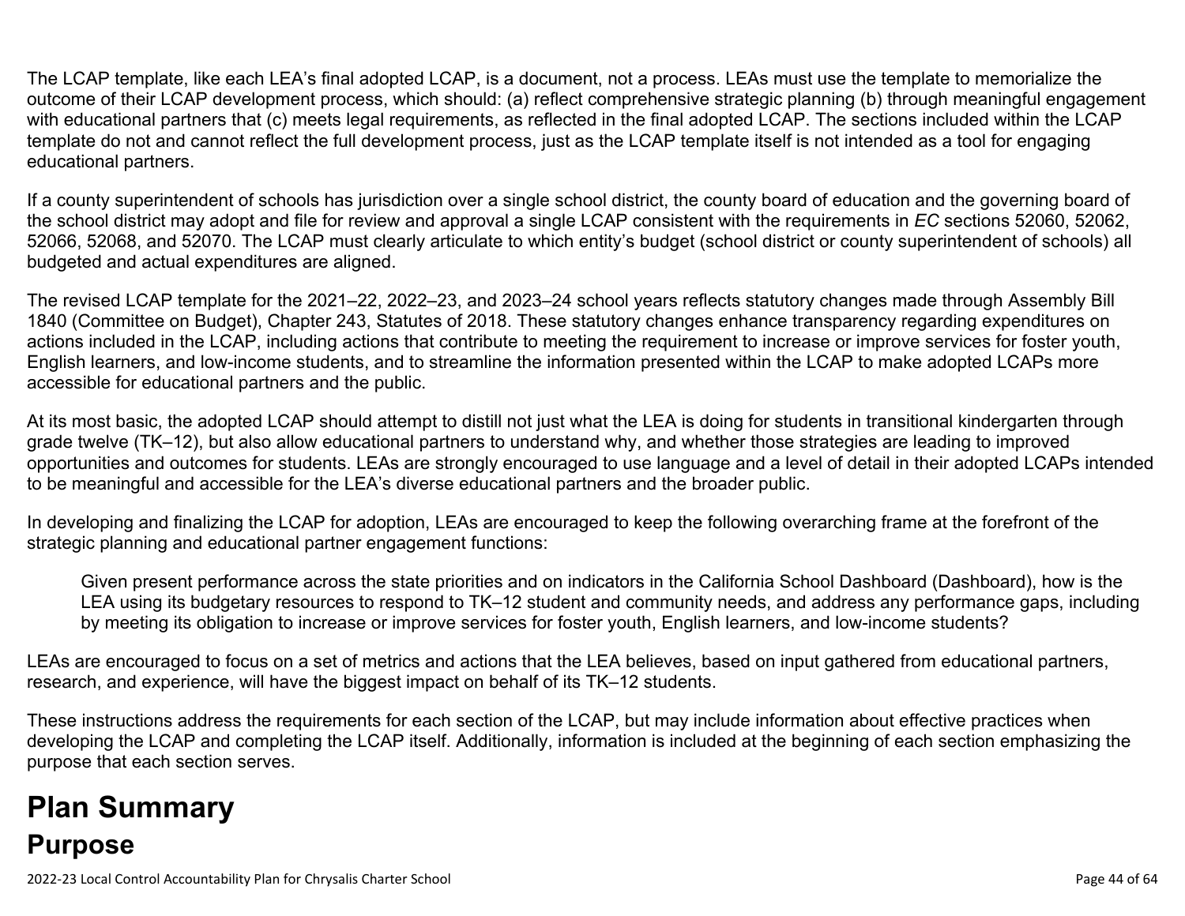The LCAP template, like each LEA's final adopted LCAP, is a document, not a process. LEAs must use the template to memorialize the outcome of their LCAP development process, which should: (a) reflect comprehensive strategic planning (b) through meaningful engagement with educational partners that (c) meets legal requirements, as reflected in the final adopted LCAP. The sections included within the LCAP template do not and cannot reflect the full development process, just as the LCAP template itself is not intended as a tool for engaging educational partners.

If a county superintendent of schools has jurisdiction over a single school district, the county board of education and the governing board of the school district may adopt and file for review and approval a single LCAP consistent with the requirements in *EC* sections 52060, 52062, 52066, 52068, and 52070. The LCAP must clearly articulate to which entity's budget (school district or county superintendent of schools) all budgeted and actual expenditures are aligned.

The revised LCAP template for the 2021–22, 2022–23, and 2023–24 school years reflects statutory changes made through Assembly Bill 1840 (Committee on Budget), Chapter 243, Statutes of 2018. These statutory changes enhance transparency regarding expenditures on actions included in the LCAP, including actions that contribute to meeting the requirement to increase or improve services for foster youth, English learners, and low-income students, and to streamline the information presented within the LCAP to make adopted LCAPs more accessible for educational partners and the public.

At its most basic, the adopted LCAP should attempt to distill not just what the LEA is doing for students in transitional kindergarten through grade twelve (TK–12), but also allow educational partners to understand why, and whether those strategies are leading to improved opportunities and outcomes for students. LEAs are strongly encouraged to use language and a level of detail in their adopted LCAPs intended to be meaningful and accessible for the LEA's diverse educational partners and the broader public.

In developing and finalizing the LCAP for adoption, LEAs are encouraged to keep the following overarching frame at the forefront of the strategic planning and educational partner engagement functions:

> Given present performance across the state priorities and on indicators in the California School Dashboard (Dashboard), how is the LEA using its budgetary resources to respond to TK–12 student and community needs, and address any performance gaps, including by meeting its obligation to increase or improve services for foster youth, English learners, and low-income students?

LEAs are encouraged to focus on a set of metrics and actions that the LEA believes, based on input gathered from educational partners, research, and experience, will have the biggest impact on behalf of its TK–12 students.

These instructions address the requirements for each section of the LCAP, but may include information about effective practices when developing the LCAP and completing the LCAP itself. Additionally, information is included at the beginning of each section emphasizing the purpose that each section serves.

# Plan Summary

## Purpose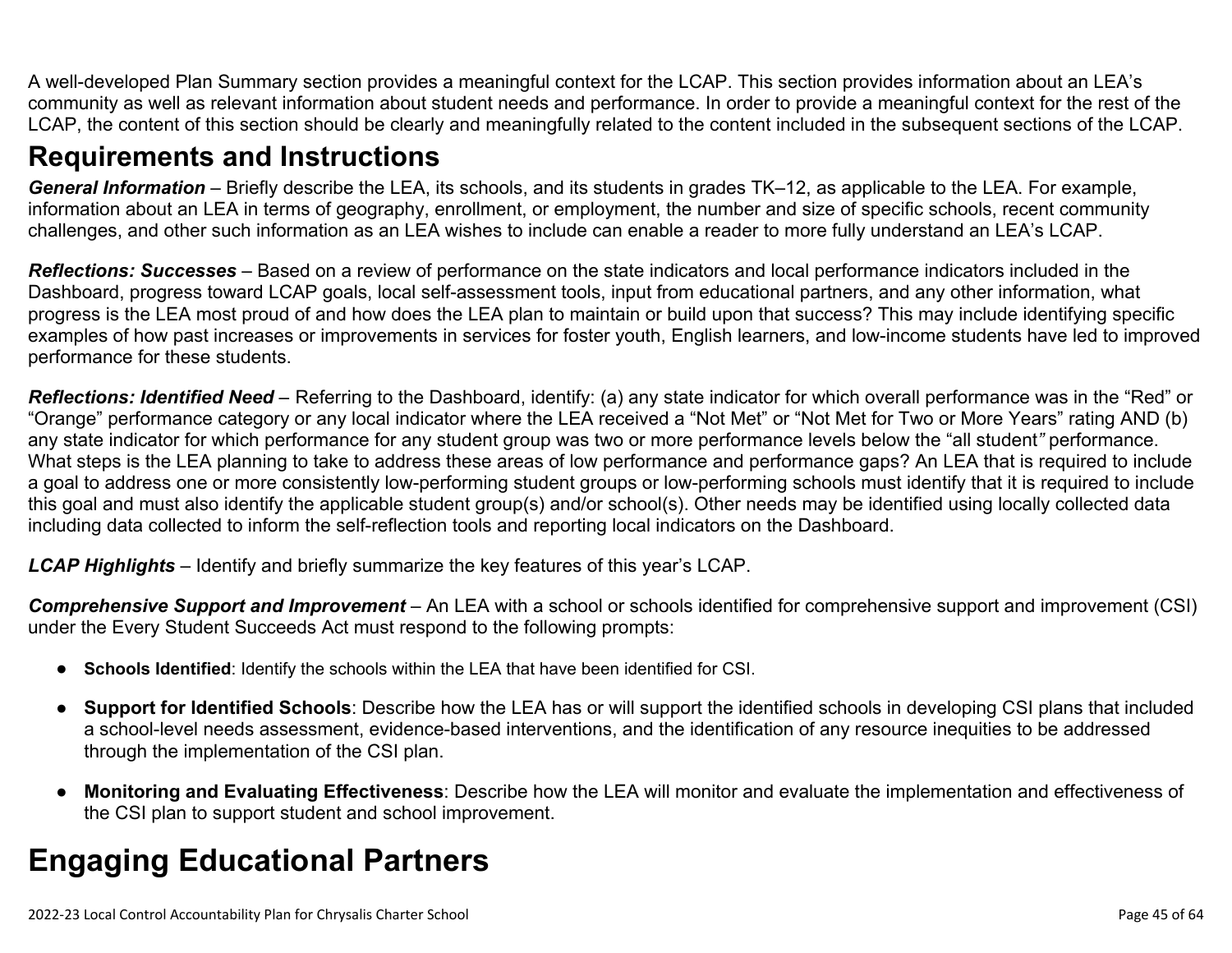A well-developed Plan Summary section provides a meaningful context for the LCAP. This section provides information about an LEA's community as well as relevant information about student needs and performance. In order to provide a meaningful context for the rest of the LCAP, the content of this section should be clearly and meaningfully related to the content included in the subsequent sections of the LCAP.

## Requirements and Instructions

***General Information*** – Briefly describe the LEA, its schools, and its students in grades TK–12, as applicable to the LEA. For example, information about an LEA in terms of geography, enrollment, or employment, the number and size of specific schools, recent community challenges, and other such information as an LEA wishes to include can enable a reader to more fully understand an LEA's LCAP.

***Reflections: Successes*** – Based on a review of performance on the state indicators and local performance indicators included in the Dashboard, progress toward LCAP goals, local self-assessment tools, input from educational partners, and any other information, what progress is the LEA most proud of and how does the LEA plan to maintain or build upon that success? This may include identifying specific examples of how past increases or improvements in services for foster youth, English learners, and low-income students have led to improved performance for these students.

***Reflections: Identified Need*** – Referring to the Dashboard, identify: (a) any state indicator for which overall performance was in the "Red" or "Orange" performance category or any local indicator where the LEA received a "Not Met" or "Not Met for Two or More Years" rating AND (b) any state indicator for which performance for any student group was two or more performance levels below the "all student" performance. What steps is the LEA planning to take to address these areas of low performance and performance gaps? An LEA that is required to include a goal to address one or more consistently low-performing student groups or low-performing schools must identify that it is required to include this goal and must also identify the applicable student group(s) and/or school(s). Other needs may be identified using locally collected data including data collected to inform the self-reflection tools and reporting local indicators on the Dashboard.

***LCAP Highlights*** – Identify and briefly summarize the key features of this year's LCAP.

***Comprehensive Support and Improvement*** – An LEA with a school or schools identified for comprehensive support and improvement (CSI) under the Every Student Succeeds Act must respond to the following prompts:

- **Schools Identified**: Identify the schools within the LEA that have been identified for CSI.
- **Support for Identified Schools**: Describe how the LEA has or will support the identified schools in developing CSI plans that included a school-level needs assessment, evidence-based interventions, and the identification of any resource inequities to be addressed through the implementation of the CSI plan.
- **Monitoring and Evaluating Effectiveness**: Describe how the LEA will monitor and evaluate the implementation and effectiveness of the CSI plan to support student and school improvement.

# Engaging Educational Partners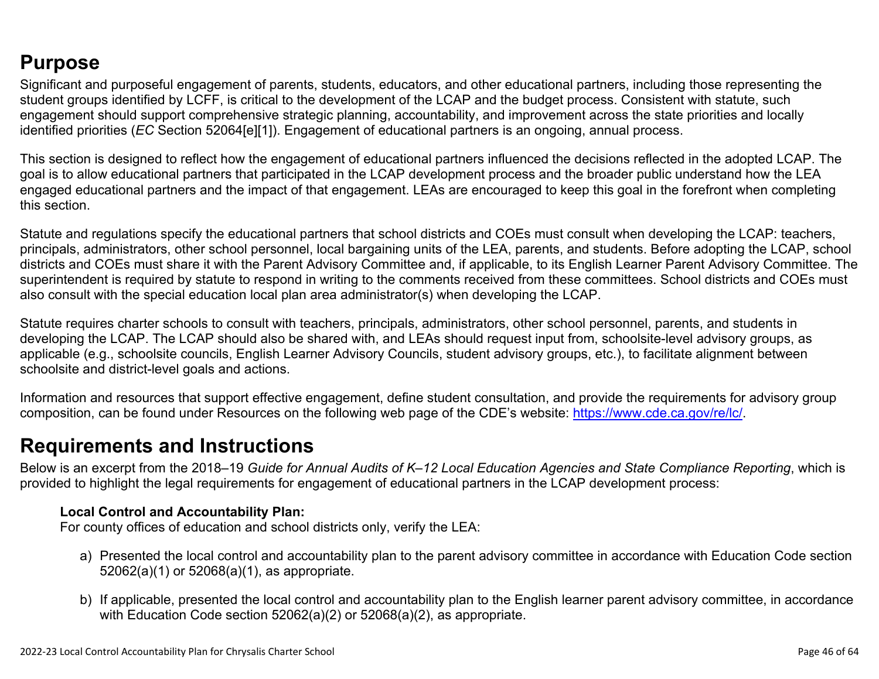## Purpose

Significant and purposeful engagement of parents, students, educators, and other educational partners, including those representing the student groups identified by LCFF, is critical to the development of the LCAP and the budget process. Consistent with statute, such engagement should support comprehensive strategic planning, accountability, and improvement across the state priorities and locally identified priorities (*EC* Section 52064[e][1]). Engagement of educational partners is an ongoing, annual process.

This section is designed to reflect how the engagement of educational partners influenced the decisions reflected in the adopted LCAP. The goal is to allow educational partners that participated in the LCAP development process and the broader public understand how the LEA engaged educational partners and the impact of that engagement. LEAs are encouraged to keep this goal in the forefront when completing this section.

Statute and regulations specify the educational partners that school districts and COEs must consult when developing the LCAP: teachers, principals, administrators, other school personnel, local bargaining units of the LEA, parents, and students. Before adopting the LCAP, school districts and COEs must share it with the Parent Advisory Committee and, if applicable, to its English Learner Parent Advisory Committee. The superintendent is required by statute to respond in writing to the comments received from these committees. School districts and COEs must also consult with the special education local plan area administrator(s) when developing the LCAP.

Statute requires charter schools to consult with teachers, principals, administrators, other school personnel, parents, and students in developing the LCAP. The LCAP should also be shared with, and LEAs should request input from, schoolsite-level advisory groups, as applicable (e.g., schoolsite councils, English Learner Advisory Councils, student advisory groups, etc.), to facilitate alignment between schoolsite and district-level goals and actions.

Information and resources that support effective engagement, define student consultation, and provide the requirements for advisory group composition, can be found under Resources on the following web page of the CDE's website: https://www.cde.ca.gov/re/lc/.

## Requirements and Instructions

Below is an excerpt from the 2018–19 *Guide for Annual Audits of K–12 Local Education Agencies and State Compliance Reporting*, which is provided to highlight the legal requirements for engagement of educational partners in the LCAP development process:

**Local Control and Accountability Plan:**
For county offices of education and school districts only, verify the LEA:

a) Presented the local control and accountability plan to the parent advisory committee in accordance with Education Code section 52062(a)(1) or 52068(a)(1), as appropriate.

b) If applicable, presented the local control and accountability plan to the English learner parent advisory committee, in accordance with Education Code section 52062(a)(2) or 52068(a)(2), as appropriate.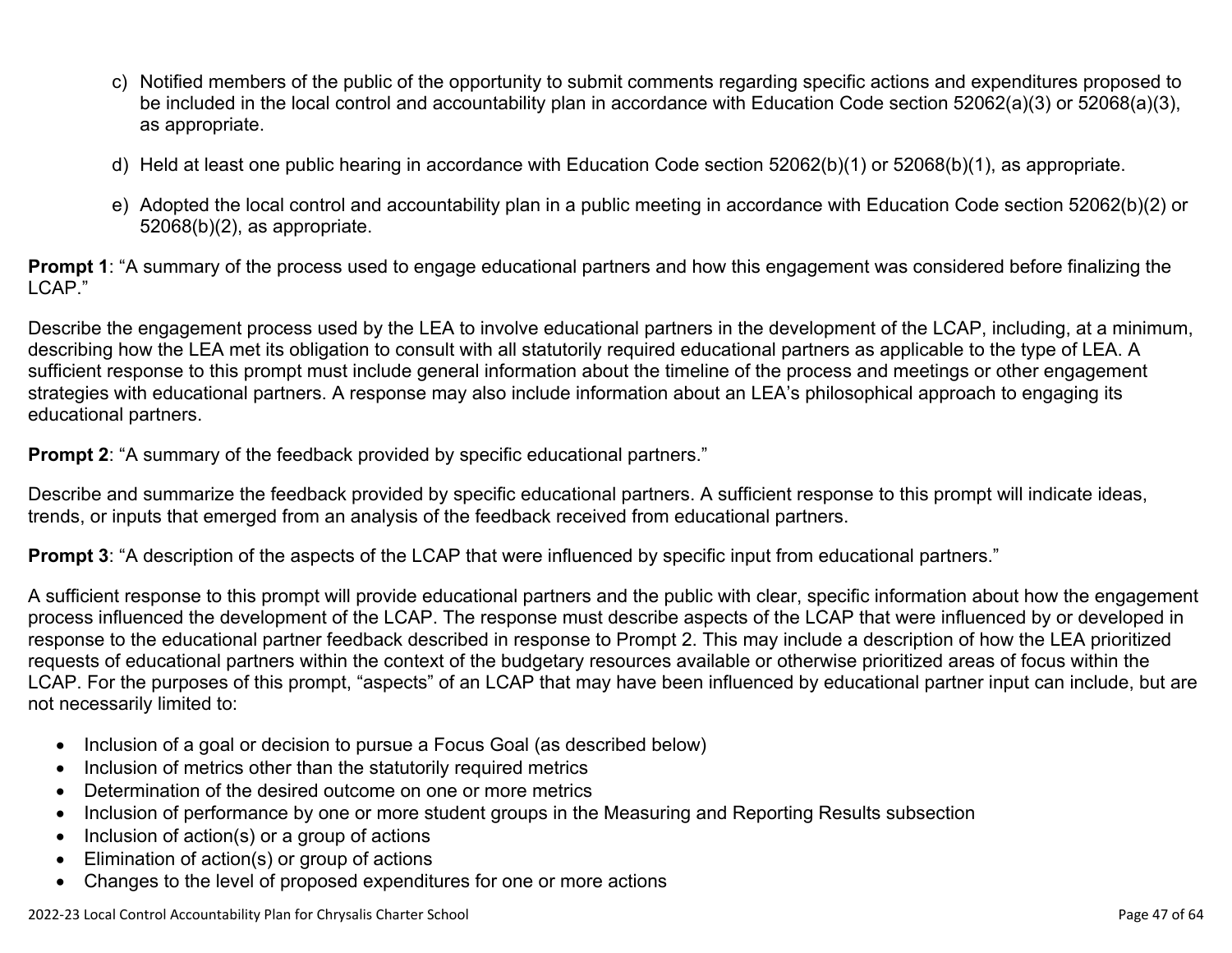c) Notified members of the public of the opportunity to submit comments regarding specific actions and expenditures proposed to be included in the local control and accountability plan in accordance with Education Code section 52062(a)(3) or 52068(a)(3), as appropriate.

d) Held at least one public hearing in accordance with Education Code section 52062(b)(1) or 52068(b)(1), as appropriate.

e) Adopted the local control and accountability plan in a public meeting in accordance with Education Code section 52062(b)(2) or 52068(b)(2), as appropriate.

**Prompt 1**: "A summary of the process used to engage educational partners and how this engagement was considered before finalizing the LCAP."

Describe the engagement process used by the LEA to involve educational partners in the development of the LCAP, including, at a minimum, describing how the LEA met its obligation to consult with all statutorily required educational partners as applicable to the type of LEA. A sufficient response to this prompt must include general information about the timeline of the process and meetings or other engagement strategies with educational partners. A response may also include information about an LEA's philosophical approach to engaging its educational partners.

**Prompt 2**: "A summary of the feedback provided by specific educational partners."

Describe and summarize the feedback provided by specific educational partners. A sufficient response to this prompt will indicate ideas, trends, or inputs that emerged from an analysis of the feedback received from educational partners.

**Prompt 3**: "A description of the aspects of the LCAP that were influenced by specific input from educational partners."

A sufficient response to this prompt will provide educational partners and the public with clear, specific information about how the engagement process influenced the development of the LCAP. The response must describe aspects of the LCAP that were influenced by or developed in response to the educational partner feedback described in response to Prompt 2. This may include a description of how the LEA prioritized requests of educational partners within the context of the budgetary resources available or otherwise prioritized areas of focus within the LCAP. For the purposes of this prompt, "aspects" of an LCAP that may have been influenced by educational partner input can include, but are not necessarily limited to:

- Inclusion of a goal or decision to pursue a Focus Goal (as described below)
- Inclusion of metrics other than the statutorily required metrics
- Determination of the desired outcome on one or more metrics
- Inclusion of performance by one or more student groups in the Measuring and Reporting Results subsection
- Inclusion of action(s) or a group of actions
- Elimination of action(s) or group of actions
- Changes to the level of proposed expenditures for one or more actions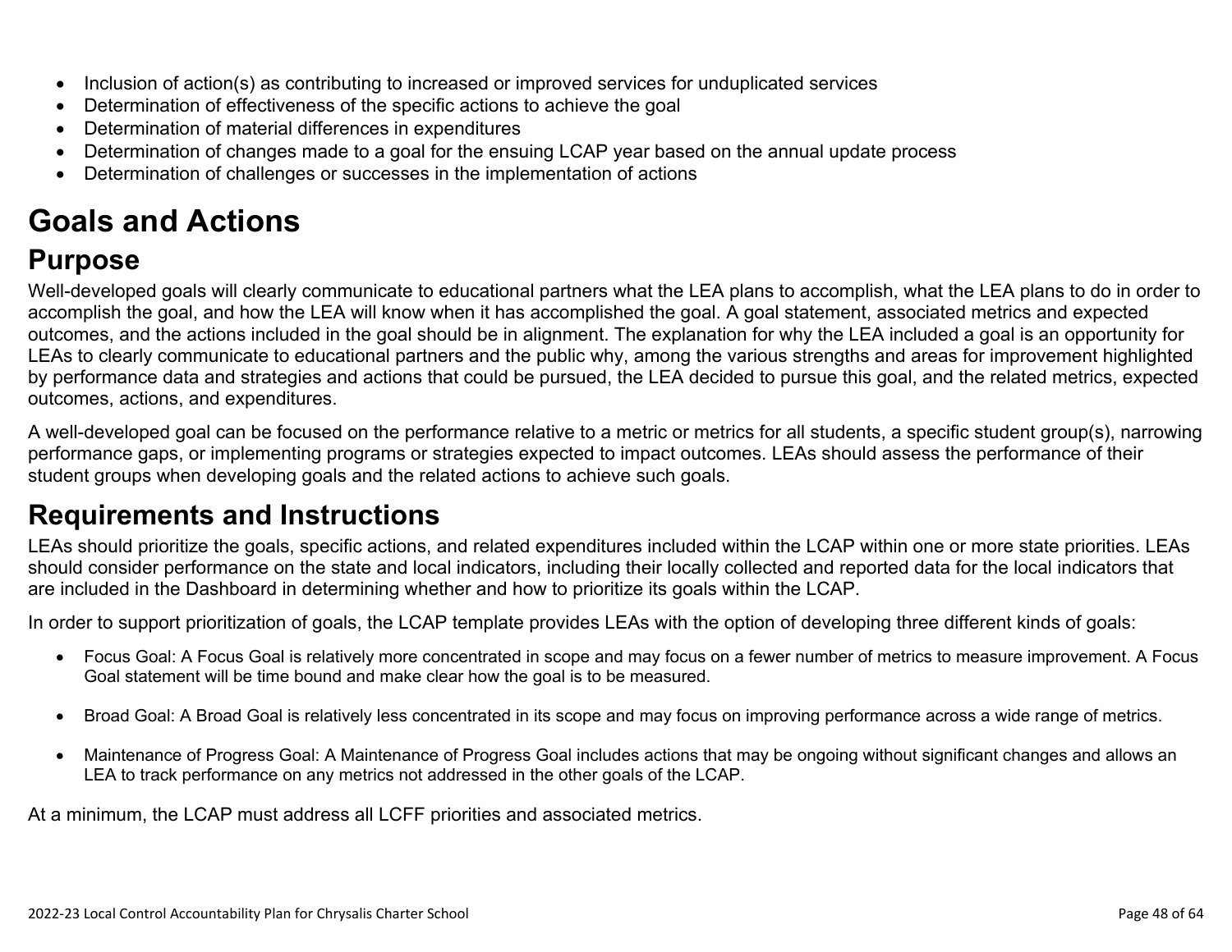- Inclusion of action(s) as contributing to increased or improved services for unduplicated services
- Determination of effectiveness of the specific actions to achieve the goal
- Determination of material differences in expenditures
- Determination of changes made to a goal for the ensuing LCAP year based on the annual update process
- Determination of challenges or successes in the implementation of actions

# Goals and Actions

## Purpose

Well-developed goals will clearly communicate to educational partners what the LEA plans to accomplish, what the LEA plans to do in order to accomplish the goal, and how the LEA will know when it has accomplished the goal. A goal statement, associated metrics and expected outcomes, and the actions included in the goal should be in alignment. The explanation for why the LEA included a goal is an opportunity for LEAs to clearly communicate to educational partners and the public why, among the various strengths and areas for improvement highlighted by performance data and strategies and actions that could be pursued, the LEA decided to pursue this goal, and the related metrics, expected outcomes, actions, and expenditures.

A well-developed goal can be focused on the performance relative to a metric or metrics for all students, a specific student group(s), narrowing performance gaps, or implementing programs or strategies expected to impact outcomes. LEAs should assess the performance of their student groups when developing goals and the related actions to achieve such goals.

## Requirements and Instructions

LEAs should prioritize the goals, specific actions, and related expenditures included within the LCAP within one or more state priorities. LEAs should consider performance on the state and local indicators, including their locally collected and reported data for the local indicators that are included in the Dashboard in determining whether and how to prioritize its goals within the LCAP.

In order to support prioritization of goals, the LCAP template provides LEAs with the option of developing three different kinds of goals:

- Focus Goal: A Focus Goal is relatively more concentrated in scope and may focus on a fewer number of metrics to measure improvement. A Focus Goal statement will be time bound and make clear how the goal is to be measured.

- Broad Goal: A Broad Goal is relatively less concentrated in its scope and may focus on improving performance across a wide range of metrics.

- Maintenance of Progress Goal: A Maintenance of Progress Goal includes actions that may be ongoing without significant changes and allows an LEA to track performance on any metrics not addressed in the other goals of the LCAP.

At a minimum, the LCAP must address all LCFF priorities and associated metrics.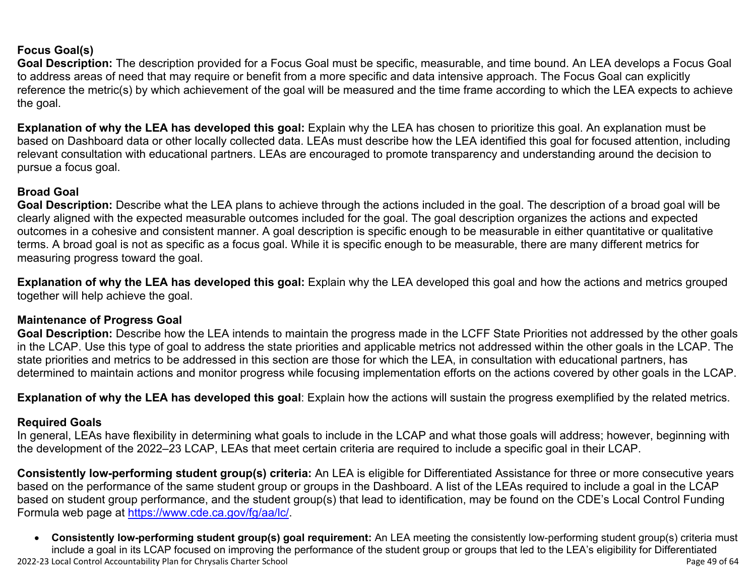### Focus Goal(s)

**Goal Description:** The description provided for a Focus Goal must be specific, measurable, and time bound. An LEA develops a Focus Goal to address areas of need that may require or benefit from a more specific and data intensive approach. The Focus Goal can explicitly reference the metric(s) by which achievement of the goal will be measured and the time frame according to which the LEA expects to achieve the goal.

**Explanation of why the LEA has developed this goal:** Explain why the LEA has chosen to prioritize this goal. An explanation must be based on Dashboard data or other locally collected data. LEAs must describe how the LEA identified this goal for focused attention, including relevant consultation with educational partners. LEAs are encouraged to promote transparency and understanding around the decision to pursue a focus goal.

### Broad Goal

**Goal Description:** Describe what the LEA plans to achieve through the actions included in the goal. The description of a broad goal will be clearly aligned with the expected measurable outcomes included for the goal. The goal description organizes the actions and expected outcomes in a cohesive and consistent manner. A goal description is specific enough to be measurable in either quantitative or qualitative terms. A broad goal is not as specific as a focus goal. While it is specific enough to be measurable, there are many different metrics for measuring progress toward the goal.

**Explanation of why the LEA has developed this goal:** Explain why the LEA developed this goal and how the actions and metrics grouped together will help achieve the goal.

### Maintenance of Progress Goal

**Goal Description:** Describe how the LEA intends to maintain the progress made in the LCFF State Priorities not addressed by the other goals in the LCAP. Use this type of goal to address the state priorities and applicable metrics not addressed within the other goals in the LCAP. The state priorities and metrics to be addressed in this section are those for which the LEA, in consultation with educational partners, has determined to maintain actions and monitor progress while focusing implementation efforts on the actions covered by other goals in the LCAP.

**Explanation of why the LEA has developed this goal**: Explain how the actions will sustain the progress exemplified by the related metrics.

### Required Goals

In general, LEAs have flexibility in determining what goals to include in the LCAP and what those goals will address; however, beginning with the development of the 2022–23 LCAP, LEAs that meet certain criteria are required to include a specific goal in their LCAP.

**Consistently low-performing student group(s) criteria:** An LEA is eligible for Differentiated Assistance for three or more consecutive years based on the performance of the same student group or groups in the Dashboard. A list of the LEAs required to include a goal in the LCAP based on student group performance, and the student group(s) that lead to identification, may be found on the CDE's Local Control Funding Formula web page at [https://www.cde.ca.gov/fg/aa/lc/](https://www.cde.ca.gov/fg/aa/lc/).

- **Consistently low-performing student group(s) goal requirement:** An LEA meeting the consistently low-performing student group(s) criteria must include a goal in its LCAP focused on improving the performance of the student group or groups that led to the LEA's eligibility for Differentiated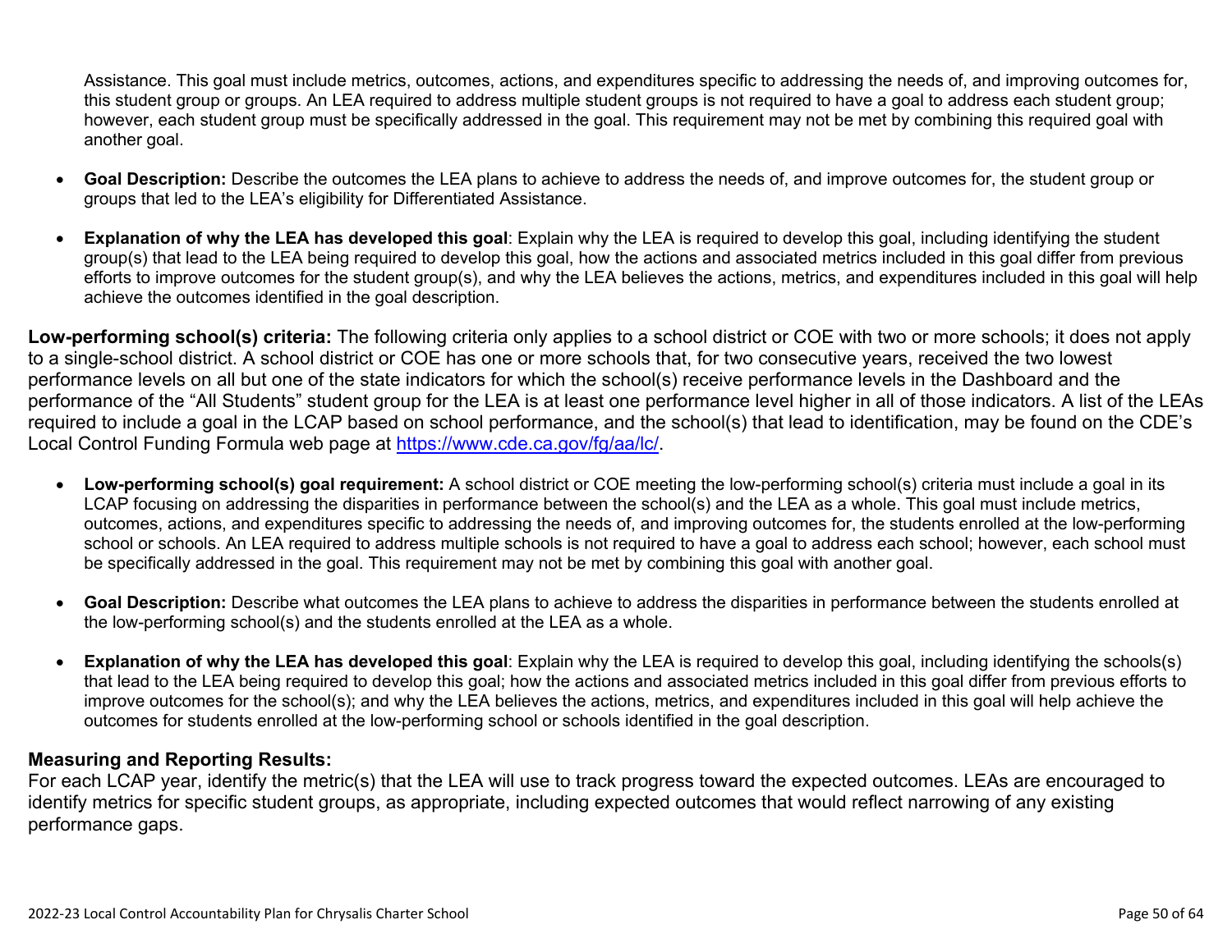Assistance. This goal must include metrics, outcomes, actions, and expenditures specific to addressing the needs of, and improving outcomes for, this student group or groups. An LEA required to address multiple student groups is not required to have a goal to address each student group; however, each student group must be specifically addressed in the goal. This requirement may not be met by combining this required goal with another goal.

- **Goal Description:** Describe the outcomes the LEA plans to achieve to address the needs of, and improve outcomes for, the student group or groups that led to the LEA's eligibility for Differentiated Assistance.
- **Explanation of why the LEA has developed this goal**: Explain why the LEA is required to develop this goal, including identifying the student group(s) that lead to the LEA being required to develop this goal, how the actions and associated metrics included in this goal differ from previous efforts to improve outcomes for the student group(s), and why the LEA believes the actions, metrics, and expenditures included in this goal will help achieve the outcomes identified in the goal description.

**Low-performing school(s) criteria:** The following criteria only applies to a school district or COE with two or more schools; it does not apply to a single-school district. A school district or COE has one or more schools that, for two consecutive years, received the two lowest performance levels on all but one of the state indicators for which the school(s) receive performance levels in the Dashboard and the performance of the "All Students" student group for the LEA is at least one performance level higher in all of those indicators. A list of the LEAs required to include a goal in the LCAP based on school performance, and the school(s) that lead to identification, may be found on the CDE's Local Control Funding Formula web page at [https://www.cde.ca.gov/fg/aa/lc/](https://www.cde.ca.gov/fg/aa/lc/).

- **Low-performing school(s) goal requirement:** A school district or COE meeting the low-performing school(s) criteria must include a goal in its LCAP focusing on addressing the disparities in performance between the school(s) and the LEA as a whole. This goal must include metrics, outcomes, actions, and expenditures specific to addressing the needs of, and improving outcomes for, the students enrolled at the low-performing school or schools. An LEA required to address multiple schools is not required to have a goal to address each school; however, each school must be specifically addressed in the goal. This requirement may not be met by combining this goal with another goal.
- **Goal Description:** Describe what outcomes the LEA plans to achieve to address the disparities in performance between the students enrolled at the low-performing school(s) and the students enrolled at the LEA as a whole.
- **Explanation of why the LEA has developed this goal**: Explain why the LEA is required to develop this goal, including identifying the schools(s) that lead to the LEA being required to develop this goal; how the actions and associated metrics included in this goal differ from previous efforts to improve outcomes for the school(s); and why the LEA believes the actions, metrics, and expenditures included in this goal will help achieve the outcomes for students enrolled at the low-performing school or schools identified in the goal description.

### Measuring and Reporting Results:

For each LCAP year, identify the metric(s) that the LEA will use to track progress toward the expected outcomes. LEAs are encouraged to identify metrics for specific student groups, as appropriate, including expected outcomes that would reflect narrowing of any existing performance gaps.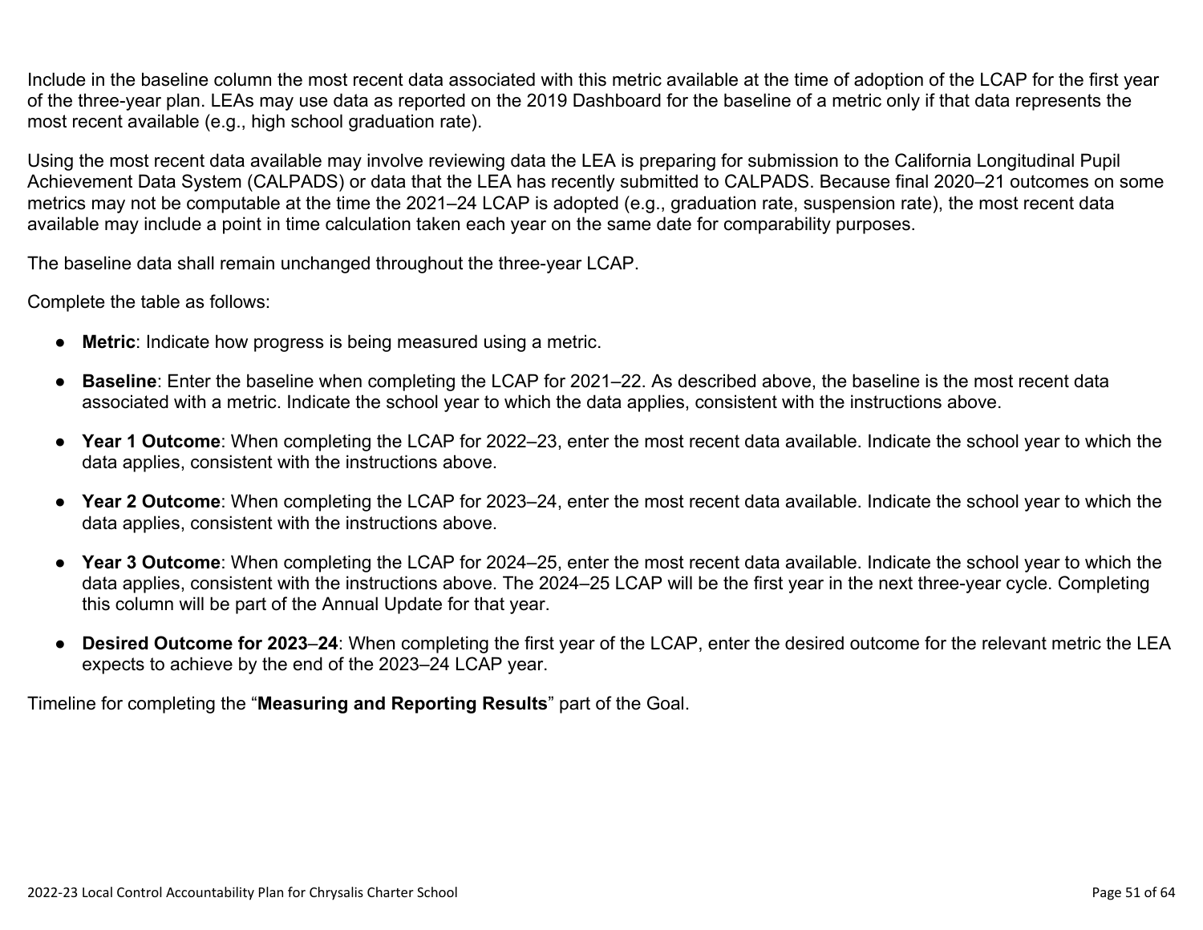Include in the baseline column the most recent data associated with this metric available at the time of adoption of the LCAP for the first year of the three-year plan. LEAs may use data as reported on the 2019 Dashboard for the baseline of a metric only if that data represents the most recent available (e.g., high school graduation rate).

Using the most recent data available may involve reviewing data the LEA is preparing for submission to the California Longitudinal Pupil Achievement Data System (CALPADS) or data that the LEA has recently submitted to CALPADS. Because final 2020–21 outcomes on some metrics may not be computable at the time the 2021–24 LCAP is adopted (e.g., graduation rate, suspension rate), the most recent data available may include a point in time calculation taken each year on the same date for comparability purposes.

The baseline data shall remain unchanged throughout the three-year LCAP.

Complete the table as follows:

- **Metric**: Indicate how progress is being measured using a metric.
- **Baseline**: Enter the baseline when completing the LCAP for 2021–22. As described above, the baseline is the most recent data associated with a metric. Indicate the school year to which the data applies, consistent with the instructions above.
- **Year 1 Outcome**: When completing the LCAP for 2022–23, enter the most recent data available. Indicate the school year to which the data applies, consistent with the instructions above.
- **Year 2 Outcome**: When completing the LCAP for 2023–24, enter the most recent data available. Indicate the school year to which the data applies, consistent with the instructions above.
- **Year 3 Outcome**: When completing the LCAP for 2024–25, enter the most recent data available. Indicate the school year to which the data applies, consistent with the instructions above. The 2024–25 LCAP will be the first year in the next three-year cycle. Completing this column will be part of the Annual Update for that year.
- **Desired Outcome for 2023–24**: When completing the first year of the LCAP, enter the desired outcome for the relevant metric the LEA expects to achieve by the end of the 2023–24 LCAP year.

Timeline for completing the "**Measuring and Reporting Results**" part of the Goal.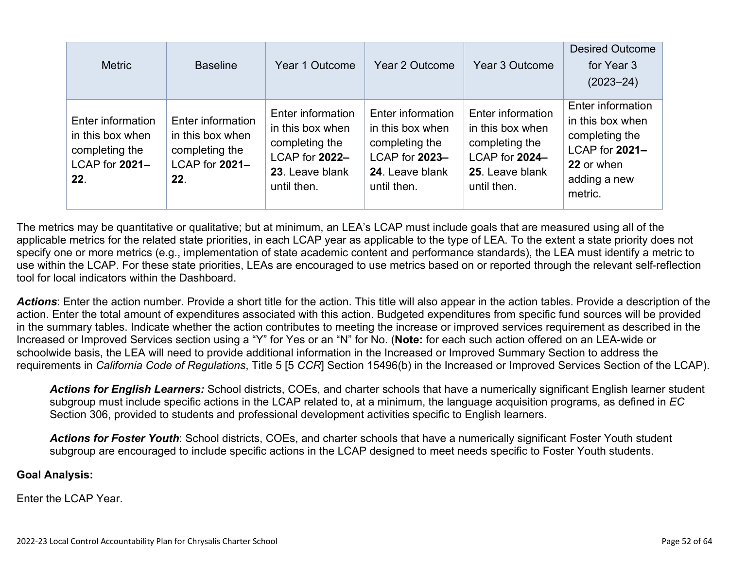| Metric | Baseline | Year 1 Outcome | Year 2 Outcome | Year 3 Outcome | Desired Outcome for Year 3 (2023–24) |
|---|---|---|---|---|---|
| Enter information in this box when completing the LCAP for **2021–22**. | Enter information in this box when completing the LCAP for **2021–22**. | Enter information in this box when completing the LCAP for **2022–23**. Leave blank until then. | Enter information in this box when completing the LCAP for **2023–24**. Leave blank until then. | Enter information in this box when completing the LCAP for **2024–25**. Leave blank until then. | Enter information in this box when completing the LCAP for **2021–22** or when adding a new metric. |

The metrics may be quantitative or qualitative; but at minimum, an LEA's LCAP must include goals that are measured using all of the applicable metrics for the related state priorities, in each LCAP year as applicable to the type of LEA. To the extent a state priority does not specify one or more metrics (e.g., implementation of state academic content and performance standards), the LEA must identify a metric to use within the LCAP. For these state priorities, LEAs are encouraged to use metrics based on or reported through the relevant self-reflection tool for local indicators within the Dashboard.

***Actions***: Enter the action number. Provide a short title for the action. This title will also appear in the action tables. Provide a description of the action. Enter the total amount of expenditures associated with this action. Budgeted expenditures from specific fund sources will be provided in the summary tables. Indicate whether the action contributes to meeting the increase or improved services requirement as described in the Increased or Improved Services section using a "Y" for Yes or an "N" for No. (**Note:** for each such action offered on an LEA-wide or schoolwide basis, the LEA will need to provide additional information in the Increased or Improved Summary Section to address the requirements in *California Code of Regulations*, Title 5 [5 *CCR*] Section 15496(b) in the Increased or Improved Services Section of the LCAP).

> ***Actions for English Learners:*** School districts, COEs, and charter schools that have a numerically significant English learner student subgroup must include specific actions in the LCAP related to, at a minimum, the language acquisition programs, as defined in *EC* Section 306, provided to students and professional development activities specific to English learners.
>
> ***Actions for Foster Youth***: School districts, COEs, and charter schools that have a numerically significant Foster Youth student subgroup are encouraged to include specific actions in the LCAP designed to meet needs specific to Foster Youth students.

**Goal Analysis:**

Enter the LCAP Year.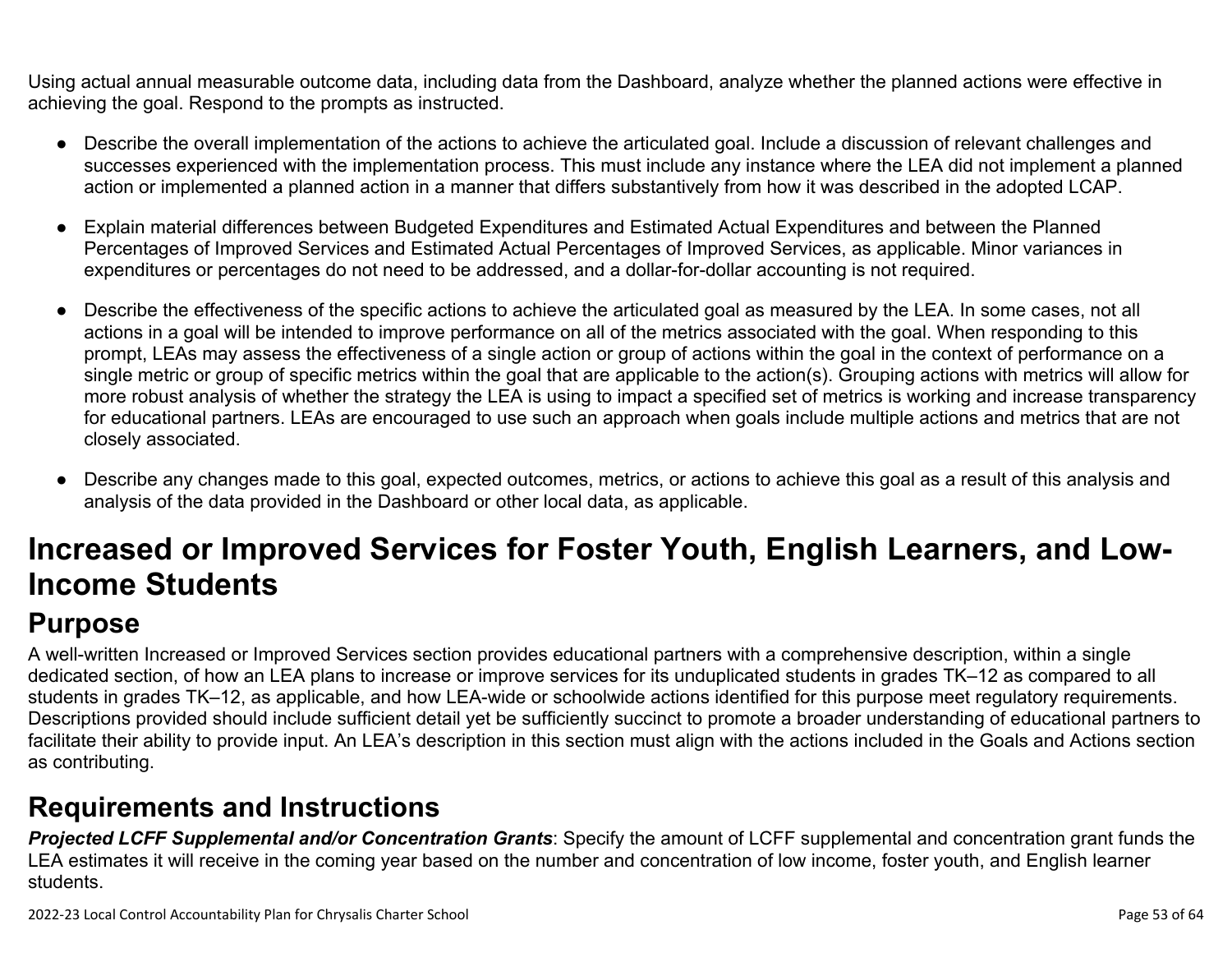Using actual annual measurable outcome data, including data from the Dashboard, analyze whether the planned actions were effective in achieving the goal. Respond to the prompts as instructed.

- Describe the overall implementation of the actions to achieve the articulated goal. Include a discussion of relevant challenges and successes experienced with the implementation process. This must include any instance where the LEA did not implement a planned action or implemented a planned action in a manner that differs substantively from how it was described in the adopted LCAP.
- Explain material differences between Budgeted Expenditures and Estimated Actual Expenditures and between the Planned Percentages of Improved Services and Estimated Actual Percentages of Improved Services, as applicable. Minor variances in expenditures or percentages do not need to be addressed, and a dollar-for-dollar accounting is not required.
- Describe the effectiveness of the specific actions to achieve the articulated goal as measured by the LEA. In some cases, not all actions in a goal will be intended to improve performance on all of the metrics associated with the goal. When responding to this prompt, LEAs may assess the effectiveness of a single action or group of actions within the goal in the context of performance on a single metric or group of specific metrics within the goal that are applicable to the action(s). Grouping actions with metrics will allow for more robust analysis of whether the strategy the LEA is using to impact a specified set of metrics is working and increase transparency for educational partners. LEAs are encouraged to use such an approach when goals include multiple actions and metrics that are not closely associated.
- Describe any changes made to this goal, expected outcomes, metrics, or actions to achieve this goal as a result of this analysis and analysis of the data provided in the Dashboard or other local data, as applicable.

# Increased or Improved Services for Foster Youth, English Learners, and Low-Income Students

## Purpose

A well-written Increased or Improved Services section provides educational partners with a comprehensive description, within a single dedicated section, of how an LEA plans to increase or improve services for its unduplicated students in grades TK–12 as compared to all students in grades TK–12, as applicable, and how LEA-wide or schoolwide actions identified for this purpose meet regulatory requirements. Descriptions provided should include sufficient detail yet be sufficiently succinct to promote a broader understanding of educational partners to facilitate their ability to provide input. An LEA's description in this section must align with the actions included in the Goals and Actions section as contributing.

## Requirements and Instructions

***Projected LCFF Supplemental and/or Concentration Grants***: Specify the amount of LCFF supplemental and concentration grant funds the LEA estimates it will receive in the coming year based on the number and concentration of low income, foster youth, and English learner students.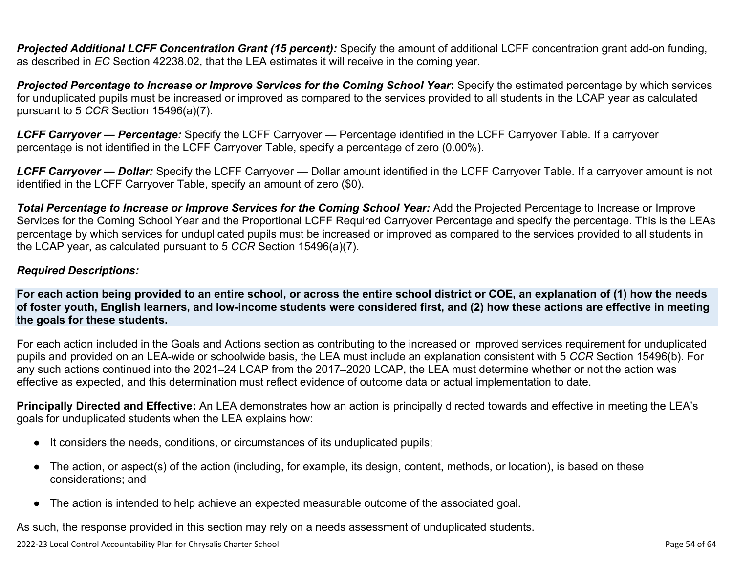***Projected Additional LCFF Concentration Grant (15 percent):*** Specify the amount of additional LCFF concentration grant add-on funding, as described in *EC* Section 42238.02, that the LEA estimates it will receive in the coming year.

***Projected Percentage to Increase or Improve Services for the Coming School Year*:** Specify the estimated percentage by which services for unduplicated pupils must be increased or improved as compared to the services provided to all students in the LCAP year as calculated pursuant to 5 *CCR* Section 15496(a)(7).

***LCFF Carryover — Percentage:*** Specify the LCFF Carryover — Percentage identified in the LCFF Carryover Table. If a carryover percentage is not identified in the LCFF Carryover Table, specify a percentage of zero (0.00%).

***LCFF Carryover — Dollar:*** Specify the LCFF Carryover — Dollar amount identified in the LCFF Carryover Table. If a carryover amount is not identified in the LCFF Carryover Table, specify an amount of zero ($0).

***Total Percentage to Increase or Improve Services for the Coming School Year:*** Add the Projected Percentage to Increase or Improve Services for the Coming School Year and the Proportional LCFF Required Carryover Percentage and specify the percentage. This is the LEAs percentage by which services for unduplicated pupils must be increased or improved as compared to the services provided to all students in the LCAP year, as calculated pursuant to 5 *CCR* Section 15496(a)(7).

***Required Descriptions:***

**For each action being provided to an entire school, or across the entire school district or COE, an explanation of (1) how the needs of foster youth, English learners, and low-income students were considered first, and (2) how these actions are effective in meeting the goals for these students.**

For each action included in the Goals and Actions section as contributing to the increased or improved services requirement for unduplicated pupils and provided on an LEA-wide or schoolwide basis, the LEA must include an explanation consistent with 5 *CCR* Section 15496(b). For any such actions continued into the 2021–24 LCAP from the 2017–2020 LCAP, the LEA must determine whether or not the action was effective as expected, and this determination must reflect evidence of outcome data or actual implementation to date.

**Principally Directed and Effective:** An LEA demonstrates how an action is principally directed towards and effective in meeting the LEA's goals for unduplicated students when the LEA explains how:

- It considers the needs, conditions, or circumstances of its unduplicated pupils;
- The action, or aspect(s) of the action (including, for example, its design, content, methods, or location), is based on these considerations; and
- The action is intended to help achieve an expected measurable outcome of the associated goal.

As such, the response provided in this section may rely on a needs assessment of unduplicated students.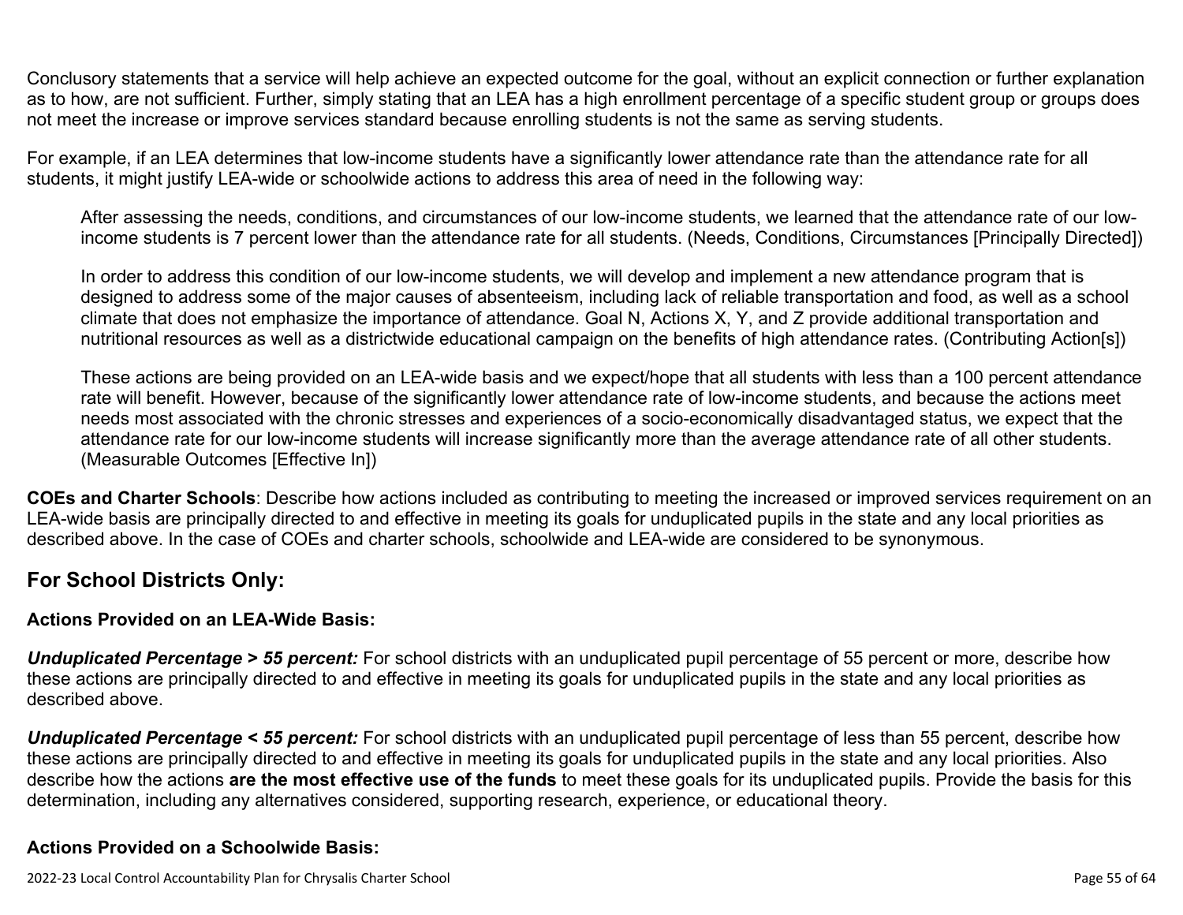Conclusory statements that a service will help achieve an expected outcome for the goal, without an explicit connection or further explanation as to how, are not sufficient. Further, simply stating that an LEA has a high enrollment percentage of a specific student group or groups does not meet the increase or improve services standard because enrolling students is not the same as serving students.

For example, if an LEA determines that low-income students have a significantly lower attendance rate than the attendance rate for all students, it might justify LEA-wide or schoolwide actions to address this area of need in the following way:

> After assessing the needs, conditions, and circumstances of our low-income students, we learned that the attendance rate of our low-income students is 7 percent lower than the attendance rate for all students. (Needs, Conditions, Circumstances [Principally Directed])
>
> In order to address this condition of our low-income students, we will develop and implement a new attendance program that is designed to address some of the major causes of absenteeism, including lack of reliable transportation and food, as well as a school climate that does not emphasize the importance of attendance. Goal N, Actions X, Y, and Z provide additional transportation and nutritional resources as well as a districtwide educational campaign on the benefits of high attendance rates. (Contributing Action[s])
>
> These actions are being provided on an LEA-wide basis and we expect/hope that all students with less than a 100 percent attendance rate will benefit. However, because of the significantly lower attendance rate of low-income students, and because the actions meet needs most associated with the chronic stresses and experiences of a socio-economically disadvantaged status, we expect that the attendance rate for our low-income students will increase significantly more than the average attendance rate of all other students. (Measurable Outcomes [Effective In])

**COEs and Charter Schools**: Describe how actions included as contributing to meeting the increased or improved services requirement on an LEA-wide basis are principally directed to and effective in meeting its goals for unduplicated pupils in the state and any local priorities as described above. In the case of COEs and charter schools, schoolwide and LEA-wide are considered to be synonymous.

## For School Districts Only:

### Actions Provided on an LEA-Wide Basis:

***Unduplicated Percentage > 55 percent:*** For school districts with an unduplicated pupil percentage of 55 percent or more, describe how these actions are principally directed to and effective in meeting its goals for unduplicated pupils in the state and any local priorities as described above.

***Unduplicated Percentage < 55 percent:*** For school districts with an unduplicated pupil percentage of less than 55 percent, describe how these actions are principally directed to and effective in meeting its goals for unduplicated pupils in the state and any local priorities. Also describe how the actions **are the most effective use of the funds** to meet these goals for its unduplicated pupils. Provide the basis for this determination, including any alternatives considered, supporting research, experience, or educational theory.

### Actions Provided on a Schoolwide Basis: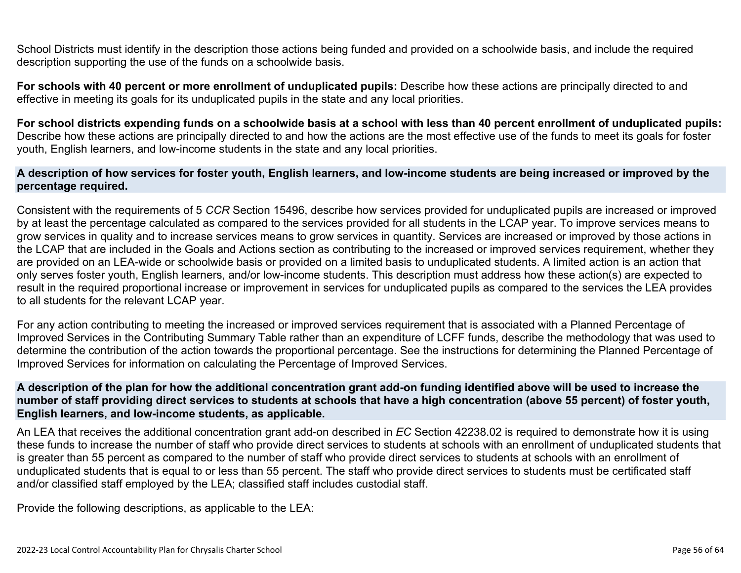School Districts must identify in the description those actions being funded and provided on a schoolwide basis, and include the required description supporting the use of the funds on a schoolwide basis.

**For schools with 40 percent or more enrollment of unduplicated pupils:** Describe how these actions are principally directed to and effective in meeting its goals for its unduplicated pupils in the state and any local priorities.

**For school districts expending funds on a schoolwide basis at a school with less than 40 percent enrollment of unduplicated pupils:** Describe how these actions are principally directed to and how the actions are the most effective use of the funds to meet its goals for foster youth, English learners, and low-income students in the state and any local priorities.

### A description of how services for foster youth, English learners, and low-income students are being increased or improved by the percentage required.

Consistent with the requirements of 5 *CCR* Section 15496, describe how services provided for unduplicated pupils are increased or improved by at least the percentage calculated as compared to the services provided for all students in the LCAP year. To improve services means to grow services in quality and to increase services means to grow services in quantity. Services are increased or improved by those actions in the LCAP that are included in the Goals and Actions section as contributing to the increased or improved services requirement, whether they are provided on an LEA-wide or schoolwide basis or provided on a limited basis to unduplicated students. A limited action is an action that only serves foster youth, English learners, and/or low-income students. This description must address how these action(s) are expected to result in the required proportional increase or improvement in services for unduplicated pupils as compared to the services the LEA provides to all students for the relevant LCAP year.

For any action contributing to meeting the increased or improved services requirement that is associated with a Planned Percentage of Improved Services in the Contributing Summary Table rather than an expenditure of LCFF funds, describe the methodology that was used to determine the contribution of the action towards the proportional percentage. See the instructions for determining the Planned Percentage of Improved Services for information on calculating the Percentage of Improved Services.

### A description of the plan for how the additional concentration grant add-on funding identified above will be used to increase the number of staff providing direct services to students at schools that have a high concentration (above 55 percent) of foster youth, English learners, and low-income students, as applicable.

An LEA that receives the additional concentration grant add-on described in *EC* Section 42238.02 is required to demonstrate how it is using these funds to increase the number of staff who provide direct services to students at schools with an enrollment of unduplicated students that is greater than 55 percent as compared to the number of staff who provide direct services to students at schools with an enrollment of unduplicated students that is equal to or less than 55 percent. The staff who provide direct services to students must be certificated staff and/or classified staff employed by the LEA; classified staff includes custodial staff.

Provide the following descriptions, as applicable to the LEA: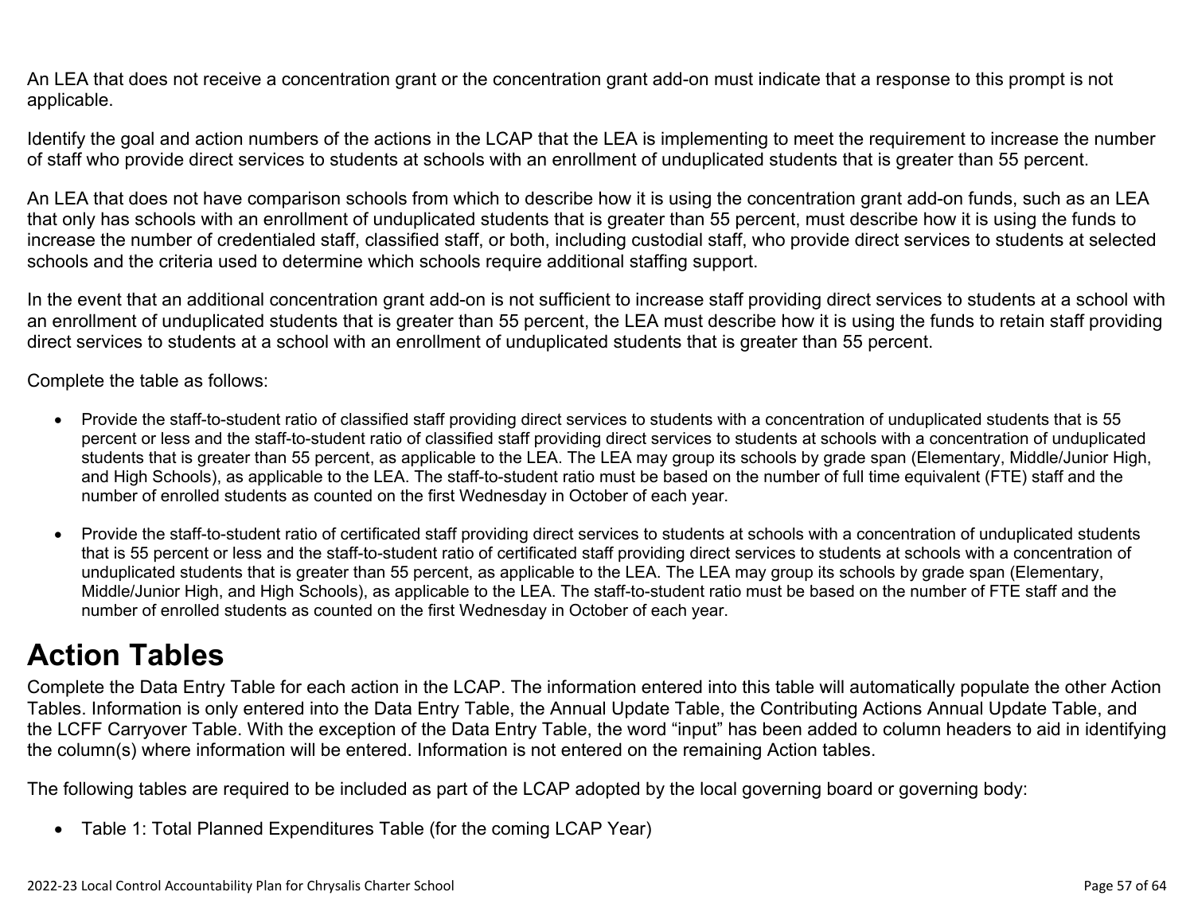An LEA that does not receive a concentration grant or the concentration grant add-on must indicate that a response to this prompt is not applicable.

Identify the goal and action numbers of the actions in the LCAP that the LEA is implementing to meet the requirement to increase the number of staff who provide direct services to students at schools with an enrollment of unduplicated students that is greater than 55 percent.

An LEA that does not have comparison schools from which to describe how it is using the concentration grant add-on funds, such as an LEA that only has schools with an enrollment of unduplicated students that is greater than 55 percent, must describe how it is using the funds to increase the number of credentialed staff, classified staff, or both, including custodial staff, who provide direct services to students at selected schools and the criteria used to determine which schools require additional staffing support.

In the event that an additional concentration grant add-on is not sufficient to increase staff providing direct services to students at a school with an enrollment of unduplicated students that is greater than 55 percent, the LEA must describe how it is using the funds to retain staff providing direct services to students at a school with an enrollment of unduplicated students that is greater than 55 percent.

Complete the table as follows:

- Provide the staff-to-student ratio of classified staff providing direct services to students with a concentration of unduplicated students that is 55 percent or less and the staff-to-student ratio of classified staff providing direct services to students at schools with a concentration of unduplicated students that is greater than 55 percent, as applicable to the LEA. The LEA may group its schools by grade span (Elementary, Middle/Junior High, and High Schools), as applicable to the LEA. The staff-to-student ratio must be based on the number of full time equivalent (FTE) staff and the number of enrolled students as counted on the first Wednesday in October of each year.

- Provide the staff-to-student ratio of certificated staff providing direct services to students at schools with a concentration of unduplicated students that is 55 percent or less and the staff-to-student ratio of certificated staff providing direct services to students at schools with a concentration of unduplicated students that is greater than 55 percent, as applicable to the LEA. The LEA may group its schools by grade span (Elementary, Middle/Junior High, and High Schools), as applicable to the LEA. The staff-to-student ratio must be based on the number of FTE staff and the number of enrolled students as counted on the first Wednesday in October of each year.

# Action Tables

Complete the Data Entry Table for each action in the LCAP. The information entered into this table will automatically populate the other Action Tables. Information is only entered into the Data Entry Table, the Annual Update Table, the Contributing Actions Annual Update Table, and the LCFF Carryover Table. With the exception of the Data Entry Table, the word "input" has been added to column headers to aid in identifying the column(s) where information will be entered. Information is not entered on the remaining Action tables.

The following tables are required to be included as part of the LCAP adopted by the local governing board or governing body:

- Table 1: Total Planned Expenditures Table (for the coming LCAP Year)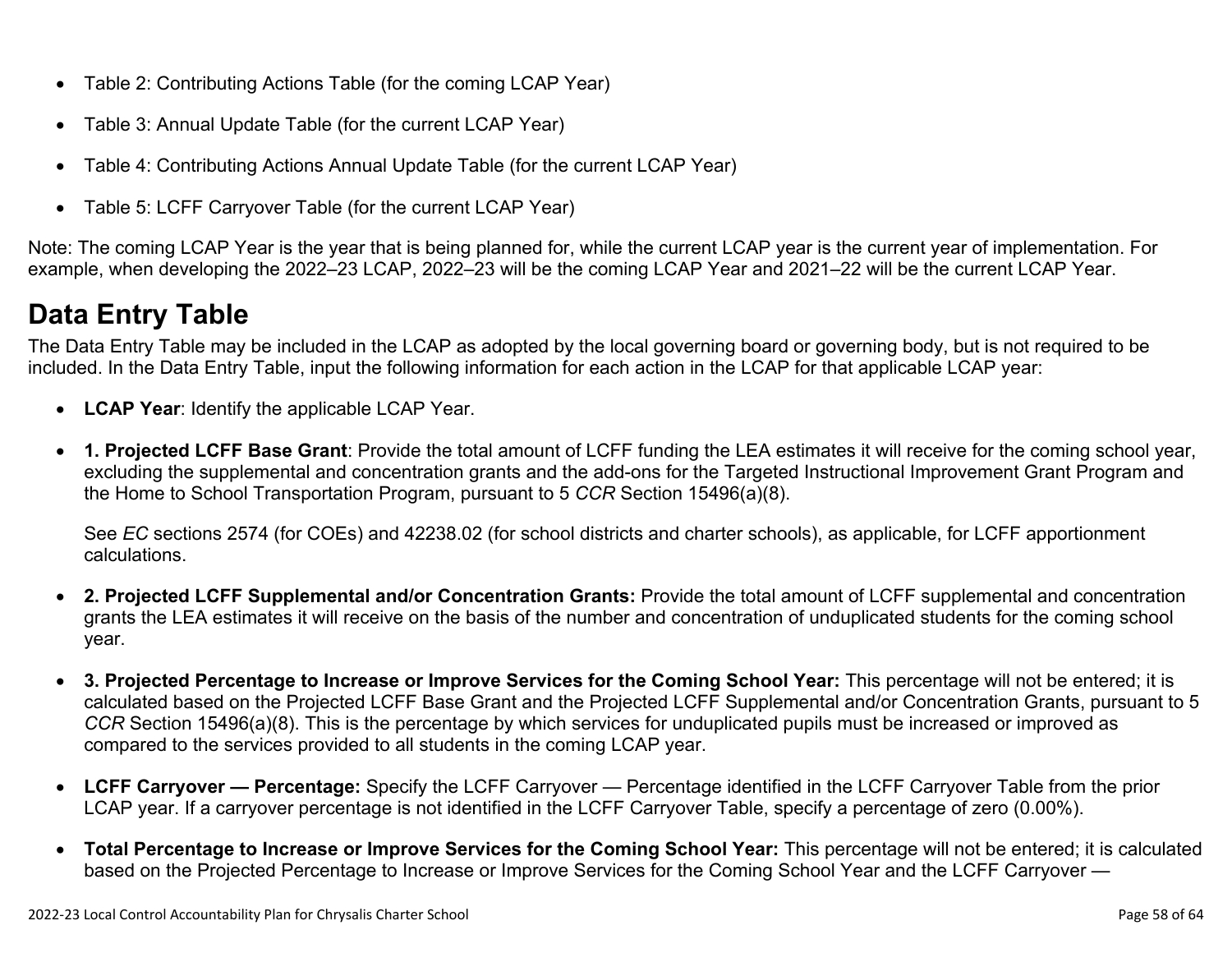- Table 2: Contributing Actions Table (for the coming LCAP Year)
- Table 3: Annual Update Table (for the current LCAP Year)
- Table 4: Contributing Actions Annual Update Table (for the current LCAP Year)
- Table 5: LCFF Carryover Table (for the current LCAP Year)

Note: The coming LCAP Year is the year that is being planned for, while the current LCAP year is the current year of implementation. For example, when developing the 2022–23 LCAP, 2022–23 will be the coming LCAP Year and 2021–22 will be the current LCAP Year.

# Data Entry Table

The Data Entry Table may be included in the LCAP as adopted by the local governing board or governing body, but is not required to be included. In the Data Entry Table, input the following information for each action in the LCAP for that applicable LCAP year:

- **LCAP Year**: Identify the applicable LCAP Year.
- **1. Projected LCFF Base Grant**: Provide the total amount of LCFF funding the LEA estimates it will receive for the coming school year, excluding the supplemental and concentration grants and the add-ons for the Targeted Instructional Improvement Grant Program and the Home to School Transportation Program, pursuant to 5 *CCR* Section 15496(a)(8).

  See *EC* sections 2574 (for COEs) and 42238.02 (for school districts and charter schools), as applicable, for LCFF apportionment calculations.

- **2. Projected LCFF Supplemental and/or Concentration Grants:** Provide the total amount of LCFF supplemental and concentration grants the LEA estimates it will receive on the basis of the number and concentration of unduplicated students for the coming school year.
- **3. Projected Percentage to Increase or Improve Services for the Coming School Year:** This percentage will not be entered; it is calculated based on the Projected LCFF Base Grant and the Projected LCFF Supplemental and/or Concentration Grants, pursuant to 5 *CCR* Section 15496(a)(8). This is the percentage by which services for unduplicated pupils must be increased or improved as compared to the services provided to all students in the coming LCAP year.
- **LCFF Carryover — Percentage:** Specify the LCFF Carryover — Percentage identified in the LCFF Carryover Table from the prior LCAP year. If a carryover percentage is not identified in the LCFF Carryover Table, specify a percentage of zero (0.00%).
- **Total Percentage to Increase or Improve Services for the Coming School Year:** This percentage will not be entered; it is calculated based on the Projected Percentage to Increase or Improve Services for the Coming School Year and the LCFF Carryover —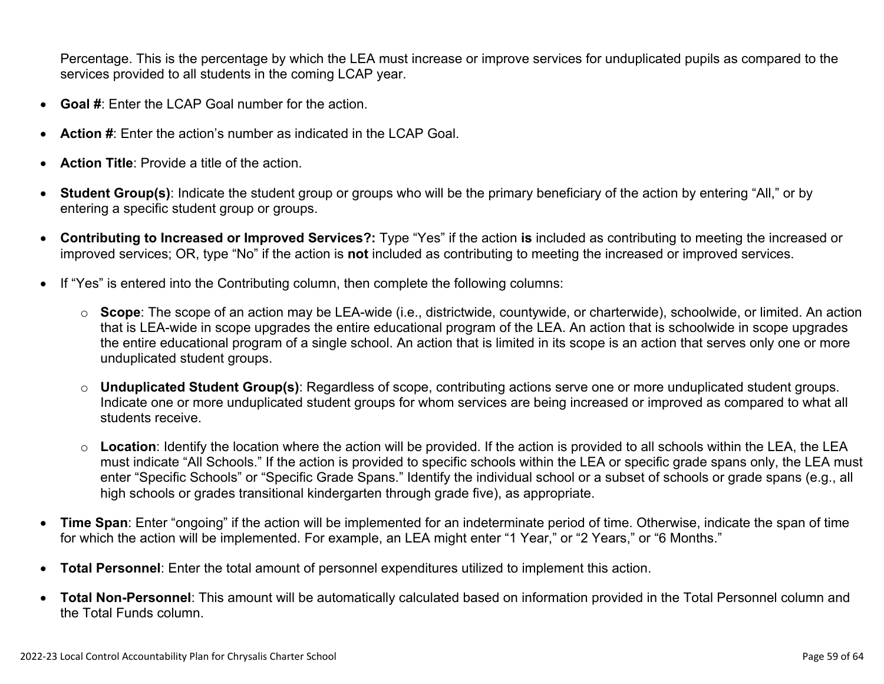Percentage. This is the percentage by which the LEA must increase or improve services for unduplicated pupils as compared to the services provided to all students in the coming LCAP year.

- **Goal #**: Enter the LCAP Goal number for the action.
- **Action #**: Enter the action's number as indicated in the LCAP Goal.
- **Action Title**: Provide a title of the action.
- **Student Group(s)**: Indicate the student group or groups who will be the primary beneficiary of the action by entering "All," or by entering a specific student group or groups.
- **Contributing to Increased or Improved Services?:** Type "Yes" if the action **is** included as contributing to meeting the increased or improved services; OR, type "No" if the action is **not** included as contributing to meeting the increased or improved services.
- If "Yes" is entered into the Contributing column, then complete the following columns:
  - **Scope**: The scope of an action may be LEA-wide (i.e., districtwide, countywide, or charterwide), schoolwide, or limited. An action that is LEA-wide in scope upgrades the entire educational program of the LEA. An action that is schoolwide in scope upgrades the entire educational program of a single school. An action that is limited in its scope is an action that serves only one or more unduplicated student groups.
  - **Unduplicated Student Group(s)**: Regardless of scope, contributing actions serve one or more unduplicated student groups. Indicate one or more unduplicated student groups for whom services are being increased or improved as compared to what all students receive.
  - **Location**: Identify the location where the action will be provided. If the action is provided to all schools within the LEA, the LEA must indicate "All Schools." If the action is provided to specific schools within the LEA or specific grade spans only, the LEA must enter "Specific Schools" or "Specific Grade Spans." Identify the individual school or a subset of schools or grade spans (e.g., all high schools or grades transitional kindergarten through grade five), as appropriate.
- **Time Span**: Enter "ongoing" if the action will be implemented for an indeterminate period of time. Otherwise, indicate the span of time for which the action will be implemented. For example, an LEA might enter "1 Year," or "2 Years," or "6 Months."
- **Total Personnel**: Enter the total amount of personnel expenditures utilized to implement this action.
- **Total Non-Personnel**: This amount will be automatically calculated based on information provided in the Total Personnel column and the Total Funds column.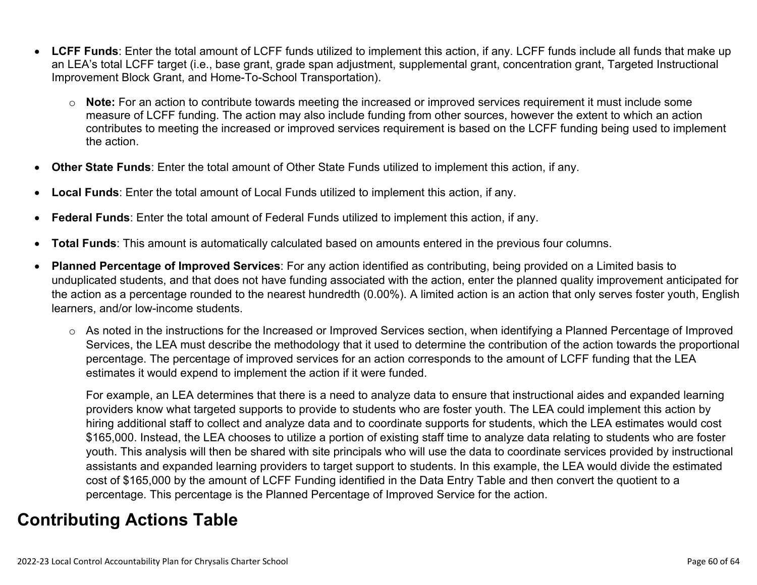- **LCFF Funds**: Enter the total amount of LCFF funds utilized to implement this action, if any. LCFF funds include all funds that make up an LEA's total LCFF target (i.e., base grant, grade span adjustment, supplemental grant, concentration grant, Targeted Instructional Improvement Block Grant, and Home-To-School Transportation).
  - **Note:** For an action to contribute towards meeting the increased or improved services requirement it must include some measure of LCFF funding. The action may also include funding from other sources, however the extent to which an action contributes to meeting the increased or improved services requirement is based on the LCFF funding being used to implement the action.
- **Other State Funds**: Enter the total amount of Other State Funds utilized to implement this action, if any.
- **Local Funds**: Enter the total amount of Local Funds utilized to implement this action, if any.
- **Federal Funds**: Enter the total amount of Federal Funds utilized to implement this action, if any.
- **Total Funds**: This amount is automatically calculated based on amounts entered in the previous four columns.
- **Planned Percentage of Improved Services**: For any action identified as contributing, being provided on a Limited basis to unduplicated students, and that does not have funding associated with the action, enter the planned quality improvement anticipated for the action as a percentage rounded to the nearest hundredth (0.00%). A limited action is an action that only serves foster youth, English learners, and/or low-income students.
  - As noted in the instructions for the Increased or Improved Services section, when identifying a Planned Percentage of Improved Services, the LEA must describe the methodology that it used to determine the contribution of the action towards the proportional percentage. The percentage of improved services for an action corresponds to the amount of LCFF funding that the LEA estimates it would expend to implement the action if it were funded.

    For example, an LEA determines that there is a need to analyze data to ensure that instructional aides and expanded learning providers know what targeted supports to provide to students who are foster youth. The LEA could implement this action by hiring additional staff to collect and analyze data and to coordinate supports for students, which the LEA estimates would cost $165,000. Instead, the LEA chooses to utilize a portion of existing staff time to analyze data relating to students who are foster youth. This analysis will then be shared with site principals who will use the data to coordinate services provided by instructional assistants and expanded learning providers to target support to students. In this example, the LEA would divide the estimated cost of $165,000 by the amount of LCFF Funding identified in the Data Entry Table and then convert the quotient to a percentage. This percentage is the Planned Percentage of Improved Service for the action.

## Contributing Actions Table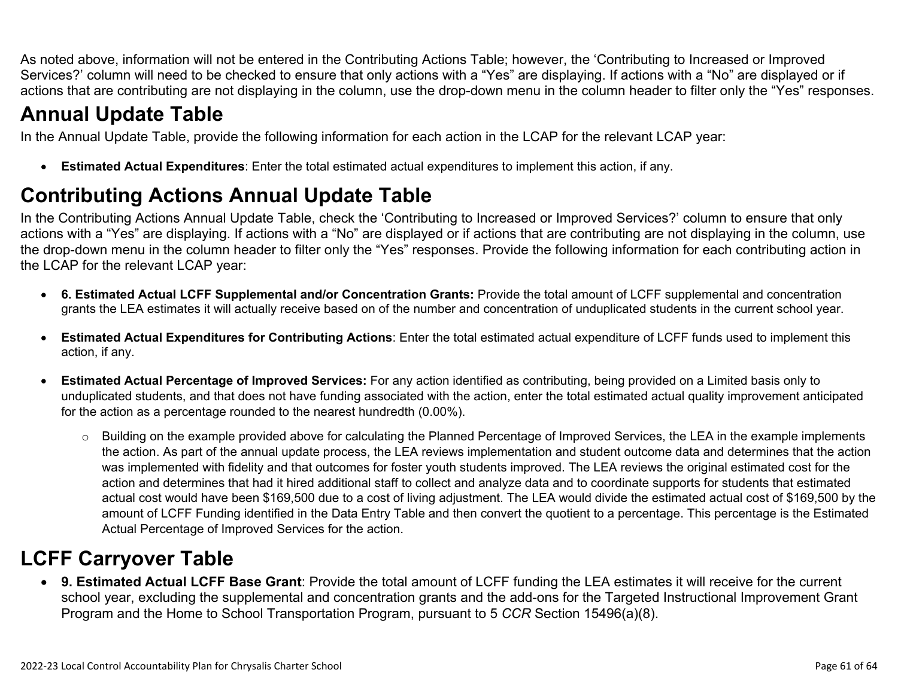As noted above, information will not be entered in the Contributing Actions Table; however, the 'Contributing to Increased or Improved Services?' column will need to be checked to ensure that only actions with a "Yes" are displaying. If actions with a "No" are displayed or if actions that are contributing are not displaying in the column, use the drop-down menu in the column header to filter only the "Yes" responses.

# Annual Update Table

In the Annual Update Table, provide the following information for each action in the LCAP for the relevant LCAP year:

- **Estimated Actual Expenditures**: Enter the total estimated actual expenditures to implement this action, if any.

# Contributing Actions Annual Update Table

In the Contributing Actions Annual Update Table, check the 'Contributing to Increased or Improved Services?' column to ensure that only actions with a "Yes" are displaying. If actions with a "No" are displayed or if actions that are contributing are not displaying in the column, use the drop-down menu in the column header to filter only the "Yes" responses. Provide the following information for each contributing action in the LCAP for the relevant LCAP year:

- **6. Estimated Actual LCFF Supplemental and/or Concentration Grants:** Provide the total amount of LCFF supplemental and concentration grants the LEA estimates it will actually receive based on of the number and concentration of unduplicated students in the current school year.
- **Estimated Actual Expenditures for Contributing Actions**: Enter the total estimated actual expenditure of LCFF funds used to implement this action, if any.
- **Estimated Actual Percentage of Improved Services:** For any action identified as contributing, being provided on a Limited basis only to unduplicated students, and that does not have funding associated with the action, enter the total estimated actual quality improvement anticipated for the action as a percentage rounded to the nearest hundredth (0.00%).
  - Building on the example provided above for calculating the Planned Percentage of Improved Services, the LEA in the example implements the action. As part of the annual update process, the LEA reviews implementation and student outcome data and determines that the action was implemented with fidelity and that outcomes for foster youth students improved. The LEA reviews the original estimated cost for the action and determines that had it hired additional staff to collect and analyze data and to coordinate supports for students that estimated actual cost would have been $169,500 due to a cost of living adjustment. The LEA would divide the estimated actual cost of $169,500 by the amount of LCFF Funding identified in the Data Entry Table and then convert the quotient to a percentage. This percentage is the Estimated Actual Percentage of Improved Services for the action.

# LCFF Carryover Table

- **9. Estimated Actual LCFF Base Grant**: Provide the total amount of LCFF funding the LEA estimates it will receive for the current school year, excluding the supplemental and concentration grants and the add-ons for the Targeted Instructional Improvement Grant Program and the Home to School Transportation Program, pursuant to 5 *CCR* Section 15496(a)(8).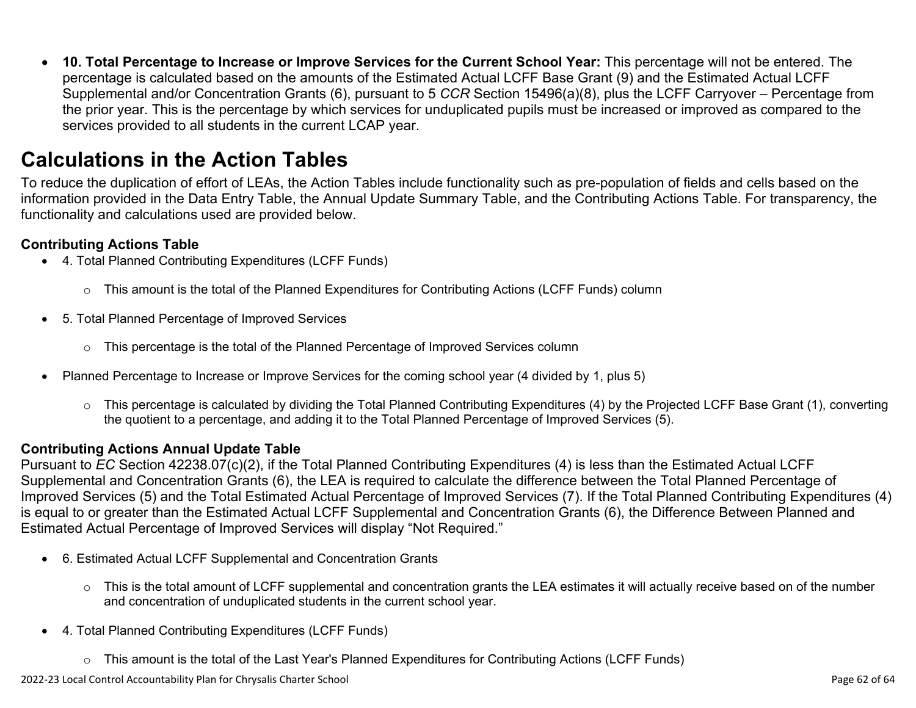- **10. Total Percentage to Increase or Improve Services for the Current School Year:** This percentage will not be entered. The percentage is calculated based on the amounts of the Estimated Actual LCFF Base Grant (9) and the Estimated Actual LCFF Supplemental and/or Concentration Grants (6), pursuant to 5 *CCR* Section 15496(a)(8), plus the LCFF Carryover – Percentage from the prior year. This is the percentage by which services for unduplicated pupils must be increased or improved as compared to the services provided to all students in the current LCAP year.

# Calculations in the Action Tables

To reduce the duplication of effort of LEAs, the Action Tables include functionality such as pre-population of fields and cells based on the information provided in the Data Entry Table, the Annual Update Summary Table, and the Contributing Actions Table. For transparency, the functionality and calculations used are provided below.

### Contributing Actions Table

- 4. Total Planned Contributing Expenditures (LCFF Funds)
    - This amount is the total of the Planned Expenditures for Contributing Actions (LCFF Funds) column
- 5. Total Planned Percentage of Improved Services
    - This percentage is the total of the Planned Percentage of Improved Services column
- Planned Percentage to Increase or Improve Services for the coming school year (4 divided by 1, plus 5)
    - This percentage is calculated by dividing the Total Planned Contributing Expenditures (4) by the Projected LCFF Base Grant (1), converting the quotient to a percentage, and adding it to the Total Planned Percentage of Improved Services (5).

### Contributing Actions Annual Update Table

Pursuant to *EC* Section 42238.07(c)(2), if the Total Planned Contributing Expenditures (4) is less than the Estimated Actual LCFF Supplemental and Concentration Grants (6), the LEA is required to calculate the difference between the Total Planned Percentage of Improved Services (5) and the Total Estimated Actual Percentage of Improved Services (7). If the Total Planned Contributing Expenditures (4) is equal to or greater than the Estimated Actual LCFF Supplemental and Concentration Grants (6), the Difference Between Planned and Estimated Actual Percentage of Improved Services will display "Not Required."

- 6. Estimated Actual LCFF Supplemental and Concentration Grants
    - This is the total amount of LCFF supplemental and concentration grants the LEA estimates it will actually receive based on of the number and concentration of unduplicated students in the current school year.
- 4. Total Planned Contributing Expenditures (LCFF Funds)
    - This amount is the total of the Last Year's Planned Expenditures for Contributing Actions (LCFF Funds)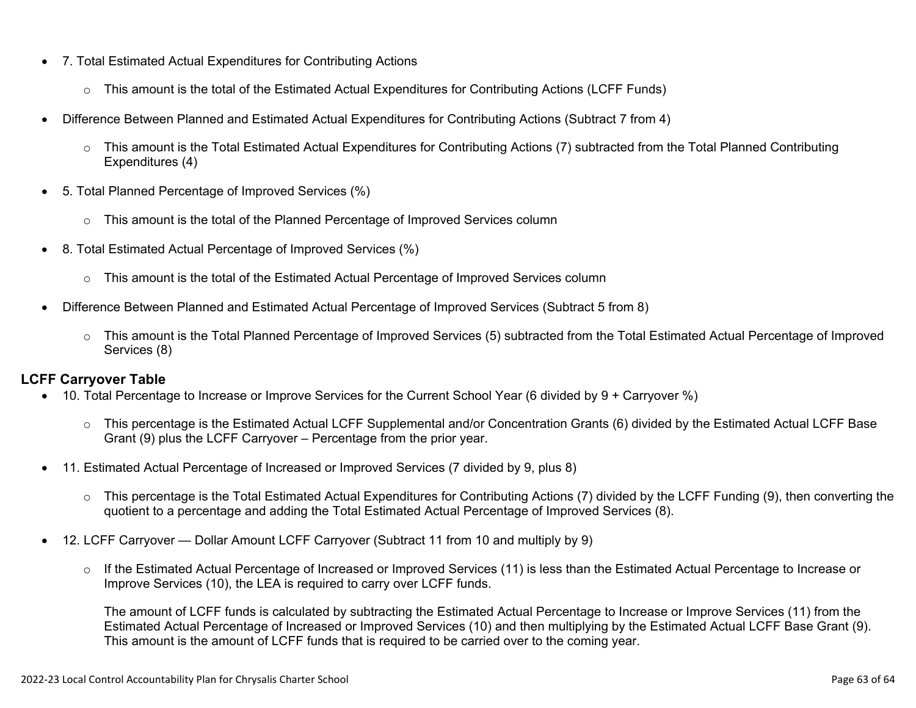- 7. Total Estimated Actual Expenditures for Contributing Actions
    - This amount is the total of the Estimated Actual Expenditures for Contributing Actions (LCFF Funds)
- Difference Between Planned and Estimated Actual Expenditures for Contributing Actions (Subtract 7 from 4)
    - This amount is the Total Estimated Actual Expenditures for Contributing Actions (7) subtracted from the Total Planned Contributing Expenditures (4)
- 5. Total Planned Percentage of Improved Services (%)
    - This amount is the total of the Planned Percentage of Improved Services column
- 8. Total Estimated Actual Percentage of Improved Services (%)
    - This amount is the total of the Estimated Actual Percentage of Improved Services column
- Difference Between Planned and Estimated Actual Percentage of Improved Services (Subtract 5 from 8)
    - This amount is the Total Planned Percentage of Improved Services (5) subtracted from the Total Estimated Actual Percentage of Improved Services (8)

**LCFF Carryover Table**

- 10. Total Percentage to Increase or Improve Services for the Current School Year (6 divided by 9 + Carryover %)
    - This percentage is the Estimated Actual LCFF Supplemental and/or Concentration Grants (6) divided by the Estimated Actual LCFF Base Grant (9) plus the LCFF Carryover – Percentage from the prior year.
- 11. Estimated Actual Percentage of Increased or Improved Services (7 divided by 9, plus 8)
    - This percentage is the Total Estimated Actual Expenditures for Contributing Actions (7) divided by the LCFF Funding (9), then converting the quotient to a percentage and adding the Total Estimated Actual Percentage of Improved Services (8).
- 12. LCFF Carryover — Dollar Amount LCFF Carryover (Subtract 11 from 10 and multiply by 9)
    - If the Estimated Actual Percentage of Increased or Improved Services (11) is less than the Estimated Actual Percentage to Increase or Improve Services (10), the LEA is required to carry over LCFF funds.

      The amount of LCFF funds is calculated by subtracting the Estimated Actual Percentage to Increase or Improve Services (11) from the Estimated Actual Percentage of Increased or Improved Services (10) and then multiplying by the Estimated Actual LCFF Base Grant (9). This amount is the amount of LCFF funds that is required to be carried over to the coming year.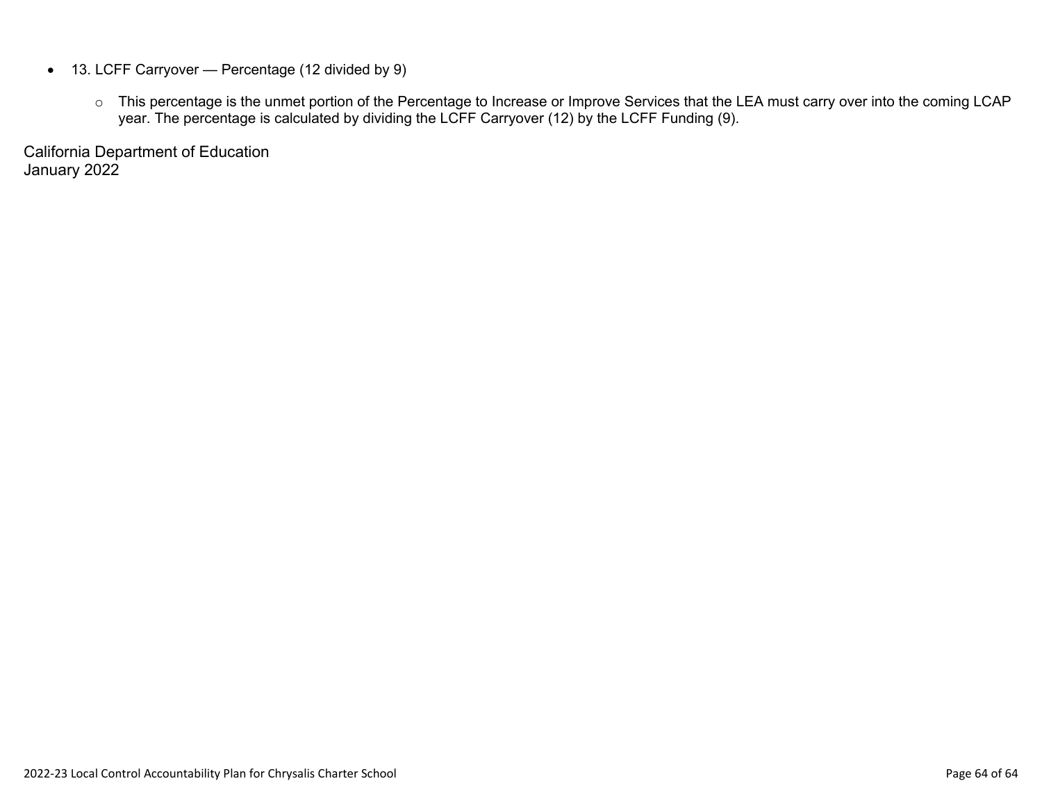- 13. LCFF Carryover — Percentage (12 divided by 9)
  - This percentage is the unmet portion of the Percentage to Increase or Improve Services that the LEA must carry over into the coming LCAP year. The percentage is calculated by dividing the LCFF Carryover (12) by the LCFF Funding (9).

California Department of Education
January 2022